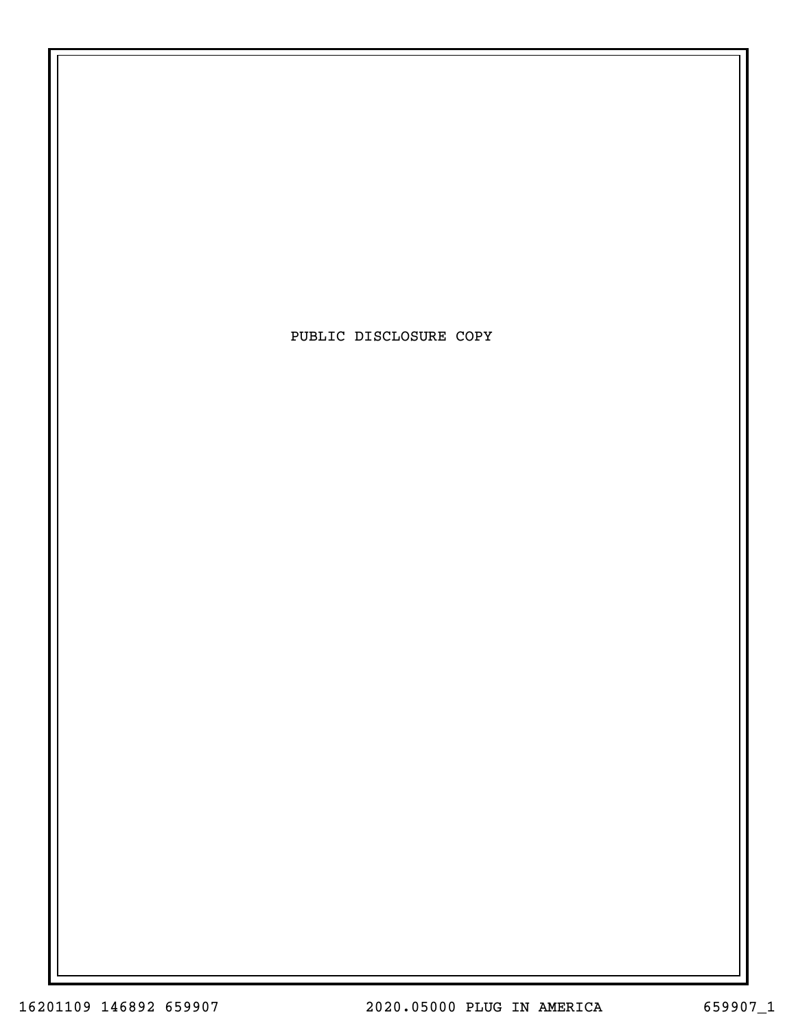PUBLIC DISCLOSURE COPY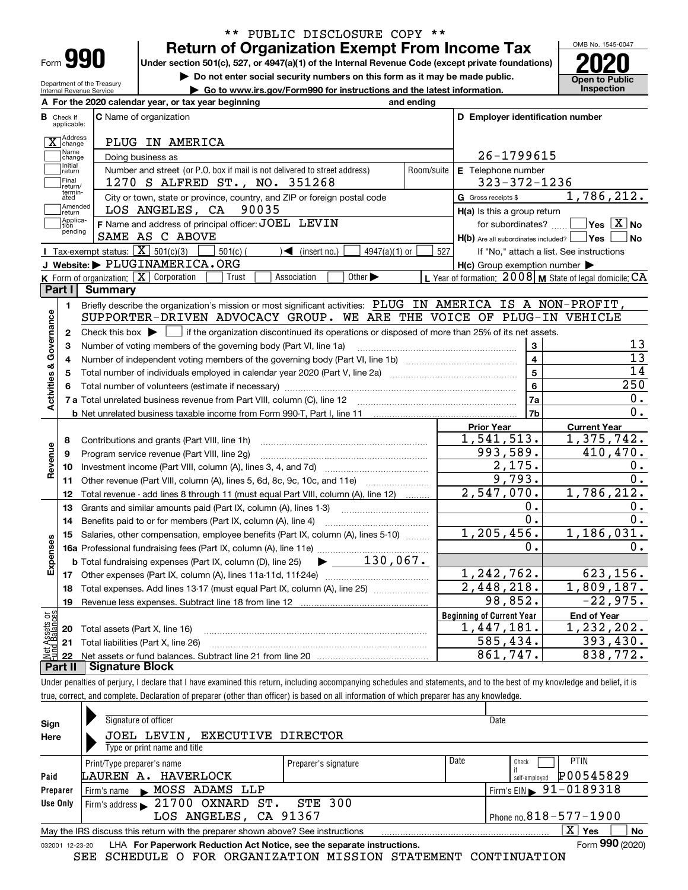\*\* PUBLIC DISCLOSURE COPY \*\*

# Form 990 — Return of Organization Exempt From Income Tax (2020)

Under section 501(c), 527, or 4947(a)(1) of the Internal Revenue Code (except private foundations)

▶ Do not enter social security numbers on this form as it may be made public.

▶ Go to www.irs.gov/Form990 for instructions and the latest information.

OMB No. 1545-0047 | Open to Public Inspection

Department of the Treasury, Internal Revenue Service

**A** For the 2020 calendar year, or tax year beginning and ending

**B** Check if applicable: [X] Address change; [ ] Name change; [ ] Initial return; [ ] Final return/terminated; [ ] Amended return; [ ] Application pending

**C** Name of organization: PLUG IN AMERICA

Doing business as

Number and street (or P.O. box if mail is not delivered to street address): 1270 S ALFRED ST., NO. 351268 — Room/suite

City or town, state or province, country, and ZIP or foreign postal code: LOS ANGELES, CA 90035

**D** Employer identification number: 26-1799615

**E** Telephone number: 323-372-1236

**G** Gross receipts $ 1,786,212.

**F** Name and address of principal officer: JOEL LEVIN, SAME AS C ABOVE

**H(a)** Is this a group return for subordinates? [ ] Yes [X] No

**H(b)** Are all subordinates included? [ ] Yes [ ] No — If "No," attach a list. See instructions

**H(c)** Group exemption number ▶

**I** Tax-exempt status: [X] 501(c)(3) [ ] 501(c) ( ) ◀ (insert no.) [ ] 4947(a)(1) or [ ] 527

**J** Website: ▶ PLUGINAMERICA.ORG

**K** Form of organization: [X] Corporation [ ] Trust [ ] Association [ ] Other ▶

**L** Year of formation: 2008 **M** State of legal domicile: CA

## Part I Summary

**Activities & Governance**

1. Briefly describe the organization's mission or most significant activities: PLUG IN AMERICA IS A NON-PROFIT, SUPPORTER-DRIVEN ADVOCACY GROUP. WE ARE THE VOICE OF PLUG-IN VEHICLE
2. Check this box ▶ [ ] if the organization discontinued its operations or disposed of more than 25% of its net assets.

| Line | Description | | Value |
|---|---|---|---|
| 3 | Number of voting members of the governing body (Part VI, line 1a) | 3 | 13 |
| 4 | Number of independent voting members of the governing body (Part VI, line 1b) | 4 | 13 |
| 5 | Total number of individuals employed in calendar year 2020 (Part V, line 2a) | 5 | 14 |
| 6 | Total number of volunteers (estimate if necessary) | 6 | 250 |
| 7a | Total unrelated business revenue from Part VIII, column (C), line 12 | 7a | 0. |
| 7b | Net unrelated business taxable income from Form 990-T, Part I, line 11 | 7b | 0. |

| Line | Description | Prior Year | Current Year |
|---|---|---|---|
| | **Revenue** | | |
| 8 | Contributions and grants (Part VIII, line 1h) | 1,541,513. | 1,375,742. |
| 9 | Program service revenue (Part VIII, line 2g) | 993,589. | 410,470. |
| 10 | Investment income (Part VIII, column (A), lines 3, 4, and 7d) | 2,175. | 0. |
| 11 | Other revenue (Part VIII, column (A), lines 5, 6d, 8c, 9c, 10c, and 11e) | 9,793. | 0. |
| 12 | Total revenue - add lines 8 through 11 (must equal Part VIII, column (A), line 12) | 2,547,070. | 1,786,212. |
| | **Expenses** | | |
| 13 | Grants and similar amounts paid (Part IX, column (A), lines 1-3) | 0. | 0. |
| 14 | Benefits paid to or for members (Part IX, column (A), line 4) | 0. | 0. |
| 15 | Salaries, other compensation, employee benefits (Part IX, column (A), lines 5-10) | 1,205,456. | 1,186,031. |
| 16a | Professional fundraising fees (Part IX, column (A), line 11e) | 0. | 0. |
| b | Total fundraising expenses (Part IX, column (D), line 25) ▶ 130,067. | | |
| 17 | Other expenses (Part IX, column (A), lines 11a-11d, 11f-24e) | 1,242,762. | 623,156. |
| 18 | Total expenses. Add lines 13-17 (must equal Part IX, column (A), line 25) | 2,448,218. | 1,809,187. |
| 19 | Revenue less expenses. Subtract line 18 from line 12 | 98,852. | -22,975. |
| | **Net Assets or Fund Balances** | **Beginning of Current Year** | **End of Year** |
| 20 | Total assets (Part X, line 16) | 1,447,181. | 1,232,202. |
| 21 | Total liabilities (Part X, line 26) | 585,434. | 393,430. |
| 22 | Net assets or fund balances. Subtract line 21 from line 20 | 861,747. | 838,772. |

## Part II Signature Block

Under penalties of perjury, I declare that I have examined this return, including accompanying schedules and statements, and to the best of my knowledge and belief, it is true, correct, and complete. Declaration of preparer (other than officer) is based on all information of which preparer has any knowledge.

**Sign Here**

Signature of officer — Date

JOEL LEVIN, EXECUTIVE DIRECTOR

Type or print name and title

**Paid Preparer Use Only**

| Print/Type preparer's name | Preparer's signature | Date | Check if self-employed | PTIN |
|---|---|---|---|---|
| LAUREN A. HAVERLOCK | | | [ ] | P00545829 |

Firm's name ▶ MOSS ADAMS LLP — Firm's EIN ▶ 91-0189318

Firm's address ▶ 21700 OXNARD ST. STE 300, LOS ANGELES, CA 91367 — Phone no. 818-577-1900

May the IRS discuss this return with the preparer shown above? See instructions [X] Yes [ ] No

032001 12-23-20 LHA For Paperwork Reduction Act Notice, see the separate instructions. Form **990** (2020)

SEE SCHEDULE O FOR ORGANIZATION MISSION STATEMENT CONTINUATION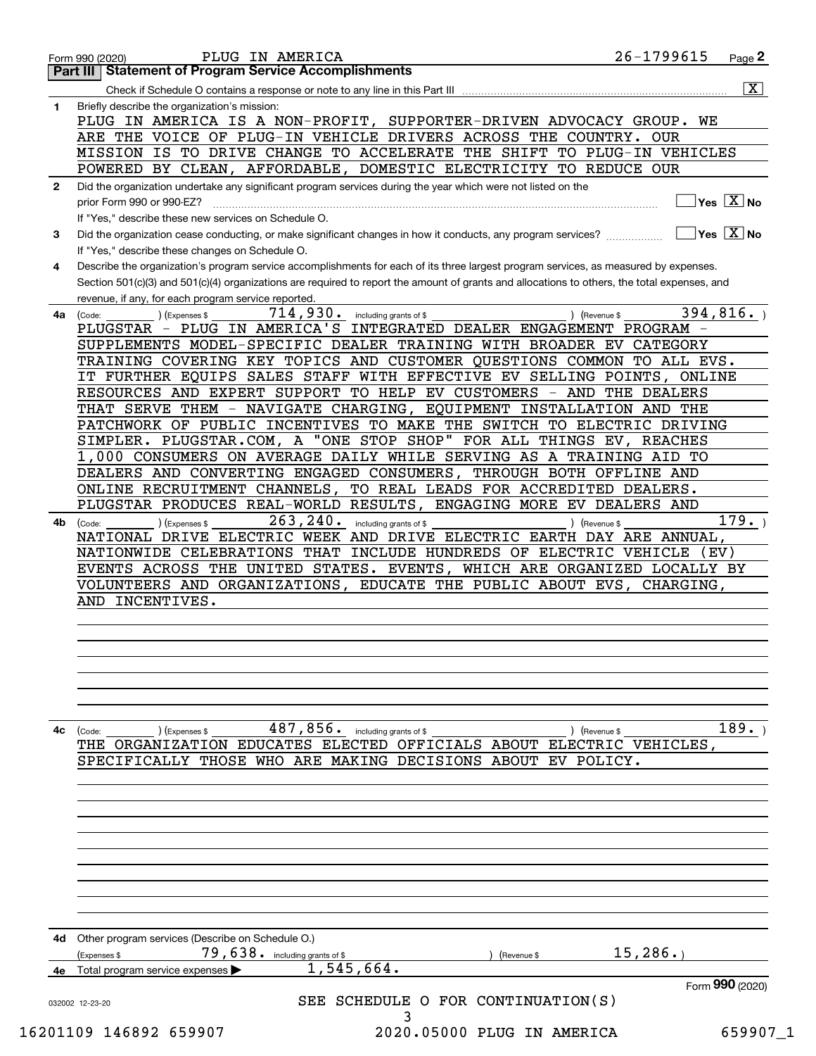Form 990 (2020) PLUG IN AMERICA 26-1799615 Page 2

## Part III Statement of Program Service Accomplishments

Check if Schedule O contains a response or note to any line in this Part III ..... [X]

**1** Briefly describe the organization's mission:

PLUG IN AMERICA IS A NON-PROFIT, SUPPORTER-DRIVEN ADVOCACY GROUP. WE ARE THE VOICE OF PLUG-IN VEHICLE DRIVERS ACROSS THE COUNTRY. OUR MISSION IS TO DRIVE CHANGE TO ACCELERATE THE SHIFT TO PLUG-IN VEHICLES POWERED BY CLEAN, AFFORDABLE, DOMESTIC ELECTRICITY TO REDUCE OUR

**2** Did the organization undertake any significant program services during the year which were not listed on the prior Form 990 or 990-EZ? ..... [ ] Yes [X] No

If "Yes," describe these new services on Schedule O.

**3** Did the organization cease conducting, or make significant changes in how it conducts, any program services? ..... [ ] Yes [X] No

If "Yes," describe these changes on Schedule O.

**4** Describe the organization's program service accomplishments for each of its three largest program services, as measured by expenses. Section 501(c)(3) and 501(c)(4) organizations are required to report the amount of grants and allocations to others, the total expenses, and revenue, if any, for each program service reported.

**4a** (Code: ) (Expenses $ 714,930. including grants of $ ) (Revenue $ 394,816. )

PLUGSTAR - PLUG IN AMERICA'S INTEGRATED DEALER ENGAGEMENT PROGRAM - SUPPLEMENTS MODEL-SPECIFIC DEALER TRAINING WITH BROADER EV CATEGORY TRAINING COVERING KEY TOPICS AND CUSTOMER QUESTIONS COMMON TO ALL EVS. IT FURTHER EQUIPS SALES STAFF WITH EFFECTIVE EV SELLING POINTS, ONLINE RESOURCES AND EXPERT SUPPORT TO HELP EV CUSTOMERS - AND THE DEALERS THAT SERVE THEM - NAVIGATE CHARGING, EQUIPMENT INSTALLATION AND THE PATCHWORK OF PUBLIC INCENTIVES TO MAKE THE SWITCH TO ELECTRIC DRIVING SIMPLER. PLUGSTAR.COM, A "ONE STOP SHOP" FOR ALL THINGS EV, REACHES 1,000 CONSUMERS ON AVERAGE DAILY WHILE SERVING AS A TRAINING AID TO DEALERS AND CONVERTING ENGAGED CONSUMERS, THROUGH BOTH OFFLINE AND ONLINE RECRUITMENT CHANNELS, TO REAL LEADS FOR ACCREDITED DEALERS. PLUGSTAR PRODUCES REAL-WORLD RESULTS, ENGAGING MORE EV DEALERS AND

**4b** (Code: ) (Expenses $ 263,240. including grants of $ ) (Revenue $ 179. )

NATIONAL DRIVE ELECTRIC WEEK AND DRIVE ELECTRIC EARTH DAY ARE ANNUAL, NATIONWIDE CELEBRATIONS THAT INCLUDE HUNDREDS OF ELECTRIC VEHICLE (EV) EVENTS ACROSS THE UNITED STATES. EVENTS, WHICH ARE ORGANIZED LOCALLY BY VOLUNTEERS AND ORGANIZATIONS, EDUCATE THE PUBLIC ABOUT EVS, CHARGING, AND INCENTIVES.

**4c** (Code: ) (Expenses $ 487,856. including grants of $ ) (Revenue $ 189. )

THE ORGANIZATION EDUCATES ELECTED OFFICIALS ABOUT ELECTRIC VEHICLES, SPECIFICALLY THOSE WHO ARE MAKING DECISIONS ABOUT EV POLICY.

**4d** Other program services (Describe on Schedule O.)

(Expenses $ 79,638. including grants of $ ) (Revenue $ 15,286. )

**4e** Total program service expenses ▶ 1,545,664.

Form **990** (2020)

SEE SCHEDULE O FOR CONTINUATION(S)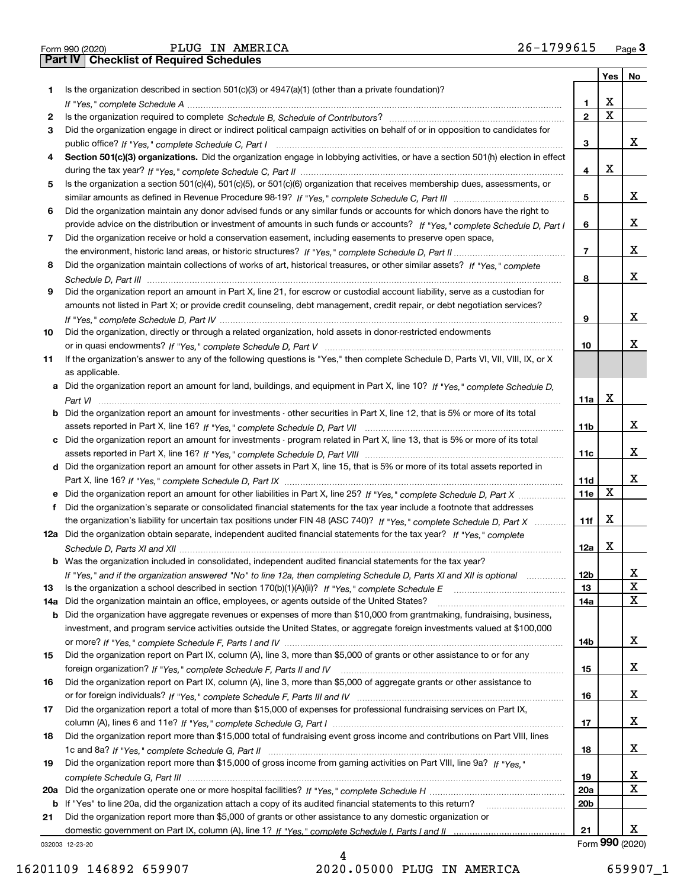Form 990 (2020) PLUG IN AMERICA 26-1799615 Page **3**

## Part IV Checklist of Required Schedules

| | | | Yes | No |
|---|---|---|---|---|
| **1** | Is the organization described in section 501(c)(3) or 4947(a)(1) (other than a private foundation)? *If "Yes," complete Schedule A* | **1** | X | |
| **2** | Is the organization required to complete *Schedule B, Schedule of Contributors*? | **2** | X | |
| **3** | Did the organization engage in direct or indirect political campaign activities on behalf of or in opposition to candidates for public office? *If "Yes," complete Schedule C, Part I* | **3** | | X |
| **4** | **Section 501(c)(3) organizations.** Did the organization engage in lobbying activities, or have a section 501(h) election in effect during the tax year? *If "Yes," complete Schedule C, Part II* | **4** | X | |
| **5** | Is the organization a section 501(c)(4), 501(c)(5), or 501(c)(6) organization that receives membership dues, assessments, or similar amounts as defined in Revenue Procedure 98-19? *If "Yes," complete Schedule C, Part III* | **5** | | X |
| **6** | Did the organization maintain any donor advised funds or any similar funds or accounts for which donors have the right to provide advice on the distribution or investment of amounts in such funds or accounts? *If "Yes," complete Schedule D, Part I* | **6** | | X |
| **7** | Did the organization receive or hold a conservation easement, including easements to preserve open space, the environment, historic land areas, or historic structures? *If "Yes," complete Schedule D, Part II* | **7** | | X |
| **8** | Did the organization maintain collections of works of art, historical treasures, or other similar assets? *If "Yes," complete Schedule D, Part III* | **8** | | X |
| **9** | Did the organization report an amount in Part X, line 21, for escrow or custodial account liability, serve as a custodian for amounts not listed in Part X; or provide credit counseling, debt management, credit repair, or debt negotiation services? *If "Yes," complete Schedule D, Part IV* | **9** | | X |
| **10** | Did the organization, directly or through a related organization, hold assets in donor-restricted endowments or in quasi endowments? *If "Yes," complete Schedule D, Part V* | **10** | | X |
| **11** | If the organization's answer to any of the following questions is "Yes," then complete Schedule D, Parts VI, VII, VIII, IX, or X as applicable. | | | |
| **a** | Did the organization report an amount for land, buildings, and equipment in Part X, line 10? *If "Yes," complete Schedule D, Part VI* | **11a** | X | |
| **b** | Did the organization report an amount for investments - other securities in Part X, line 12, that is 5% or more of its total assets reported in Part X, line 16? *If "Yes," complete Schedule D, Part VII* | **11b** | | X |
| **c** | Did the organization report an amount for investments - program related in Part X, line 13, that is 5% or more of its total assets reported in Part X, line 16? *If "Yes," complete Schedule D, Part VIII* | **11c** | | X |
| **d** | Did the organization report an amount for other assets in Part X, line 15, that is 5% or more of its total assets reported in Part X, line 16? *If "Yes," complete Schedule D, Part IX* | **11d** | | X |
| **e** | Did the organization report an amount for other liabilities in Part X, line 25? *If "Yes," complete Schedule D, Part X* | **11e** | X | |
| **f** | Did the organization's separate or consolidated financial statements for the tax year include a footnote that addresses the organization's liability for uncertain tax positions under FIN 48 (ASC 740)? *If "Yes," complete Schedule D, Part X* | **11f** | X | |
| **12a** | Did the organization obtain separate, independent audited financial statements for the tax year? *If "Yes," complete Schedule D, Parts XI and XII* | **12a** | X | |
| **b** | Was the organization included in consolidated, independent audited financial statements for the tax year? *If "Yes," and if the organization answered "No" to line 12a, then completing Schedule D, Parts XI and XII is optional* | **12b** | | X |
| **13** | Is the organization a school described in section 170(b)(1)(A)(ii)? *If "Yes," complete Schedule E* | **13** | | X |
| **14a** | Did the organization maintain an office, employees, or agents outside of the United States? | **14a** | | X |
| **b** | Did the organization have aggregate revenues or expenses of more than $10,000 from grantmaking, fundraising, business, investment, and program service activities outside the United States, or aggregate foreign investments valued at $100,000 or more? *If "Yes," complete Schedule F, Parts I and IV* | **14b** | | X |
| **15** | Did the organization report on Part IX, column (A), line 3, more than $5,000 of grants or other assistance to or for any foreign organization? *If "Yes," complete Schedule F, Parts II and IV* | **15** | | X |
| **16** | Did the organization report on Part IX, column (A), line 3, more than $5,000 of aggregate grants or other assistance to or for foreign individuals? *If "Yes," complete Schedule F, Parts III and IV* | **16** | | X |
| **17** | Did the organization report a total of more than $15,000 of expenses for professional fundraising services on Part IX, column (A), lines 6 and 11e? *If "Yes," complete Schedule G, Part I* | **17** | | X |
| **18** | Did the organization report more than $15,000 total of fundraising event gross income and contributions on Part VIII, lines 1c and 8a? *If "Yes," complete Schedule G, Part II* | **18** | | X |
| **19** | Did the organization report more than $15,000 of gross income from gaming activities on Part VIII, line 9a? *If "Yes," complete Schedule G, Part III* | **19** | | X |
| **20a** | Did the organization operate one or more hospital facilities? *If "Yes," complete Schedule H* | **20a** | | X |
| **b** | If "Yes" to line 20a, did the organization attach a copy of its audited financial statements to this return? | **20b** | | |
| **21** | Did the organization report more than $5,000 of grants or other assistance to any domestic organization or domestic government on Part IX, column (A), line 1? *If "Yes," complete Schedule I, Parts I and II* | **21** | | X |

032003 12-23-20 Form **990** (2020)

16201109 146892 659907 2020.05000 PLUG IN AMERICA 659907_1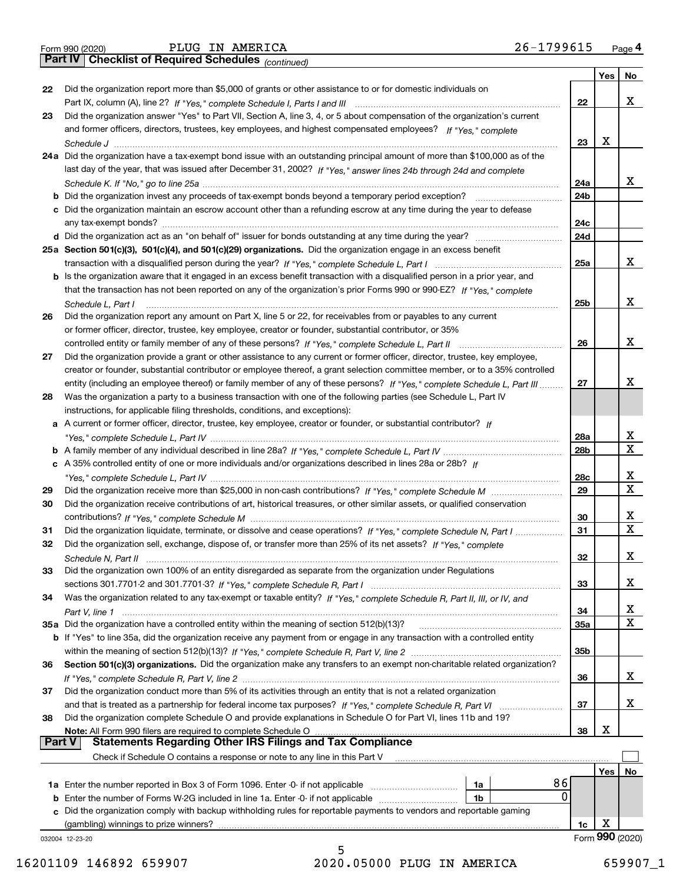Form 990 (2020) PLUG IN AMERICA 26-1799615 Page 4

## Part IV Checklist of Required Schedules *(continued)*

| | | | Yes | No |
|---|---|---|---|---|
| 22 | Did the organization report more than $5,000 of grants or other assistance to or for domestic individuals on Part IX, column (A), line 2? *If "Yes," complete Schedule I, Parts I and III* | 22 | | X |
| 23 | Did the organization answer "Yes" to Part VII, Section A, line 3, 4, or 5 about compensation of the organization's current and former officers, directors, trustees, key employees, and highest compensated employees? *If "Yes," complete Schedule J* | 23 | X | |
| 24a | Did the organization have a tax-exempt bond issue with an outstanding principal amount of more than $100,000 as of the last day of the year, that was issued after December 31, 2002? *If "Yes," answer lines 24b through 24d and complete Schedule K. If "No," go to line 25a* | 24a | | X |
| b | Did the organization invest any proceeds of tax-exempt bonds beyond a temporary period exception? | 24b | | |
| c | Did the organization maintain an escrow account other than a refunding escrow at any time during the year to defease any tax-exempt bonds? | 24c | | |
| d | Did the organization act as an "on behalf of" issuer for bonds outstanding at any time during the year? | 24d | | |
| 25a | **Section 501(c)(3), 501(c)(4), and 501(c)(29) organizations.** Did the organization engage in an excess benefit transaction with a disqualified person during the year? *If "Yes," complete Schedule L, Part I* | 25a | | X |
| b | Is the organization aware that it engaged in an excess benefit transaction with a disqualified person in a prior year, and that the transaction has not been reported on any of the organization's prior Forms 990 or 990-EZ? *If "Yes," complete Schedule L, Part I* | 25b | | X |
| 26 | Did the organization report any amount on Part X, line 5 or 22, for receivables from or payables to any current or former officer, director, trustee, key employee, creator or founder, substantial contributor, or 35% controlled entity or family member of any of these persons? *If "Yes," complete Schedule L, Part II* | 26 | | X |
| 27 | Did the organization provide a grant or other assistance to any current or former officer, director, trustee, key employee, creator or founder, substantial contributor or employee thereof, a grant selection committee member, or to a 35% controlled entity (including an employee thereof) or family member of any of these persons? *If "Yes," complete Schedule L, Part III* | 27 | | X |
| 28 | Was the organization a party to a business transaction with one of the following parties (see Schedule L, Part IV instructions, for applicable filing thresholds, conditions, and exceptions): | | | |
| a | A current or former officer, director, trustee, key employee, creator or founder, or substantial contributor? *If "Yes," complete Schedule L, Part IV* | 28a | | X |
| b | A family member of any individual described in line 28a? *If "Yes," complete Schedule L, Part IV* | 28b | | X |
| c | A 35% controlled entity of one or more individuals and/or organizations described in lines 28a or 28b? *If "Yes," complete Schedule L, Part IV* | 28c | | X |
| 29 | Did the organization receive more than $25,000 in non-cash contributions? *If "Yes," complete Schedule M* | 29 | | X |
| 30 | Did the organization receive contributions of art, historical treasures, or other similar assets, or qualified conservation contributions? *If "Yes," complete Schedule M* | 30 | | X |
| 31 | Did the organization liquidate, terminate, or dissolve and cease operations? *If "Yes," complete Schedule N, Part I* | 31 | | X |
| 32 | Did the organization sell, exchange, dispose of, or transfer more than 25% of its net assets? *If "Yes," complete Schedule N, Part II* | 32 | | X |
| 33 | Did the organization own 100% of an entity disregarded as separate from the organization under Regulations sections 301.7701-2 and 301.7701-3? *If "Yes," complete Schedule R, Part I* | 33 | | X |
| 34 | Was the organization related to any tax-exempt or taxable entity? *If "Yes," complete Schedule R, Part II, III, or IV, and Part V, line 1* | 34 | | X |
| 35a | Did the organization have a controlled entity within the meaning of section 512(b)(13)? | 35a | | X |
| b | If "Yes" to line 35a, did the organization receive any payment from or engage in any transaction with a controlled entity within the meaning of section 512(b)(13)? *If "Yes," complete Schedule R, Part V, line 2* | 35b | | |
| 36 | **Section 501(c)(3) organizations.** Did the organization make any transfers to an exempt non-charitable related organization? *If "Yes," complete Schedule R, Part V, line 2* | 36 | | X |
| 37 | Did the organization conduct more than 5% of its activities through an entity that is not a related organization and that is treated as a partnership for federal income tax purposes? *If "Yes," complete Schedule R, Part VI* | 37 | | X |
| 38 | Did the organization complete Schedule O and provide explanations in Schedule O for Part VI, lines 11b and 19? **Note:** All Form 990 filers are required to complete Schedule O | 38 | X | |

## Part V Statements Regarding Other IRS Filings and Tax Compliance

Check if Schedule O contains a response or note to any line in this Part V ☐

| | | | | | Yes | No |
|---|---|---|---|---|---|---|
| 1a | Enter the number reported in Box 3 of Form 1096. Enter -0- if not applicable | 1a | 86 | | | |
| b | Enter the number of Forms W-2G included in line 1a. Enter -0- if not applicable | 1b | 0 | | | |
| c | Did the organization comply with backup withholding rules for reportable payments to vendors and reportable gaming (gambling) winnings to prize winners? | | | 1c | X | |

032004 12-23-20

Form 990 (2020)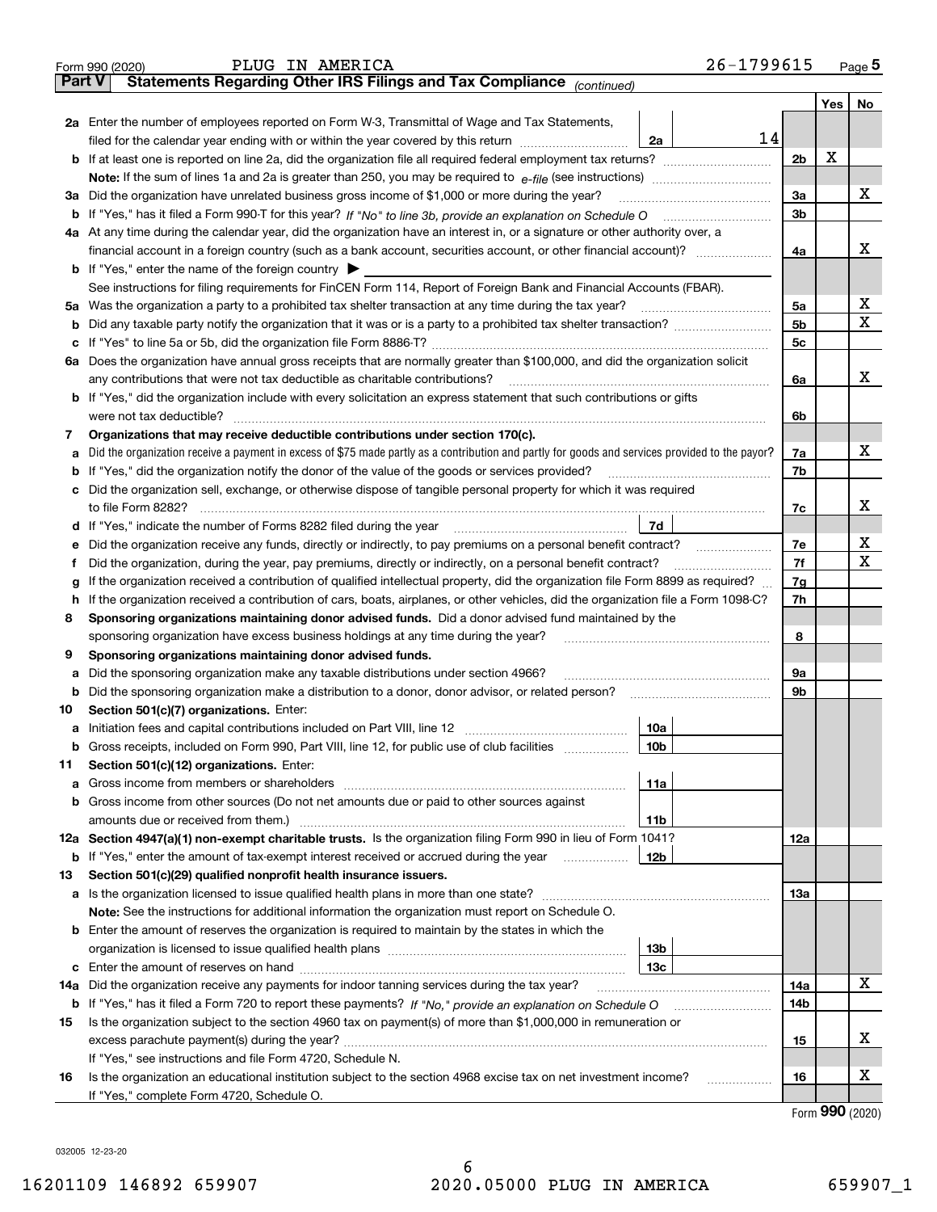Form 990 (2020) PLUG IN AMERICA 26-1799615 Page **5**

## Part V Statements Regarding Other IRS Filings and Tax Compliance *(continued)*

| | | | | Yes | No |
|---|---|---|---|---|---|
| **2a** | Enter the number of employees reported on Form W-3, Transmittal of Wage and Tax Statements, filed for the calendar year ending with or within the year covered by this return | 2a | 14 | | |
| **b** | If at least one is reported on line 2a, did the organization file all required federal employment tax returns? | | 2b | X | |
| | **Note:** If the sum of lines 1a and 2a is greater than 250, you may be required to *e-file* (see instructions) | | | | |
| **3a** | Did the organization have unrelated business gross income of $1,000 or more during the year? | | 3a | | X |
| **b** | If "Yes," has it filed a Form 990-T for this year? *If "No" to line 3b, provide an explanation on Schedule O* | | 3b | | |
| **4a** | At any time during the calendar year, did the organization have an interest in, or a signature or other authority over, a financial account in a foreign country (such as a bank account, securities account, or other financial account)? | | 4a | | X |
| **b** | If "Yes," enter the name of the foreign country ▶ | | | | |
| | See instructions for filing requirements for FinCEN Form 114, Report of Foreign Bank and Financial Accounts (FBAR). | | | | |
| **5a** | Was the organization a party to a prohibited tax shelter transaction at any time during the tax year? | | 5a | | X |
| **b** | Did any taxable party notify the organization that it was or is a party to a prohibited tax shelter transaction? | | 5b | | X |
| **c** | If "Yes" to line 5a or 5b, did the organization file Form 8886-T? | | 5c | | |
| **6a** | Does the organization have annual gross receipts that are normally greater than $100,000, and did the organization solicit any contributions that were not tax deductible as charitable contributions? | | 6a | | X |
| **b** | If "Yes," did the organization include with every solicitation an express statement that such contributions or gifts were not tax deductible? | | 6b | | |
| **7** | **Organizations that may receive deductible contributions under section 170(c).** | | | | |
| **a** | Did the organization receive a payment in excess of $75 made partly as a contribution and partly for goods and services provided to the payor? | | 7a | | X |
| **b** | If "Yes," did the organization notify the donor of the value of the goods or services provided? | | 7b | | |
| **c** | Did the organization sell, exchange, or otherwise dispose of tangible personal property for which it was required to file Form 8282? | | 7c | | X |
| **d** | If "Yes," indicate the number of Forms 8282 filed during the year | 7d | | | |
| **e** | Did the organization receive any funds, directly or indirectly, to pay premiums on a personal benefit contract? | | 7e | | X |
| **f** | Did the organization, during the year, pay premiums, directly or indirectly, on a personal benefit contract? | | 7f | | X |
| **g** | If the organization received a contribution of qualified intellectual property, did the organization file Form 8899 as required? | | 7g | | |
| **h** | If the organization received a contribution of cars, boats, airplanes, or other vehicles, did the organization file a Form 1098-C? | | 7h | | |
| **8** | **Sponsoring organizations maintaining donor advised funds.** Did a donor advised fund maintained by the sponsoring organization have excess business holdings at any time during the year? | | 8 | | |
| **9** | **Sponsoring organizations maintaining donor advised funds.** | | | | |
| **a** | Did the sponsoring organization make any taxable distributions under section 4966? | | 9a | | |
| **b** | Did the sponsoring organization make a distribution to a donor, donor advisor, or related person? | | 9b | | |
| **10** | **Section 501(c)(7) organizations.** Enter: | | | | |
| **a** | Initiation fees and capital contributions included on Part VIII, line 12 | 10a | | | |
| **b** | Gross receipts, included on Form 990, Part VIII, line 12, for public use of club facilities | 10b | | | |
| **11** | **Section 501(c)(12) organizations.** Enter: | | | | |
| **a** | Gross income from members or shareholders | 11a | | | |
| **b** | Gross income from other sources (Do not net amounts due or paid to other sources against amounts due or received from them.) | 11b | | | |
| **12a** | **Section 4947(a)(1) non-exempt charitable trusts.** Is the organization filing Form 990 in lieu of Form 1041? | | 12a | | |
| **b** | If "Yes," enter the amount of tax-exempt interest received or accrued during the year | 12b | | | |
| **13** | **Section 501(c)(29) qualified nonprofit health insurance issuers.** | | | | |
| **a** | Is the organization licensed to issue qualified health plans in more than one state? | | 13a | | |
| | **Note:** See the instructions for additional information the organization must report on Schedule O. | | | | |
| **b** | Enter the amount of reserves the organization is required to maintain by the states in which the organization is licensed to issue qualified health plans | 13b | | | |
| **c** | Enter the amount of reserves on hand | 13c | | | |
| **14a** | Did the organization receive any payments for indoor tanning services during the tax year? | | 14a | | X |
| **b** | If "Yes," has it filed a Form 720 to report these payments? *If "No," provide an explanation on Schedule O* | | 14b | | |
| **15** | Is the organization subject to the section 4960 tax on payment(s) of more than $1,000,000 in remuneration or excess parachute payment(s) during the year? | | 15 | | X |
| | If "Yes," see instructions and file Form 4720, Schedule N. | | | | |
| **16** | Is the organization an educational institution subject to the section 4968 excise tax on net investment income? | | 16 | | X |
| | If "Yes," complete Form 4720, Schedule O. | | | | |

Form **990** (2020)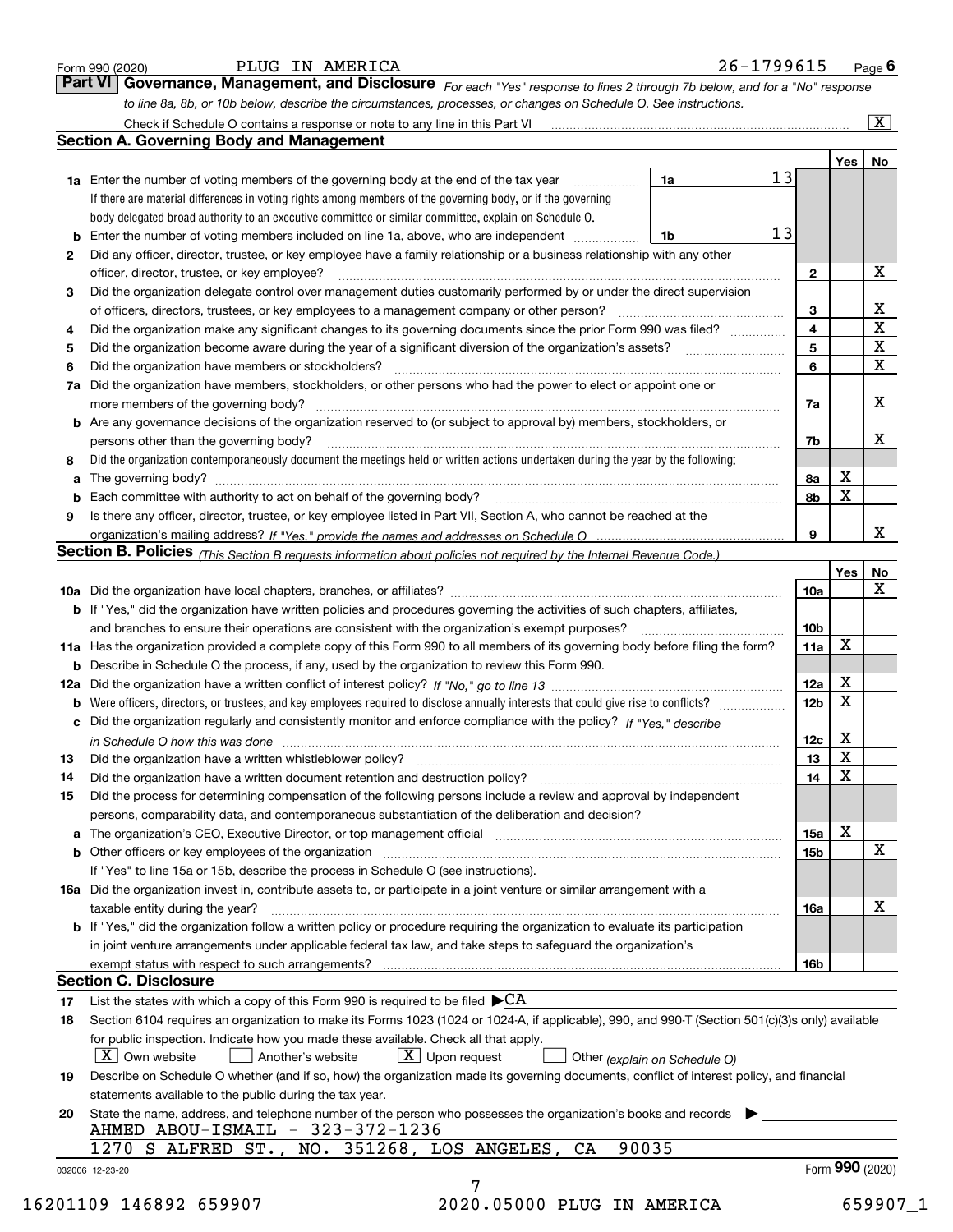Form 990 (2020) PLUG IN AMERICA 26-1799615 Page 6

## Part VI Governance, Management, and Disclosure

*For each "Yes" response to lines 2 through 7b below, and for a "No" response to line 8a, 8b, or 10b below, describe the circumstances, processes, or changes on Schedule O. See instructions.*

Check if Schedule O contains a response or note to any line in this Part VI [X]

### Section A. Governing Body and Management

| | | | | Yes | No |
|---|---|---|---|---|---|
| 1a | Enter the number of voting members of the governing body at the end of the tax year. If there are material differences in voting rights among members of the governing body, or if the governing body delegated broad authority to an executive committee or similar committee, explain on Schedule O. | 1a 13 | | | |
| b | Enter the number of voting members included on line 1a, above, who are independent | 1b 13 | | | |
| 2 | Did any officer, director, trustee, or key employee have a family relationship or a business relationship with any other officer, director, trustee, or key employee? | | 2 | | X |
| 3 | Did the organization delegate control over management duties customarily performed by or under the direct supervision of officers, directors, trustees, or key employees to a management company or other person? | | 3 | | X |
| 4 | Did the organization make any significant changes to its governing documents since the prior Form 990 was filed? | | 4 | | X |
| 5 | Did the organization become aware during the year of a significant diversion of the organization's assets? | | 5 | | X |
| 6 | Did the organization have members or stockholders? | | 6 | | X |
| 7a | Did the organization have members, stockholders, or other persons who had the power to elect or appoint one or more members of the governing body? | | 7a | | X |
| b | Are any governance decisions of the organization reserved to (or subject to approval by) members, stockholders, or persons other than the governing body? | | 7b | | X |
| 8 | Did the organization contemporaneously document the meetings held or written actions undertaken during the year by the following: | | | | |
| a | The governing body? | | 8a | X | |
| b | Each committee with authority to act on behalf of the governing body? | | 8b | X | |
| 9 | Is there any officer, director, trustee, or key employee listed in Part VII, Section A, who cannot be reached at the organization's mailing address? *If "Yes," provide the names and addresses on Schedule O* | | 9 | | X |

### Section B. Policies *(This Section B requests information about policies not required by the Internal Revenue Code.)*

| | | | Yes | No |
|---|---|---|---|---|
| 10a | Did the organization have local chapters, branches, or affiliates? | 10a | | X |
| b | If "Yes," did the organization have written policies and procedures governing the activities of such chapters, affiliates, and branches to ensure their operations are consistent with the organization's exempt purposes? | 10b | | |
| 11a | Has the organization provided a complete copy of this Form 990 to all members of its governing body before filing the form? | 11a | X | |
| b | Describe in Schedule O the process, if any, used by the organization to review this Form 990. | | | |
| 12a | Did the organization have a written conflict of interest policy? *If "No," go to line 13* | 12a | X | |
| b | Were officers, directors, or trustees, and key employees required to disclose annually interests that could give rise to conflicts? | 12b | X | |
| c | Did the organization regularly and consistently monitor and enforce compliance with the policy? *If "Yes," describe in Schedule O how this was done* | 12c | X | |
| 13 | Did the organization have a written whistleblower policy? | 13 | X | |
| 14 | Did the organization have a written document retention and destruction policy? | 14 | X | |
| 15 | Did the process for determining compensation of the following persons include a review and approval by independent persons, comparability data, and contemporaneous substantiation of the deliberation and decision? | | | |
| a | The organization's CEO, Executive Director, or top management official | 15a | X | |
| b | Other officers or key employees of the organization | 15b | | X |
| | If "Yes" to line 15a or 15b, describe the process in Schedule O (see instructions). | | | |
| 16a | Did the organization invest in, contribute assets to, or participate in a joint venture or similar arrangement with a taxable entity during the year? | 16a | | X |
| b | If "Yes," did the organization follow a written policy or procedure requiring the organization to evaluate its participation in joint venture arrangements under applicable federal tax law, and take steps to safeguard the organization's exempt status with respect to such arrangements? | 16b | | |

### Section C. Disclosure

17 List the states with which a copy of this Form 990 is required to be filed ▶ CA

18 Section 6104 requires an organization to make its Forms 1023 (1024 or 1024-A, if applicable), 990, and 990-T (Section 501(c)(3)s only) available for public inspection. Indicate how you made these available. Check all that apply.

[X] Own website [ ] Another's website [X] Upon request [ ] Other *(explain on Schedule O)*

19 Describe on Schedule O whether (and if so, how) the organization made its governing documents, conflict of interest policy, and financial statements available to the public during the tax year.

20 State the name, address, and telephone number of the person who possesses the organization's books and records ▶

AHMED ABOU-ISMAIL - 323-372-1236
1270 S ALFRED ST., NO. 351268, LOS ANGELES, CA 90035

032006 12-23-20 Form 990 (2020)

16201109 146892 659907 2020.05000 PLUG IN AMERICA 659907_1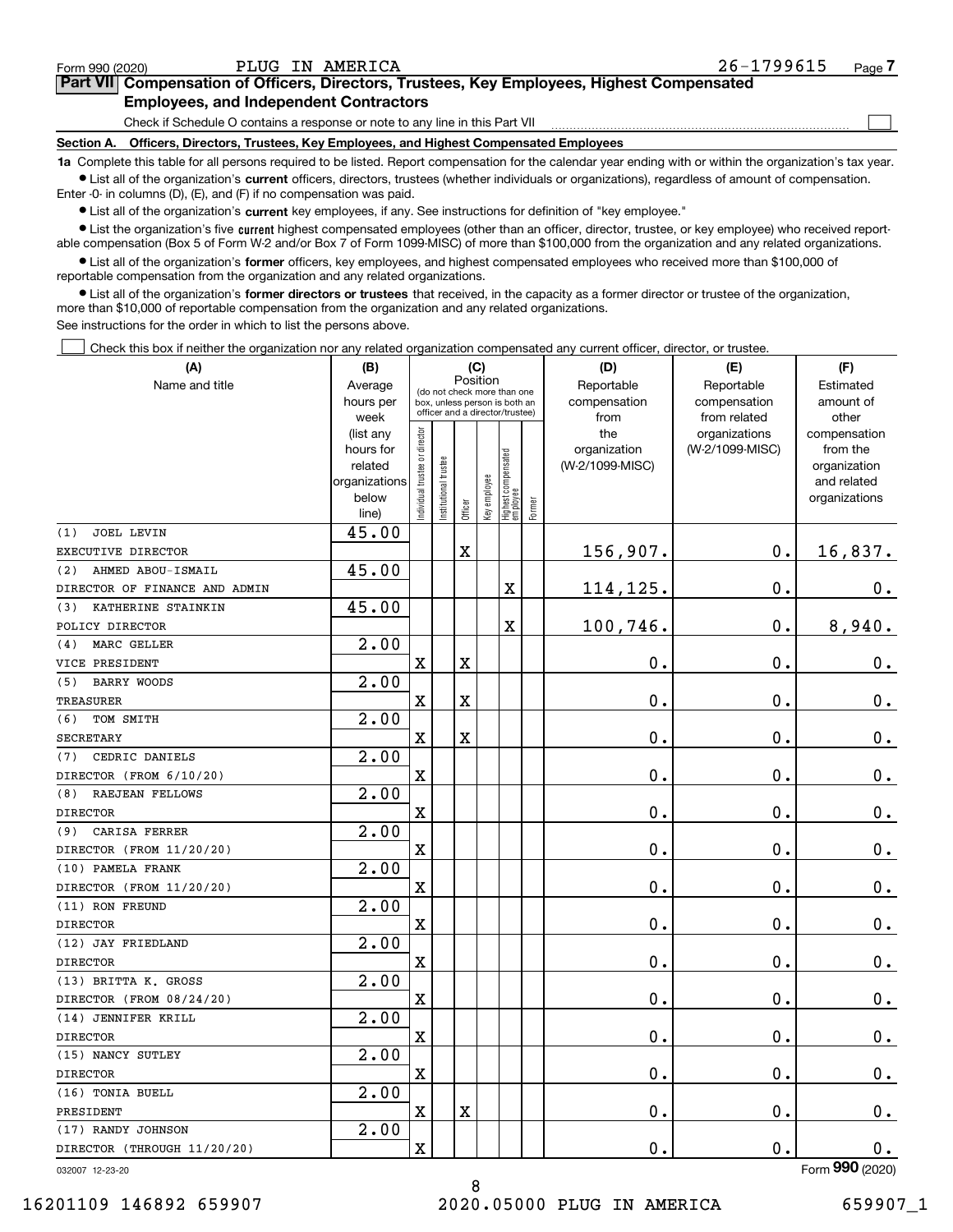Form 990 (2020) PLUG IN AMERICA 26-1799615 Page 7

**Part VII Compensation of Officers, Directors, Trustees, Key Employees, Highest Compensated Employees, and Independent Contractors**

Check if Schedule O contains a response or note to any line in this Part VII

**Section A. Officers, Directors, Trustees, Key Employees, and Highest Compensated Employees**

**1a** Complete this table for all persons required to be listed. Report compensation for the calendar year ending with or within the organization's tax year.

- List all of the organization's **current** officers, directors, trustees (whether individuals or organizations), regardless of amount of compensation. Enter -0- in columns (D), (E), and (F) if no compensation was paid.
- List all of the organization's **current** key employees, if any. See instructions for definition of "key employee."
- List the organization's five **current** highest compensated employees (other than an officer, director, trustee, or key employee) who received reportable compensation (Box 5 of Form W-2 and/or Box 7 of Form 1099-MISC) of more than $100,000 from the organization and any related organizations.
- List all of the organization's **former** officers, key employees, and highest compensated employees who received more than $100,000 of reportable compensation from the organization and any related organizations.
- List all of the organization's **former directors or trustees** that received, in the capacity as a former director or trustee of the organization, more than $10,000 of reportable compensation from the organization and any related organizations.

See instructions for the order in which to list the persons above.

Check this box if neither the organization nor any related organization compensated any current officer, director, or trustee.

| (A) Name and title | (B) Average hours per week (list any hours for related organizations below line) | (C) Position (do not check more than one box, unless person is both an officer and a director/trustee) | | | | | | (D) Reportable compensation from the organization (W-2/1099-MISC) | (E) Reportable compensation from related organizations (W-2/1099-MISC) | (F) Estimated amount of other compensation from the organization and related organizations |
|---|---|---|---|---|---|---|---|---|---|---|
| | | Individual trustee or director | Institutional trustee | Officer | Key employee | Highest compensated employee | Former | | | |
| (1) JOEL LEVIN<br>EXECUTIVE DIRECTOR | 45.00 | | | X | | | | 156,907. | 0. | 16,837. |
| (2) AHMED ABOU-ISMAIL<br>DIRECTOR OF FINANCE AND ADMIN | 45.00 | | | | | X | | 114,125. | 0. | 0. |
| (3) KATHERINE STAINKIN<br>POLICY DIRECTOR | 45.00 | | | | | X | | 100,746. | 0. | 8,940. |
| (4) MARC GELLER<br>VICE PRESIDENT | 2.00 | X | | X | | | | 0. | 0. | 0. |
| (5) BARRY WOODS<br>TREASURER | 2.00 | X | | X | | | | 0. | 0. | 0. |
| (6) TOM SMITH<br>SECRETARY | 2.00 | X | | X | | | | 0. | 0. | 0. |
| (7) CEDRIC DANIELS<br>DIRECTOR (FROM 6/10/20) | 2.00 | X | | | | | | 0. | 0. | 0. |
| (8) RAEJEAN FELLOWS<br>DIRECTOR | 2.00 | X | | | | | | 0. | 0. | 0. |
| (9) CARISA FERRER<br>DIRECTOR (FROM 11/20/20) | 2.00 | X | | | | | | 0. | 0. | 0. |
| (10) PAMELA FRANK<br>DIRECTOR (FROM 11/20/20) | 2.00 | X | | | | | | 0. | 0. | 0. |
| (11) RON FREUND<br>DIRECTOR | 2.00 | X | | | | | | 0. | 0. | 0. |
| (12) JAY FRIEDLAND<br>DIRECTOR | 2.00 | X | | | | | | 0. | 0. | 0. |
| (13) BRITTA K. GROSS<br>DIRECTOR (FROM 08/24/20) | 2.00 | X | | | | | | 0. | 0. | 0. |
| (14) JENNIFER KRILL<br>DIRECTOR | 2.00 | X | | | | | | 0. | 0. | 0. |
| (15) NANCY SUTLEY<br>DIRECTOR | 2.00 | X | | | | | | 0. | 0. | 0. |
| (16) TONIA BUELL<br>PRESIDENT | 2.00 | X | | X | | | | 0. | 0. | 0. |
| (17) RANDY JOHNSON<br>DIRECTOR (THROUGH 11/20/20) | 2.00 | X | | | | | | 0. | 0. | 0. |

032007 12-23-20 Form 990 (2020)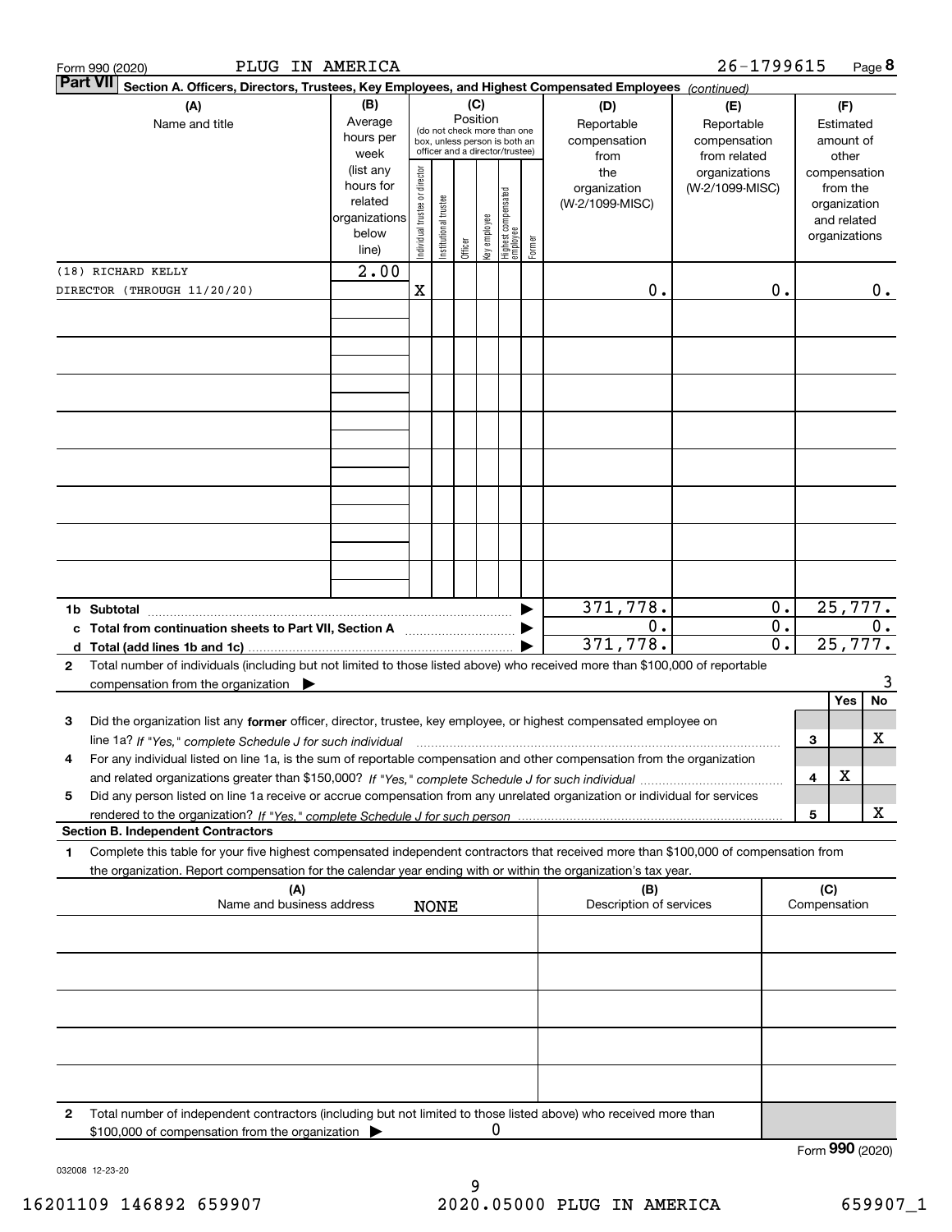Form 990 (2020) PLUG IN AMERICA 26-1799615 Page **8**

**Part VII** Section A. Officers, Directors, Trustees, Key Employees, and Highest Compensated Employees *(continued)*

| (A) Name and title | (B) Average hours per week (list any hours for related organizations below line) | (C) Position: Individual trustee or director | Institutional trustee | Officer | Key employee | Highest compensated employee | Former | (D) Reportable compensation from the organization (W-2/1099-MISC) | (E) Reportable compensation from related organizations (W-2/1099-MISC) | (F) Estimated amount of other compensation from the organization and related organizations |
|---|---|---|---|---|---|---|---|---|---|---|
| (18) RICHARD KELLY<br>DIRECTOR (THROUGH 11/20/20) | 2.00 | X | | | | | | 0. | 0. | 0. |

| | | (D) | (E) | (F) |
|---|---|---|---|---|
| 1b | Subtotal | 371,778. | 0. | 25,777. |
| c | Total from continuation sheets to Part VII, Section A | 0. | 0. | 0. |
| d | Total (add lines 1b and 1c) | 371,778. | 0. | 25,777. |

2 Total number of individuals (including but not limited to those listed above) who received more than $100,000 of reportable compensation from the organization ▶ 3

| | | | Yes | No |
|---|---|---|---|---|
| 3 | Did the organization list any **former** officer, director, trustee, key employee, or highest compensated employee on line 1a? *If "Yes," complete Schedule J for such individual* | 3 | | X |
| 4 | For any individual listed on line 1a, is the sum of reportable compensation and other compensation from the organization and related organizations greater than $150,000? *If "Yes," complete Schedule J for such individual* | 4 | X | |
| 5 | Did any person listed on line 1a receive or accrue compensation from any unrelated organization or individual for services rendered to the organization? *If "Yes," complete Schedule J for such person* | 5 | | X |

**Section B. Independent Contractors**

1 Complete this table for your five highest compensated independent contractors that received more than $100,000 of compensation from the organization. Report compensation for the calendar year ending with or within the organization's tax year.

| (A) Name and business address | (B) Description of services | (C) Compensation |
|---|---|---|
| NONE | | |

2 Total number of independent contractors (including but not limited to those listed above) who received more than $100,000 of compensation from the organization ▶ 0

Form **990** (2020)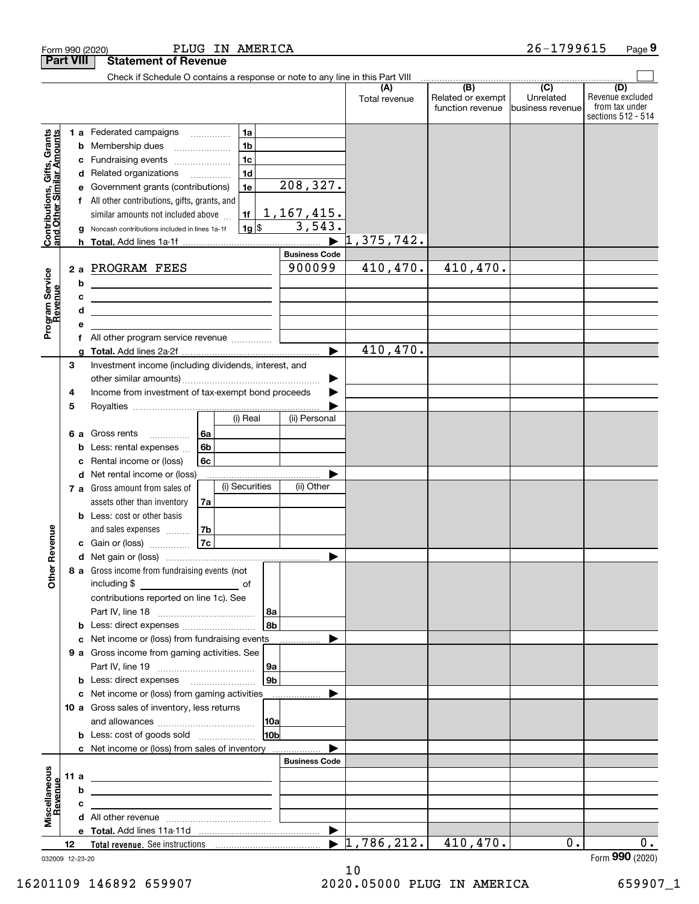Form 990 (2020) PLUG IN AMERICA 26-1799615 Page 9

## Part VIII Statement of Revenue

Check if Schedule O contains a response or note to any line in this Part VIII

| | | | | (A) Total revenue | (B) Related or exempt function revenue | (C) Unrelated business revenue | (D) Revenue excluded from tax under sections 512 - 514 |
|---|---|---|---|---|---|---|---|
| **Contributions, Gifts, Grants and Other Similar Amounts** | 1 a Federated campaigns | 1a | | | | | |
| | b Membership dues | 1b | | | | | |
| | c Fundraising events | 1c | | | | | |
| | d Related organizations | 1d | | | | | |
| | e Government grants (contributions) | 1e | 208,327. | | | | |
| | f All other contributions, gifts, grants, and similar amounts not included above | 1f | 1,167,415. | | | | |
| | g Noncash contributions included in lines 1a-1f | 1g | $ 3,543. | | | | |
| | h **Total.** Add lines 1a-1f | | | 1,375,742. | | | |
| **Program Service Revenue** | | | Business Code | | | | |
| | 2 a PROGRAM FEES | | 900099 | 410,470. | 410,470. | | |
| | b | | | | | | |
| | c | | | | | | |
| | d | | | | | | |
| | e | | | | | | |
| | f All other program service revenue | | | | | | |
| | g **Total.** Add lines 2a-2f | | | 410,470. | | | |
| **Other Revenue** | 3 Investment income (including dividends, interest, and other similar amounts) | | | | | | |
| | 4 Income from investment of tax-exempt bond proceeds | | | | | | |
| | 5 Royalties | | | | | | |
| | | | (i) Real / (ii) Personal | | | | |
| | 6 a Gross rents | 6a | | | | | |
| | b Less: rental expenses | 6b | | | | | |
| | c Rental income or (loss) | 6c | | | | | |
| | d Net rental income or (loss) | | | | | | |
| | | | (i) Securities / (ii) Other | | | | |
| | 7 a Gross amount from sales of assets other than inventory | 7a | | | | | |
| | b Less: cost or other basis and sales expenses | 7b | | | | | |
| | c Gain or (loss) | 7c | | | | | |
| | d Net gain or (loss) | | | | | | |
| | 8 a Gross income from fundraising events (not including $ of contributions reported on line 1c). See Part IV, line 18 | 8a | | | | | |
| | b Less: direct expenses | 8b | | | | | |
| | c Net income or (loss) from fundraising events | | | | | | |
| | 9 a Gross income from gaming activities. See Part IV, line 19 | 9a | | | | | |
| | b Less: direct expenses | 9b | | | | | |
| | c Net income or (loss) from gaming activities | | | | | | |
| | 10 a Gross sales of inventory, less returns and allowances | 10a | | | | | |
| | b Less: cost of goods sold | 10b | | | | | |
| | c Net income or (loss) from sales of inventory | | | | | | |
| **Miscellaneous Revenue** | | | Business Code | | | | |
| | 11 a | | | | | | |
| | b | | | | | | |
| | c | | | | | | |
| | d All other revenue | | | | | | |
| | e **Total.** Add lines 11a-11d | | | | | | |
| | 12 **Total revenue.** See instructions | | | 1,786,212. | 410,470. | 0. | 0. |

032009 12-23-20

Form **990** (2020)

16201109 146892 659907 2020.05000 PLUG IN AMERICA 659907_1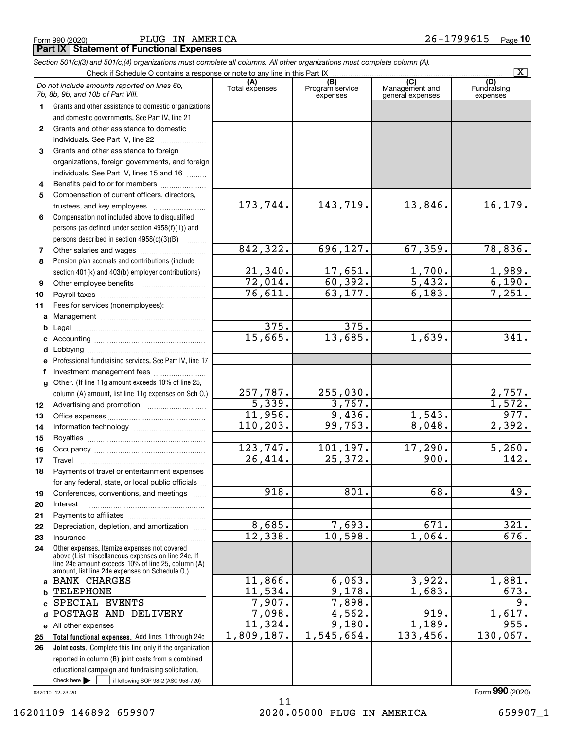Form 990 (2020) PLUG IN AMERICA 26-1799615 Page **10**

## Part IX Statement of Functional Expenses

*Section 501(c)(3) and 501(c)(4) organizations must complete all columns. All other organizations must complete column (A).*

Check if Schedule O contains a response or note to any line in this Part IX [X]

| *Do not include amounts reported on lines 6b, 7b, 8b, 9b, and 10b of Part VIII.* | (A) Total expenses | (B) Program service expenses | (C) Management and general expenses | (D) Fundraising expenses |
|---|---|---|---|---|
| **1** Grants and other assistance to domestic organizations and domestic governments. See Part IV, line 21 | | | | |
| **2** Grants and other assistance to domestic individuals. See Part IV, line 22 | | | | |
| **3** Grants and other assistance to foreign organizations, foreign governments, and foreign individuals. See Part IV, lines 15 and 16 | | | | |
| **4** Benefits paid to or for members | | | | |
| **5** Compensation of current officers, directors, trustees, and key employees | 173,744. | 143,719. | 13,846. | 16,179. |
| **6** Compensation not included above to disqualified persons (as defined under section 4958(f)(1)) and persons described in section 4958(c)(3)(B) | | | | |
| **7** Other salaries and wages | 842,322. | 696,127. | 67,359. | 78,836. |
| **8** Pension plan accruals and contributions (include section 401(k) and 403(b) employer contributions) | 21,340. | 17,651. | 1,700. | 1,989. |
| **9** Other employee benefits | 72,014. | 60,392. | 5,432. | 6,190. |
| **10** Payroll taxes | 76,611. | 63,177. | 6,183. | 7,251. |
| **11** Fees for services (nonemployees): | | | | |
| **a** Management | | | | |
| **b** Legal | 375. | 375. | | |
| **c** Accounting | 15,665. | 13,685. | 1,639. | 341. |
| **d** Lobbying | | | | |
| **e** Professional fundraising services. See Part IV, line 17 | | | | |
| **f** Investment management fees | | | | |
| **g** Other. (If line 11g amount exceeds 10% of line 25, column (A) amount, list line 11g expenses on Sch O.) | 257,787. | 255,030. | | 2,757. |
| **12** Advertising and promotion | 5,339. | 3,767. | | 1,572. |
| **13** Office expenses | 11,956. | 9,436. | 1,543. | 977. |
| **14** Information technology | 110,203. | 99,763. | 8,048. | 2,392. |
| **15** Royalties | | | | |
| **16** Occupancy | 123,747. | 101,197. | 17,290. | 5,260. |
| **17** Travel | 26,414. | 25,372. | 900. | 142. |
| **18** Payments of travel or entertainment expenses for any federal, state, or local public officials | | | | |
| **19** Conferences, conventions, and meetings | 918. | 801. | 68. | 49. |
| **20** Interest | | | | |
| **21** Payments to affiliates | | | | |
| **22** Depreciation, depletion, and amortization | 8,685. | 7,693. | 671. | 321. |
| **23** Insurance | 12,338. | 10,598. | 1,064. | 676. |
| **24** Other expenses. Itemize expenses not covered above (List miscellaneous expenses on line 24e. If line 24e amount exceeds 10% of line 25, column (A) amount, list line 24e expenses on Schedule O.) | | | | |
| **a** BANK CHARGES | 11,866. | 6,063. | 3,922. | 1,881. |
| **b** TELEPHONE | 11,534. | 9,178. | 1,683. | 673. |
| **c** SPECIAL EVENTS | 7,907. | 7,898. | | 9. |
| **d** POSTAGE AND DELIVERY | 7,098. | 4,562. | 919. | 1,617. |
| **e** All other expenses | 11,324. | 9,180. | 1,189. | 955. |
| **25** **Total functional expenses.** Add lines 1 through 24e | 1,809,187. | 1,545,664. | 133,456. | 130,067. |
| **26** **Joint costs.** Complete this line only if the organization reported in column (B) joint costs from a combined educational campaign and fundraising solicitation. Check here [ ] if following SOP 98-2 (ASC 958-720) | | | | |

032010 12-23-20 Form **990** (2020)

16201109 146892 659907 2020.05000 PLUG IN AMERICA 659907_1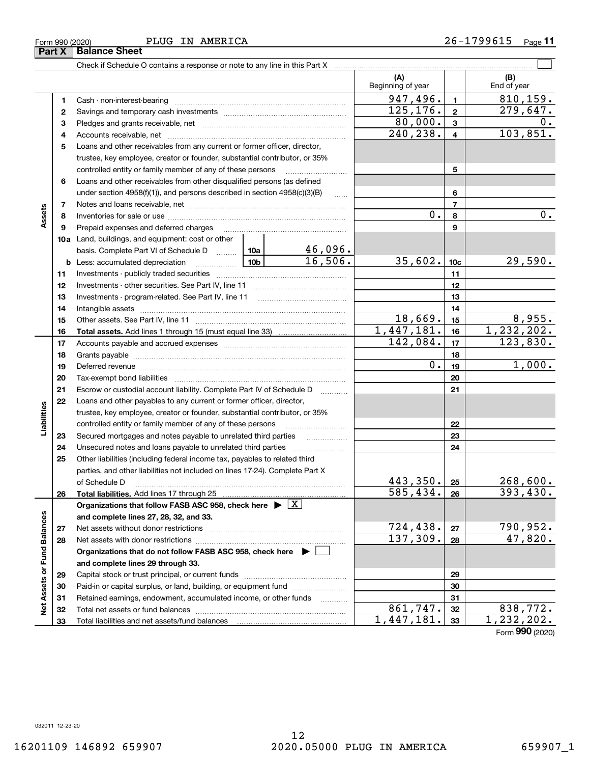Form 990 (2020) PLUG IN AMERICA 26-1799615 Page **11**

## Part X Balance Sheet

Check if Schedule O contains a response or note to any line in this Part X ☐

| | | | | (A) Beginning of year | | (B) End of year |
|---|---|---|---|---|---|---|
| **Assets** | 1 | Cash - non-interest-bearing | | 947,496. | 1 | 810,159. |
| | 2 | Savings and temporary cash investments | | 125,176. | 2 | 279,647. |
| | 3 | Pledges and grants receivable, net | | 80,000. | 3 | 0. |
| | 4 | Accounts receivable, net | | 240,238. | 4 | 103,851. |
| | 5 | Loans and other receivables from any current or former officer, director, trustee, key employee, creator or founder, substantial contributor, or 35% controlled entity or family member of any of these persons | | | 5 | |
| | 6 | Loans and other receivables from other disqualified persons (as defined under section 4958(f)(1)), and persons described in section 4958(c)(3)(B) | | | 6 | |
| | 7 | Notes and loans receivable, net | | | 7 | |
| | 8 | Inventories for sale or use | | 0. | 8 | 0. |
| | 9 | Prepaid expenses and deferred charges | | | 9 | |
| | 10a | Land, buildings, and equipment: cost or other basis. Complete Part VI of Schedule D | 10a 46,096. | | | |
| | b | Less: accumulated depreciation | 10b 16,506. | 35,602. | 10c | 29,590. |
| | 11 | Investments - publicly traded securities | | | 11 | |
| | 12 | Investments - other securities. See Part IV, line 11 | | | 12 | |
| | 13 | Investments - program-related. See Part IV, line 11 | | | 13 | |
| | 14 | Intangible assets | | | 14 | |
| | 15 | Other assets. See Part IV, line 11 | | 18,669. | 15 | 8,955. |
| | 16 | **Total assets.** Add lines 1 through 15 (must equal line 33) | | 1,447,181. | 16 | 1,232,202. |
| **Liabilities** | 17 | Accounts payable and accrued expenses | | 142,084. | 17 | 123,830. |
| | 18 | Grants payable | | | 18 | |
| | 19 | Deferred revenue | | 0. | 19 | 1,000. |
| | 20 | Tax-exempt bond liabilities | | | 20 | |
| | 21 | Escrow or custodial account liability. Complete Part IV of Schedule D | | | 21 | |
| | 22 | Loans and other payables to any current or former officer, director, trustee, key employee, creator or founder, substantial contributor, or 35% controlled entity or family member of any of these persons | | | 22 | |
| | 23 | Secured mortgages and notes payable to unrelated third parties | | | 23 | |
| | 24 | Unsecured notes and loans payable to unrelated third parties | | | 24 | |
| | 25 | Other liabilities (including federal income tax, payables to related third parties, and other liabilities not included on lines 17-24). Complete Part X of Schedule D | | 443,350. | 25 | 268,600. |
| | 26 | **Total liabilities.** Add lines 17 through 25 | | 585,434. | 26 | 393,430. |
| **Net Assets or Fund Balances** | | **Organizations that follow FASB ASC 958, check here ▶ ☒ and complete lines 27, 28, 32, and 33.** | | | | |
| | 27 | Net assets without donor restrictions | | 724,438. | 27 | 790,952. |
| | 28 | Net assets with donor restrictions | | 137,309. | 28 | 47,820. |
| | | **Organizations that do not follow FASB ASC 958, check here ▶ ☐ and complete lines 29 through 33.** | | | | |
| | 29 | Capital stock or trust principal, or current funds | | | 29 | |
| | 30 | Paid-in or capital surplus, or land, building, or equipment fund | | | 30 | |
| | 31 | Retained earnings, endowment, accumulated income, or other funds | | | 31 | |
| | 32 | Total net assets or fund balances | | 861,747. | 32 | 838,772. |
| | 33 | Total liabilities and net assets/fund balances | | 1,447,181. | 33 | 1,232,202. |

Form **990** (2020)

032011 12-23-20

16201109 146892 659907 2020.05000 PLUG IN AMERICA 659907_1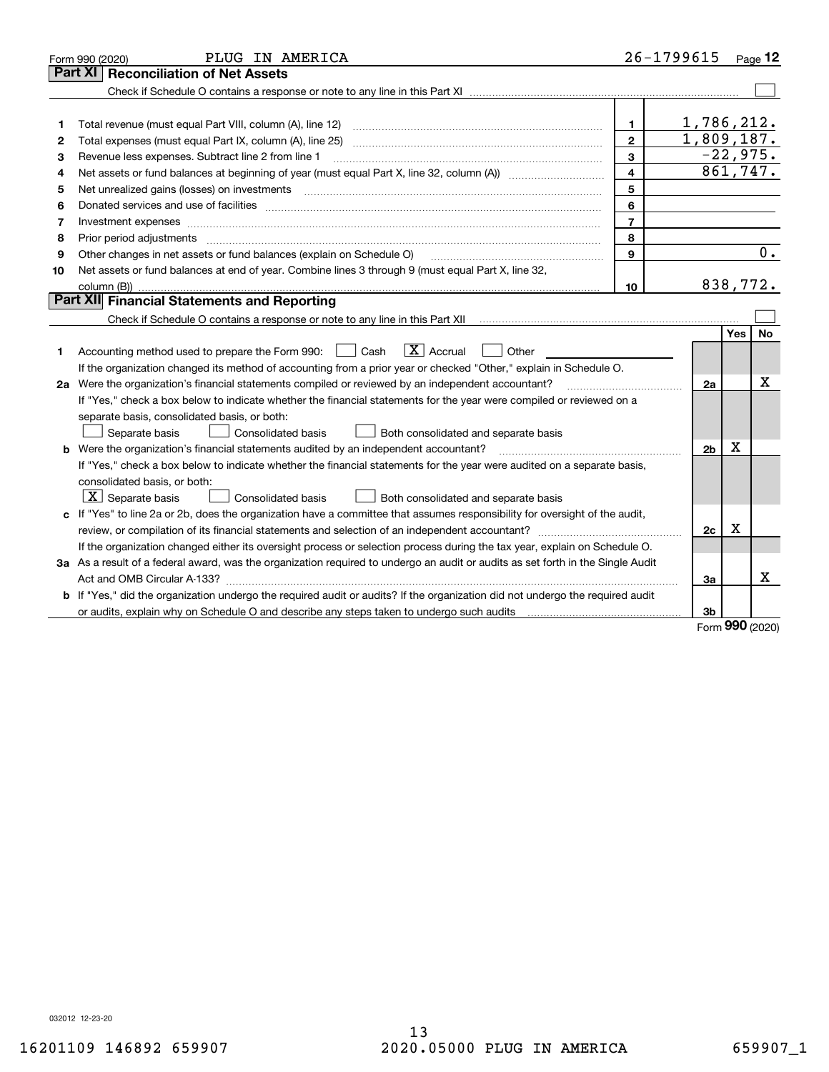Form 990 (2020) PLUG IN AMERICA 26-1799615 Page 12

## Part XI Reconciliation of Net Assets

Check if Schedule O contains a response or note to any line in this Part XI ☐

| | | | |
|---|---|---|---|
| 1 | Total revenue (must equal Part VIII, column (A), line 12) | 1 | 1,786,212. |
| 2 | Total expenses (must equal Part IX, column (A), line 25) | 2 | 1,809,187. |
| 3 | Revenue less expenses. Subtract line 2 from line 1 | 3 | -22,975. |
| 4 | Net assets or fund balances at beginning of year (must equal Part X, line 32, column (A)) | 4 | 861,747. |
| 5 | Net unrealized gains (losses) on investments | 5 | |
| 6 | Donated services and use of facilities | 6 | |
| 7 | Investment expenses | 7 | |
| 8 | Prior period adjustments | 8 | |
| 9 | Other changes in net assets or fund balances (explain on Schedule O) | 9 | 0. |
| 10 | Net assets or fund balances at end of year. Combine lines 3 through 9 (must equal Part X, line 32, column (B)) | 10 | 838,772. |

## Part XII Financial Statements and Reporting

Check if Schedule O contains a response or note to any line in this Part XII ☐

| | | | Yes | No |
|---|---|---|---|---|
| 1 | Accounting method used to prepare the Form 990: ☐ Cash ☒ Accrual ☐ Other<br>If the organization changed its method of accounting from a prior year or checked "Other," explain in Schedule O. | | | |
| 2a | Were the organization's financial statements compiled or reviewed by an independent accountant?<br>If "Yes," check a box below to indicate whether the financial statements for the year were compiled or reviewed on a separate basis, consolidated basis, or both:<br>☐ Separate basis ☐ Consolidated basis ☐ Both consolidated and separate basis | 2a | | X |
| b | Were the organization's financial statements audited by an independent accountant?<br>If "Yes," check a box below to indicate whether the financial statements for the year were audited on a separate basis, consolidated basis, or both:<br>☒ Separate basis ☐ Consolidated basis ☐ Both consolidated and separate basis | 2b | X | |
| c | If "Yes" to line 2a or 2b, does the organization have a committee that assumes responsibility for oversight of the audit, review, or compilation of its financial statements and selection of an independent accountant?<br>If the organization changed either its oversight process or selection process during the tax year, explain on Schedule O. | 2c | X | |
| 3a | As a result of a federal award, was the organization required to undergo an audit or audits as set forth in the Single Audit Act and OMB Circular A-133? | 3a | | X |
| b | If "Yes," did the organization undergo the required audit or audits? If the organization did not undergo the required audit or audits, explain why on Schedule O and describe any steps taken to undergo such audits | 3b | | |

Form 990 (2020)

032012 12-23-20

16201109 146892 659907 2020.05000 PLUG IN AMERICA 659907_1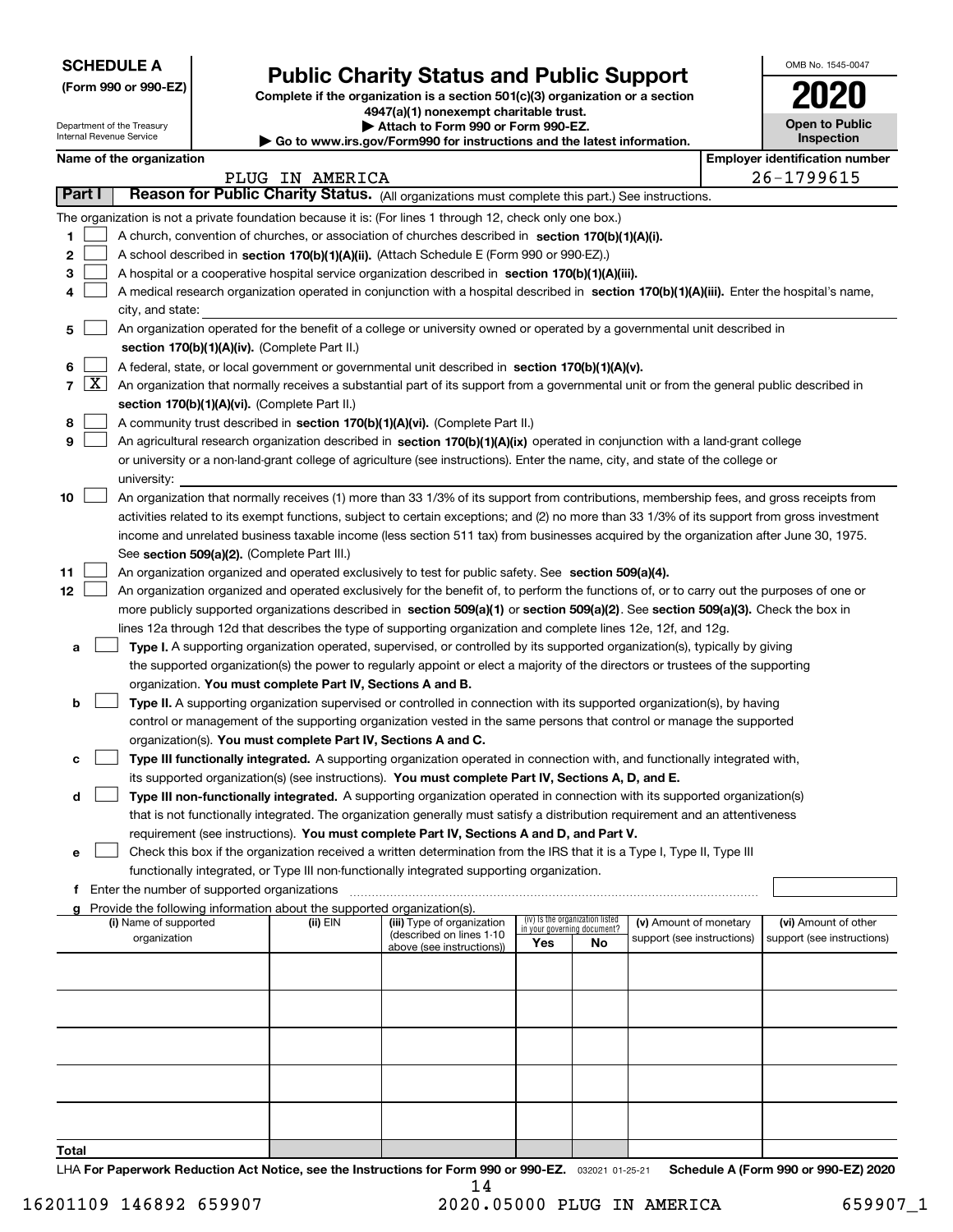**SCHEDULE A**
**(Form 990 or 990-EZ)**

Department of the Treasury
Internal Revenue Service

# Public Charity Status and Public Support

**Complete if the organization is a section 501(c)(3) organization or a section 4947(a)(1) nonexempt charitable trust.**
**▶ Attach to Form 990 or Form 990-EZ.**
**▶ Go to www.irs.gov/Form990 for instructions and the latest information.**

OMB No. 1545-0047
**2020**
**Open to Public Inspection**

**Name of the organization:** PLUG IN AMERICA
**Employer identification number:** 26-1799615

## Part I Reason for Public Charity Status. (All organizations must complete this part.) See instructions.

The organization is not a private foundation because it is: (For lines 1 through 12, check only one box.)

1. [ ] A church, convention of churches, or association of churches described in **section 170(b)(1)(A)(i).**
2. [ ] A school described in **section 170(b)(1)(A)(ii).** (Attach Schedule E (Form 990 or 990-EZ).)
3. [ ] A hospital or a cooperative hospital service organization described in **section 170(b)(1)(A)(iii).**
4. [ ] A medical research organization operated in conjunction with a hospital described in **section 170(b)(1)(A)(iii).** Enter the hospital's name, city, and state:
5. [ ] An organization operated for the benefit of a college or university owned or operated by a governmental unit described in **section 170(b)(1)(A)(iv).** (Complete Part II.)
6. [ ] A federal, state, or local government or governmental unit described in **section 170(b)(1)(A)(v).**
7. [X] An organization that normally receives a substantial part of its support from a governmental unit or from the general public described in **section 170(b)(1)(A)(vi).** (Complete Part II.)
8. [ ] A community trust described in **section 170(b)(1)(A)(vi).** (Complete Part II.)
9. [ ] An agricultural research organization described in **section 170(b)(1)(A)(ix)** operated in conjunction with a land-grant college or university or a non-land-grant college of agriculture (see instructions). Enter the name, city, and state of the college or university:
10. [ ] An organization that normally receives (1) more than 33 1/3% of its support from contributions, membership fees, and gross receipts from activities related to its exempt functions, subject to certain exceptions; and (2) no more than 33 1/3% of its support from gross investment income and unrelated business taxable income (less section 511 tax) from businesses acquired by the organization after June 30, 1975. See **section 509(a)(2).** (Complete Part III.)
11. [ ] An organization organized and operated exclusively to test for public safety. See **section 509(a)(4).**
12. [ ] An organization organized and operated exclusively for the benefit of, to perform the functions of, or to carry out the purposes of one or more publicly supported organizations described in **section 509(a)(1)** or **section 509(a)(2)**. See **section 509(a)(3).** Check the box in lines 12a through 12d that describes the type of supporting organization and complete lines 12e, 12f, and 12g.
   - a [ ] **Type I.** A supporting organization operated, supervised, or controlled by its supported organization(s), typically by giving the supported organization(s) the power to regularly appoint or elect a majority of the directors or trustees of the supporting organization. **You must complete Part IV, Sections A and B.**
   - b [ ] **Type II.** A supporting organization supervised or controlled in connection with its supported organization(s), by having control or management of the supporting organization vested in the same persons that control or manage the supported organization(s). **You must complete Part IV, Sections A and C.**
   - c [ ] **Type III functionally integrated.** A supporting organization operated in connection with, and functionally integrated with, its supported organization(s) (see instructions). **You must complete Part IV, Sections A, D, and E.**
   - d [ ] **Type III non-functionally integrated.** A supporting organization operated in connection with its supported organization(s) that is not functionally integrated. The organization generally must satisfy a distribution requirement and an attentiveness requirement (see instructions). **You must complete Part IV, Sections A and D, and Part V.**
   - e [ ] Check this box if the organization received a written determination from the IRS that it is a Type I, Type II, Type III functionally integrated, or Type III non-functionally integrated supporting organization.
   - f Enter the number of supported organizations
   - g Provide the following information about the supported organization(s).

| (i) Name of supported organization | (ii) EIN | (iii) Type of organization (described on lines 1-10 above (see instructions)) | (iv) Is the organization listed in your governing document? Yes | No | (v) Amount of monetary support (see instructions) | (vi) Amount of other support (see instructions) |
|---|---|---|---|---|---|---|
| | | | | | | |
| | | | | | | |
| | | | | | | |
| | | | | | | |
| | | | | | | |
| **Total** | | | | | | |

LHA **For Paperwork Reduction Act Notice, see the Instructions for Form 990 or 990-EZ.** 032021 01-25-21 **Schedule A (Form 990 or 990-EZ) 2020**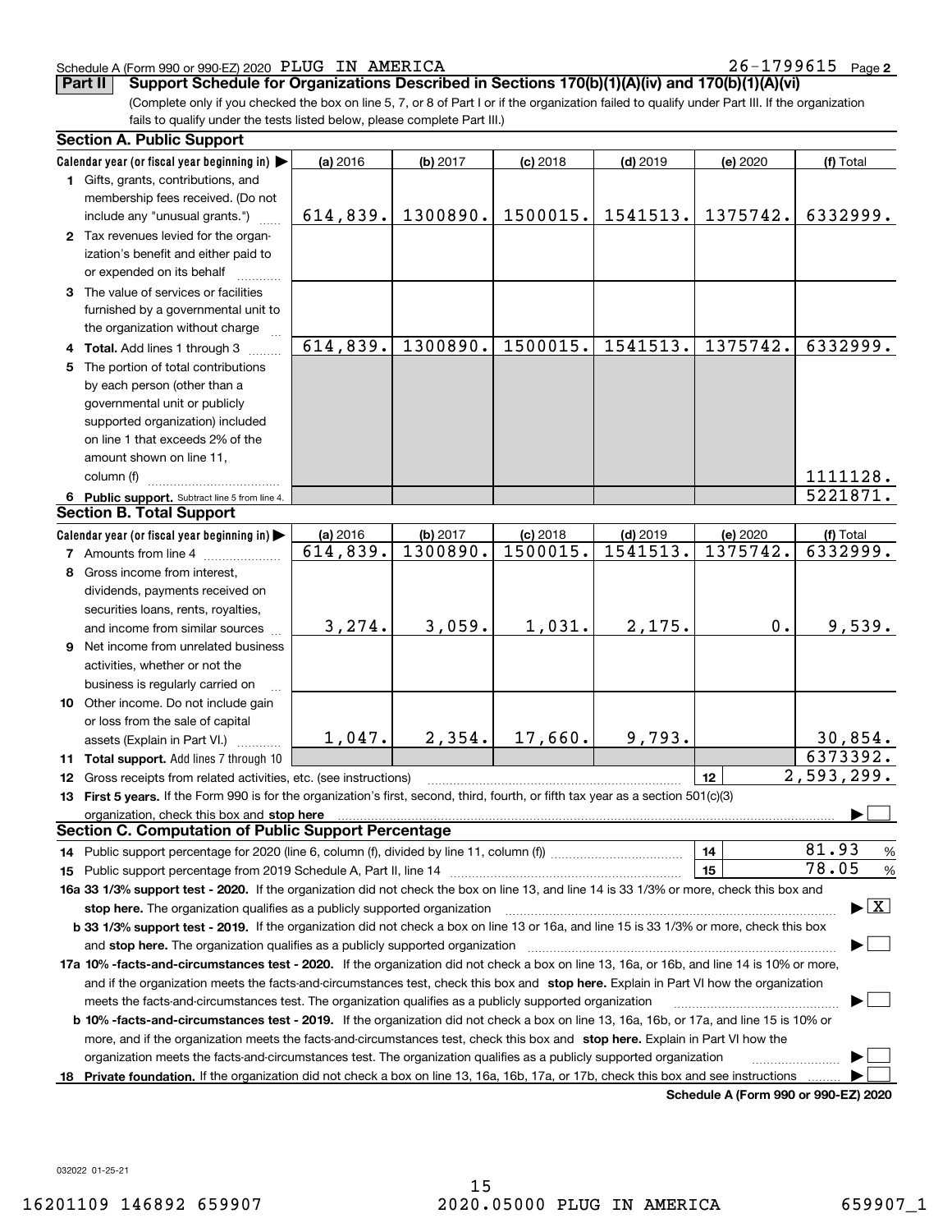Schedule A (Form 990 or 990-EZ) 2020 PLUG IN AMERICA 26-1799615 Page 2

**Part II Support Schedule for Organizations Described in Sections 170(b)(1)(A)(iv) and 170(b)(1)(A)(vi)**

(Complete only if you checked the box on line 5, 7, or 8 of Part I or if the organization failed to qualify under Part III. If the organization fails to qualify under the tests listed below, please complete Part III.)

**Section A. Public Support**

| Calendar year (or fiscal year beginning in) | (a) 2016 | (b) 2017 | (c) 2018 | (d) 2019 | (e) 2020 | (f) Total |
|---|---|---|---|---|---|---|
| 1 Gifts, grants, contributions, and membership fees received. (Do not include any "unusual grants.") | 614,839. | 1300890. | 1500015. | 1541513. | 1375742. | 6332999. |
| 2 Tax revenues levied for the organization's benefit and either paid to or expended on its behalf | | | | | | |
| 3 The value of services or facilities furnished by a governmental unit to the organization without charge | | | | | | |
| 4 Total. Add lines 1 through 3 | 614,839. | 1300890. | 1500015. | 1541513. | 1375742. | 6332999. |
| 5 The portion of total contributions by each person (other than a governmental unit or publicly supported organization) included on line 1 that exceeds 2% of the amount shown on line 11, column (f) | | | | | | 1111128. |
| 6 Public support. Subtract line 5 from line 4. | | | | | | 5221871. |

**Section B. Total Support**

| Calendar year (or fiscal year beginning in) | (a) 2016 | (b) 2017 | (c) 2018 | (d) 2019 | (e) 2020 | (f) Total |
|---|---|---|---|---|---|---|
| 7 Amounts from line 4 | 614,839. | 1300890. | 1500015. | 1541513. | 1375742. | 6332999. |
| 8 Gross income from interest, dividends, payments received on securities loans, rents, royalties, and income from similar sources | 3,274. | 3,059. | 1,031. | 2,175. | 0. | 9,539. |
| 9 Net income from unrelated business activities, whether or not the business is regularly carried on | | | | | | |
| 10 Other income. Do not include gain or loss from the sale of capital assets (Explain in Part VI.) | 1,047. | 2,354. | 17,660. | 9,793. | | 30,854. |
| 11 Total support. Add lines 7 through 10 | | | | | | 6373392. |

12 Gross receipts from related activities, etc. (see instructions) | 12 | 2,593,299.

13 **First 5 years.** If the Form 990 is for the organization's first, second, third, fourth, or fifth tax year as a section 501(c)(3) organization, check this box and **stop here** ☐

**Section C. Computation of Public Support Percentage**

14 Public support percentage for 2020 (line 6, column (f), divided by line 11, column (f)) | 14 | 81.93 %

15 Public support percentage from 2019 Schedule A, Part II, line 14 | 15 | 78.05 %

**16a 33 1/3% support test - 2020.** If the organization did not check the box on line 13, and line 14 is 33 1/3% or more, check this box and **stop here.** The organization qualifies as a publicly supported organization ☒

**b 33 1/3% support test - 2019.** If the organization did not check a box on line 13 or 16a, and line 15 is 33 1/3% or more, check this box and **stop here.** The organization qualifies as a publicly supported organization ☐

**17a 10% -facts-and-circumstances test - 2020.** If the organization did not check a box on line 13, 16a, or 16b, and line 14 is 10% or more, and if the organization meets the facts-and-circumstances test, check this box and **stop here.** Explain in Part VI how the organization meets the facts-and-circumstances test. The organization qualifies as a publicly supported organization ☐

**b 10% -facts-and-circumstances test - 2019.** If the organization did not check a box on line 13, 16a, 16b, or 17a, and line 15 is 10% or more, and if the organization meets the facts-and-circumstances test, check this box and **stop here.** Explain in Part VI how the organization meets the facts-and-circumstances test. The organization qualifies as a publicly supported organization ☐

18 **Private foundation.** If the organization did not check a box on line 13, 16a, 16b, 17a, or 17b, check this box and see instructions ☐

**Schedule A (Form 990 or 990-EZ) 2020**

032022 01-25-21

16201109 146892 659907 2020.05000 PLUG IN AMERICA 659907_1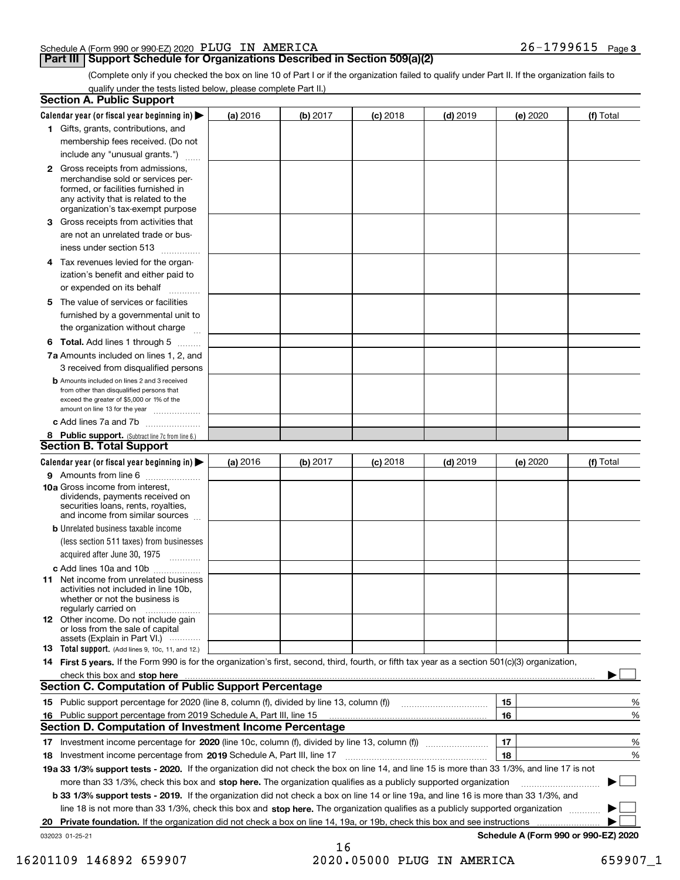Schedule A (Form 990 or 990-EZ) 2020 PLUG IN AMERICA 26-1799615 Page 3

## Part III Support Schedule for Organizations Described in Section 509(a)(2)

(Complete only if you checked the box on line 10 of Part I or if the organization failed to qualify under Part II. If the organization fails to qualify under the tests listed below, please complete Part II.)

### Section A. Public Support

| Calendar year (or fiscal year beginning in) ▶ | (a) 2016 | (b) 2017 | (c) 2018 | (d) 2019 | (e) 2020 | (f) Total |
|---|---|---|---|---|---|---|
| 1 Gifts, grants, contributions, and membership fees received. (Do not include any "unusual grants.") | | | | | | |
| 2 Gross receipts from admissions, merchandise sold or services performed, or facilities furnished in any activity that is related to the organization's tax-exempt purpose | | | | | | |
| 3 Gross receipts from activities that are not an unrelated trade or business under section 513 | | | | | | |
| 4 Tax revenues levied for the organization's benefit and either paid to or expended on its behalf | | | | | | |
| 5 The value of services or facilities furnished by a governmental unit to the organization without charge | | | | | | |
| 6 **Total.** Add lines 1 through 5 | | | | | | |
| 7a Amounts included on lines 1, 2, and 3 received from disqualified persons | | | | | | |
| b Amounts included on lines 2 and 3 received from other than disqualified persons that exceed the greater of $5,000 or 1% of the amount on line 13 for the year | | | | | | |
| c Add lines 7a and 7b | | | | | | |
| 8 **Public support.** (Subtract line 7c from line 6.) | | | | | | |

### Section B. Total Support

| Calendar year (or fiscal year beginning in) ▶ | (a) 2016 | (b) 2017 | (c) 2018 | (d) 2019 | (e) 2020 | (f) Total |
|---|---|---|---|---|---|---|
| 9 Amounts from line 6 | | | | | | |
| 10a Gross income from interest, dividends, payments received on securities loans, rents, royalties, and income from similar sources | | | | | | |
| b Unrelated business taxable income (less section 511 taxes) from businesses acquired after June 30, 1975 | | | | | | |
| c Add lines 10a and 10b | | | | | | |
| 11 Net income from unrelated business activities not included in line 10b, whether or not the business is regularly carried on | | | | | | |
| 12 Other income. Do not include gain or loss from the sale of capital assets (Explain in Part VI.) | | | | | | |
| 13 **Total support.** (Add lines 9, 10c, 11, and 12.) | | | | | | |

14 **First 5 years.** If the Form 990 is for the organization's first, second, third, fourth, or fifth tax year as a section 501(c)(3) organization, check this box and **stop here** ▶ ☐

### Section C. Computation of Public Support Percentage

| | | | |
|---|---|---|---|
| 15 Public support percentage for 2020 (line 8, column (f), divided by line 13, column (f)) | 15 | | % |
| 16 Public support percentage from 2019 Schedule A, Part III, line 15 | 16 | | % |

### Section D. Computation of Investment Income Percentage

| | | | |
|---|---|---|---|
| 17 Investment income percentage for **2020** (line 10c, column (f), divided by line 13, column (f)) | 17 | | % |
| 18 Investment income percentage from **2019** Schedule A, Part III, line 17 | 18 | | % |

19a **33 1/3% support tests - 2020.** If the organization did not check the box on line 14, and line 15 is more than 33 1/3%, and line 17 is not more than 33 1/3%, check this box and **stop here.** The organization qualifies as a publicly supported organization ▶ ☐

b **33 1/3% support tests - 2019.** If the organization did not check a box on line 14 or line 19a, and line 16 is more than 33 1/3%, and line 18 is not more than 33 1/3%, check this box and **stop here.** The organization qualifies as a publicly supported organization ▶ ☐

20 **Private foundation.** If the organization did not check a box on line 14, 19a, or 19b, check this box and see instructions ▶ ☐

032023 01-25-21 **Schedule A (Form 990 or 990-EZ) 2020**

16201109 146892 659907 2020.05000 PLUG IN AMERICA 659907_1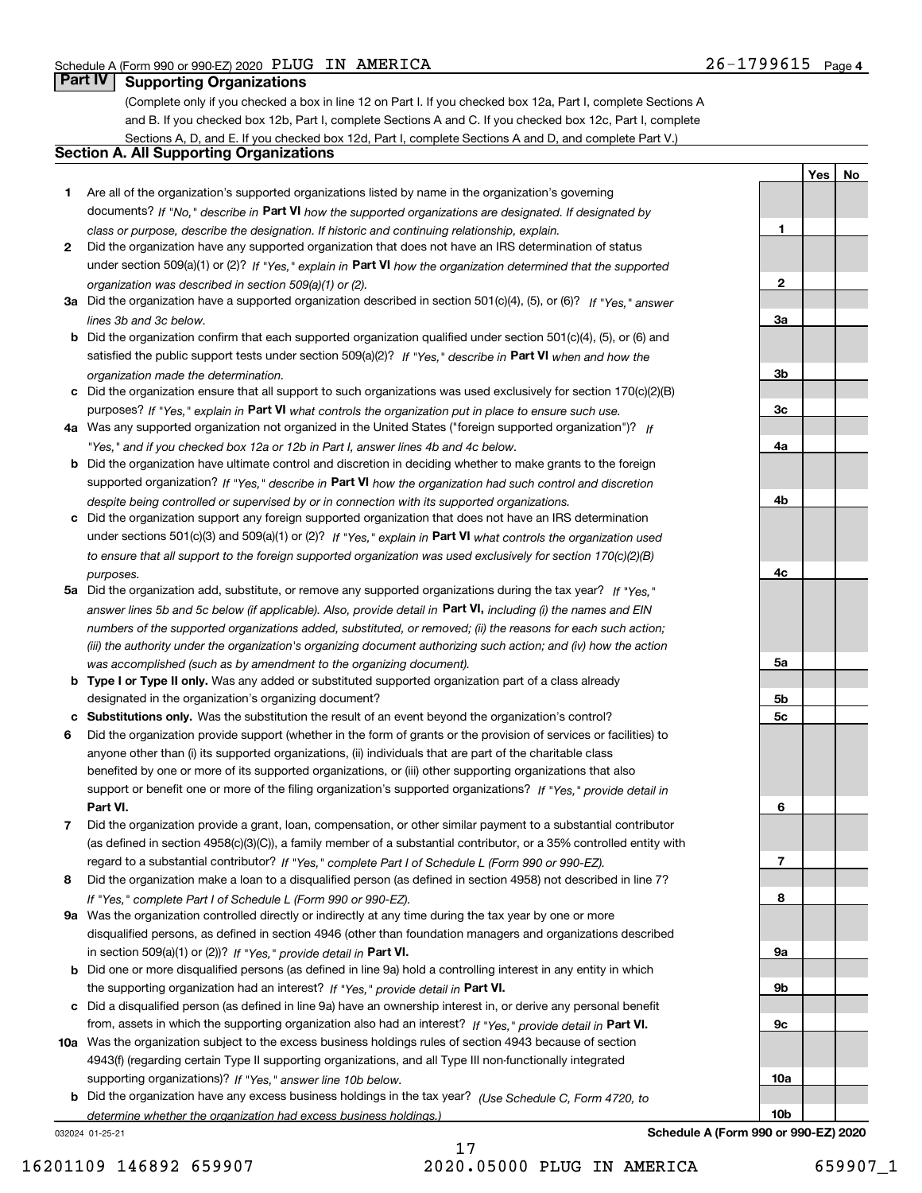## Part IV Supporting Organizations

(Complete only if you checked a box in line 12 on Part I. If you checked box 12a, Part I, complete Sections A and B. If you checked box 12b, Part I, complete Sections A and C. If you checked box 12c, Part I, complete Sections A, D, and E. If you checked box 12d, Part I, complete Sections A and D, and complete Part V.)

### Section A. All Supporting Organizations

| | | | Yes | No |
|---|---|---|---|---|
| **1** | Are all of the organization's supported organizations listed by name in the organization's governing documents? *If "No," describe in* **Part VI** *how the supported organizations are designated. If designated by class or purpose, describe the designation. If historic and continuing relationship, explain.* | **1** | | |
| **2** | Did the organization have any supported organization that does not have an IRS determination of status under section 509(a)(1) or (2)? *If "Yes," explain in* **Part VI** *how the organization determined that the supported organization was described in section 509(a)(1) or (2).* | **2** | | |
| **3a** | Did the organization have a supported organization described in section 501(c)(4), (5), or (6)? *If "Yes," answer lines 3b and 3c below.* | **3a** | | |
| **b** | Did the organization confirm that each supported organization qualified under section 501(c)(4), (5), or (6) and satisfied the public support tests under section 509(a)(2)? *If "Yes," describe in* **Part VI** *when and how the organization made the determination.* | **3b** | | |
| **c** | Did the organization ensure that all support to such organizations was used exclusively for section 170(c)(2)(B) purposes? *If "Yes," explain in* **Part VI** *what controls the organization put in place to ensure such use.* | **3c** | | |
| **4a** | Was any supported organization not organized in the United States ("foreign supported organization")? *If "Yes," and if you checked box 12a or 12b in Part I, answer lines 4b and 4c below.* | **4a** | | |
| **b** | Did the organization have ultimate control and discretion in deciding whether to make grants to the foreign supported organization? *If "Yes," describe in* **Part VI** *how the organization had such control and discretion despite being controlled or supervised by or in connection with its supported organizations.* | **4b** | | |
| **c** | Did the organization support any foreign supported organization that does not have an IRS determination under sections 501(c)(3) and 509(a)(1) or (2)? *If "Yes," explain in* **Part VI** *what controls the organization used to ensure that all support to the foreign supported organization was used exclusively for section 170(c)(2)(B) purposes.* | **4c** | | |
| **5a** | Did the organization add, substitute, or remove any supported organizations during the tax year? *If "Yes," answer lines 5b and 5c below (if applicable). Also, provide detail in* **Part VI,** *including (i) the names and EIN numbers of the supported organizations added, substituted, or removed; (ii) the reasons for each such action; (iii) the authority under the organization's organizing document authorizing such action; and (iv) how the action was accomplished (such as by amendment to the organizing document).* | **5a** | | |
| **b** | **Type I or Type II only.** Was any added or substituted supported organization part of a class already designated in the organization's organizing document? | **5b** | | |
| **c** | **Substitutions only.** Was the substitution the result of an event beyond the organization's control? | **5c** | | |
| **6** | Did the organization provide support (whether in the form of grants or the provision of services or facilities) to anyone other than (i) its supported organizations, (ii) individuals that are part of the charitable class benefited by one or more of its supported organizations, or (iii) other supporting organizations that also support or benefit one or more of the filing organization's supported organizations? *If "Yes," provide detail in* **Part VI.** | **6** | | |
| **7** | Did the organization provide a grant, loan, compensation, or other similar payment to a substantial contributor (as defined in section 4958(c)(3)(C)), a family member of a substantial contributor, or a 35% controlled entity with regard to a substantial contributor? *If "Yes," complete Part I of Schedule L (Form 990 or 990-EZ).* | **7** | | |
| **8** | Did the organization make a loan to a disqualified person (as defined in section 4958) not described in line 7? *If "Yes," complete Part I of Schedule L (Form 990 or 990-EZ).* | **8** | | |
| **9a** | Was the organization controlled directly or indirectly at any time during the tax year by one or more disqualified persons, as defined in section 4946 (other than foundation managers and organizations described in section 509(a)(1) or (2))? *If "Yes," provide detail in* **Part VI.** | **9a** | | |
| **b** | Did one or more disqualified persons (as defined in line 9a) hold a controlling interest in any entity in which the supporting organization had an interest? *If "Yes," provide detail in* **Part VI.** | **9b** | | |
| **c** | Did a disqualified person (as defined in line 9a) have an ownership interest in, or derive any personal benefit from, assets in which the supporting organization also had an interest? *If "Yes," provide detail in* **Part VI.** | **9c** | | |
| **10a** | Was the organization subject to the excess business holdings rules of section 4943 because of section 4943(f) (regarding certain Type II supporting organizations, and all Type III non-functionally integrated supporting organizations)? *If "Yes," answer line 10b below.* | **10a** | | |
| **b** | Did the organization have any excess business holdings in the tax year? *(Use Schedule C, Form 4720, to determine whether the organization had excess business holdings.)* | **10b** | | |

**Schedule A (Form 990 or 990-EZ) 2020**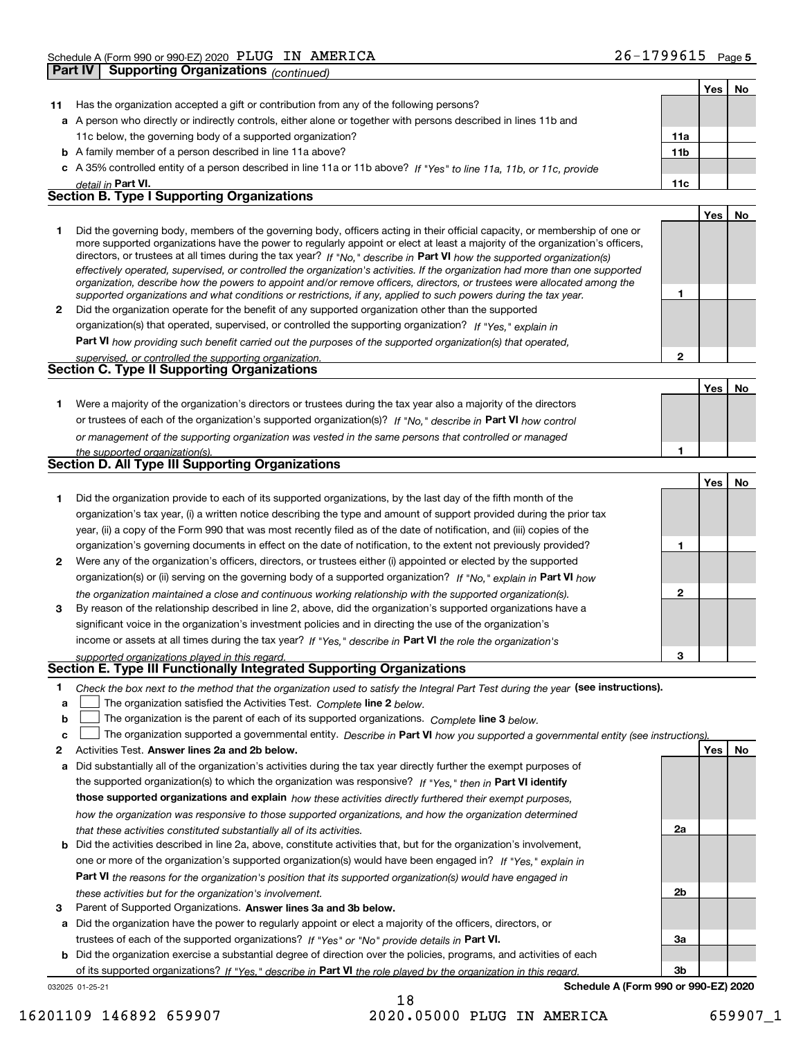**Part IV Supporting Organizations** *(continued)*

| | | | Yes | No |
|---|---|---|---|---|
| **11** | Has the organization accepted a gift or contribution from any of the following persons? | | | |
| **a** | A person who directly or indirectly controls, either alone or together with persons described in lines 11b and 11c below, the governing body of a supported organization? | 11a | | |
| **b** | A family member of a person described in line 11a above? | 11b | | |
| **c** | A 35% controlled entity of a person described in line 11a or 11b above? *If "Yes" to line 11a, 11b, or 11c, provide detail in* **Part VI.** | 11c | | |

## Section B. Type I Supporting Organizations

| | | | Yes | No |
|---|---|---|---|---|
| **1** | Did the governing body, members of the governing body, officers acting in their official capacity, or membership of one or more supported organizations have the power to regularly appoint or elect at least a majority of the organization's officers, directors, or trustees at all times during the tax year? *If "No," describe in* **Part VI** *how the supported organization(s) effectively operated, supervised, or controlled the organization's activities. If the organization had more than one supported organization, describe how the powers to appoint and/or remove officers, directors, or trustees were allocated among the supported organizations and what conditions or restrictions, if any, applied to such powers during the tax year.* | 1 | | |
| **2** | Did the organization operate for the benefit of any supported organization other than the supported organization(s) that operated, supervised, or controlled the supporting organization? *If "Yes," explain in* **Part VI** *how providing such benefit carried out the purposes of the supported organization(s) that operated, supervised, or controlled the supporting organization.* | 2 | | |

## Section C. Type II Supporting Organizations

| | | | Yes | No |
|---|---|---|---|---|
| **1** | Were a majority of the organization's directors or trustees during the tax year also a majority of the directors or trustees of each of the organization's supported organization(s)? *If "No," describe in* **Part VI** *how control or management of the supporting organization was vested in the same persons that controlled or managed the supported organization(s).* | 1 | | |

## Section D. All Type III Supporting Organizations

| | | | Yes | No |
|---|---|---|---|---|
| **1** | Did the organization provide to each of its supported organizations, by the last day of the fifth month of the organization's tax year, (i) a written notice describing the type and amount of support provided during the prior tax year, (ii) a copy of the Form 990 that was most recently filed as of the date of notification, and (iii) copies of the organization's governing documents in effect on the date of notification, to the extent not previously provided? | 1 | | |
| **2** | Were any of the organization's officers, directors, or trustees either (i) appointed or elected by the supported organization(s) or (ii) serving on the governing body of a supported organization? *If "No," explain in* **Part VI** *how the organization maintained a close and continuous working relationship with the supported organization(s).* | 2 | | |
| **3** | By reason of the relationship described in line 2, above, did the organization's supported organizations have a significant voice in the organization's investment policies and in directing the use of the organization's income or assets at all times during the tax year? *If "Yes," describe in* **Part VI** *the role the organization's supported organizations played in this regard.* | 3 | | |

## Section E. Type III Functionally Integrated Supporting Organizations

**1** *Check the box next to the method that the organization used to satisfy the Integral Part Test during the year* **(see instructions).**

- **a** ☐ The organization satisfied the Activities Test. *Complete* **line 2** *below.*
- **b** ☐ The organization is the parent of each of its supported organizations. *Complete* **line 3** *below.*
- **c** ☐ The organization supported a governmental entity. *Describe in* **Part VI** *how you supported a governmental entity (see instructions).*

| | | | Yes | No |
|---|---|---|---|---|
| **2** | Activities Test. **Answer lines 2a and 2b below.** | | | |
| **a** | Did substantially all of the organization's activities during the tax year directly further the exempt purposes of the supported organization(s) to which the organization was responsive? *If "Yes," then in* **Part VI identify those supported organizations and explain** *how these activities directly furthered their exempt purposes, how the organization was responsive to those supported organizations, and how the organization determined that these activities constituted substantially all of its activities.* | 2a | | |
| **b** | Did the activities described in line 2a, above, constitute activities that, but for the organization's involvement, one or more of the organization's supported organization(s) would have been engaged in? *If "Yes," explain in* **Part VI** *the reasons for the organization's position that its supported organization(s) would have engaged in these activities but for the organization's involvement.* | 2b | | |
| **3** | Parent of Supported Organizations. **Answer lines 3a and 3b below.** | | | |
| **a** | Did the organization have the power to regularly appoint or elect a majority of the officers, directors, or trustees of each of the supported organizations? *If "Yes" or "No" provide details in* **Part VI.** | 3a | | |
| **b** | Did the organization exercise a substantial degree of direction over the policies, programs, and activities of each of its supported organizations? *If "Yes," describe in* **Part VI** *the role played by the organization in this regard.* | 3b | | |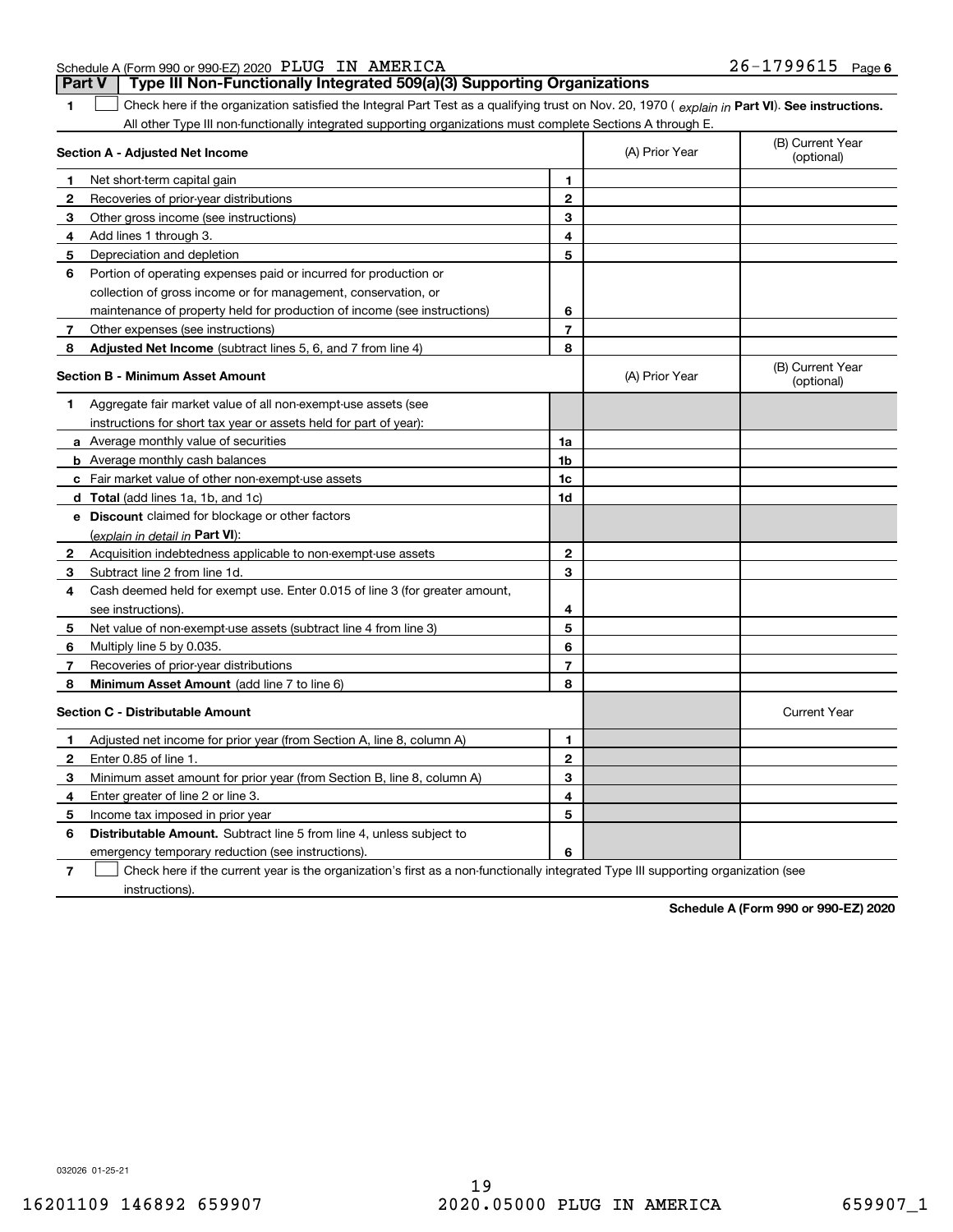Schedule A (Form 990 or 990-EZ) 2020 PLUG IN AMERICA 26-1799615 Page 6

## Part V Type III Non-Functionally Integrated 509(a)(3) Supporting Organizations

**1** ☐ Check here if the organization satisfied the Integral Part Test as a qualifying trust on Nov. 20, 1970 ( *explain in* **Part VI**). **See instructions.** All other Type III non-functionally integrated supporting organizations must complete Sections A through E.

| **Section A - Adjusted Net Income** | | (A) Prior Year | (B) Current Year (optional) |
|---|---|---|---|
| **1** Net short-term capital gain | 1 | | |
| **2** Recoveries of prior-year distributions | 2 | | |
| **3** Other gross income (see instructions) | 3 | | |
| **4** Add lines 1 through 3. | 4 | | |
| **5** Depreciation and depletion | 5 | | |
| **6** Portion of operating expenses paid or incurred for production or collection of gross income or for management, conservation, or maintenance of property held for production of income (see instructions) | 6 | | |
| **7** Other expenses (see instructions) | 7 | | |
| **8** **Adjusted Net Income** (subtract lines 5, 6, and 7 from line 4) | 8 | | |

| **Section B - Minimum Asset Amount** | | (A) Prior Year | (B) Current Year (optional) |
|---|---|---|---|
| **1** Aggregate fair market value of all non-exempt-use assets (see instructions for short tax year or assets held for part of year): | | | |
| **a** Average monthly value of securities | 1a | | |
| **b** Average monthly cash balances | 1b | | |
| **c** Fair market value of other non-exempt-use assets | 1c | | |
| **d** **Total** (add lines 1a, 1b, and 1c) | 1d | | |
| **e** **Discount** claimed for blockage or other factors (*explain in detail in* **Part VI**): | | | |
| **2** Acquisition indebtedness applicable to non-exempt-use assets | 2 | | |
| **3** Subtract line 2 from line 1d. | 3 | | |
| **4** Cash deemed held for exempt use. Enter 0.015 of line 3 (for greater amount, see instructions). | 4 | | |
| **5** Net value of non-exempt-use assets (subtract line 4 from line 3) | 5 | | |
| **6** Multiply line 5 by 0.035. | 6 | | |
| **7** Recoveries of prior-year distributions | 7 | | |
| **8** **Minimum Asset Amount** (add line 7 to line 6) | 8 | | |

| **Section C - Distributable Amount** | | | Current Year |
|---|---|---|---|
| **1** Adjusted net income for prior year (from Section A, line 8, column A) | 1 | | |
| **2** Enter 0.85 of line 1. | 2 | | |
| **3** Minimum asset amount for prior year (from Section B, line 8, column A) | 3 | | |
| **4** Enter greater of line 2 or line 3. | 4 | | |
| **5** Income tax imposed in prior year | 5 | | |
| **6** **Distributable Amount.** Subtract line 5 from line 4, unless subject to emergency temporary reduction (see instructions). | 6 | | |

**7** ☐ Check here if the current year is the organization's first as a non-functionally integrated Type III supporting organization (see instructions).

**Schedule A (Form 990 or 990-EZ) 2020**

032026 01-25-21

16201109 146892 659907 2020.05000 PLUG IN AMERICA 659907_1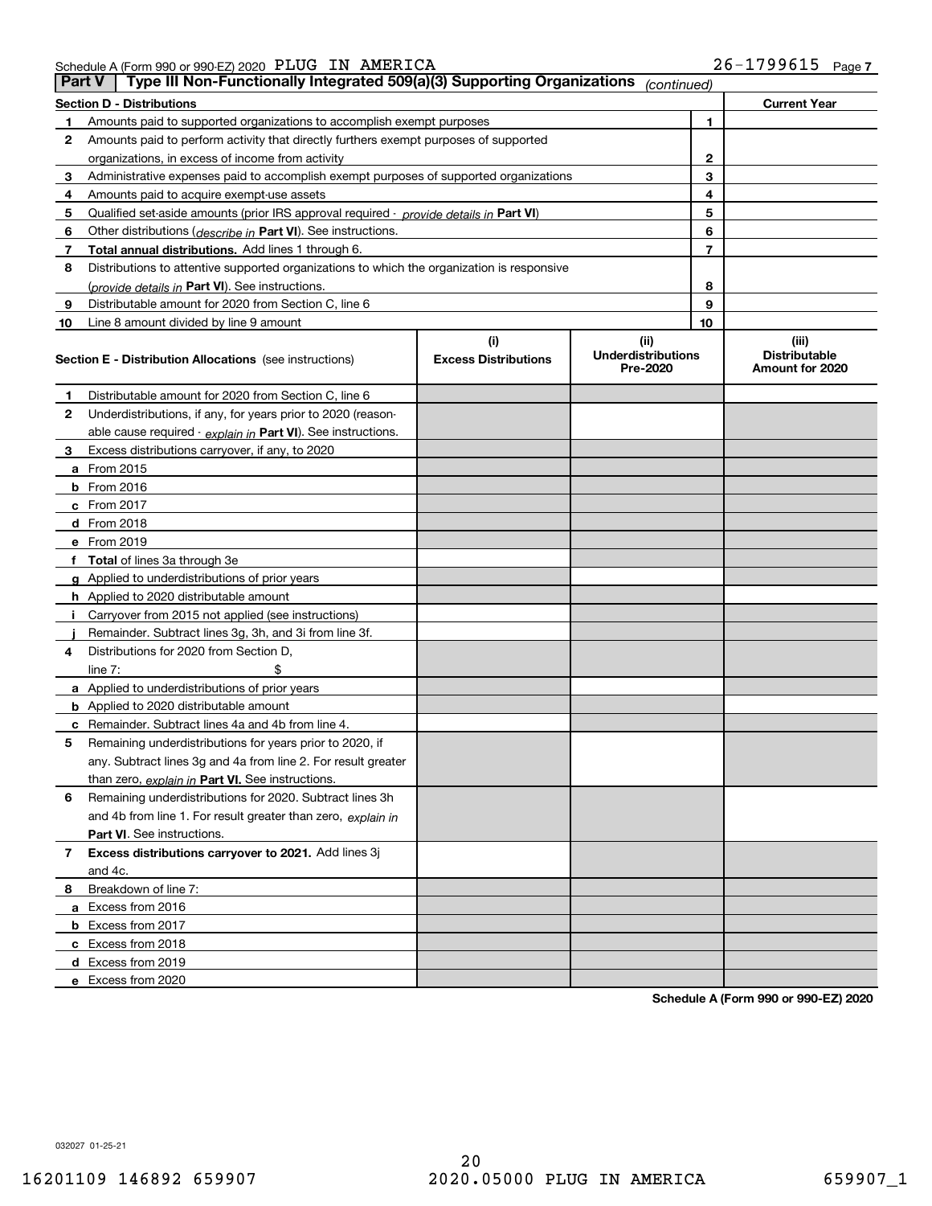Schedule A (Form 990 or 990-EZ) 2020 PLUG IN AMERICA 26-1799615 Page 7

**Part V | Type III Non-Functionally Integrated 509(a)(3) Supporting Organizations** *(continued)*

| Section D - Distributions | | | Current Year |
|---|---|---|---|
| 1 | Amounts paid to supported organizations to accomplish exempt purposes | 1 | |
| 2 | Amounts paid to perform activity that directly furthers exempt purposes of supported organizations, in excess of income from activity | 2 | |
| 3 | Administrative expenses paid to accomplish exempt purposes of supported organizations | 3 | |
| 4 | Amounts paid to acquire exempt-use assets | 4 | |
| 5 | Qualified set-aside amounts (prior IRS approval required - *provide details in* **Part VI**) | 5 | |
| 6 | Other distributions (*describe in* **Part VI**). See instructions. | 6 | |
| 7 | **Total annual distributions.** Add lines 1 through 6. | 7 | |
| 8 | Distributions to attentive supported organizations to which the organization is responsive (*provide details in* **Part VI**). See instructions. | 8 | |
| 9 | Distributable amount for 2020 from Section C, line 6 | 9 | |
| 10 | Line 8 amount divided by line 9 amount | 10 | |

| **Section E - Distribution Allocations** (see instructions) | (i) Excess Distributions | (ii) Underdistributions Pre-2020 | (iii) Distributable Amount for 2020 |
|---|---|---|---|
| **1** Distributable amount for 2020 from Section C, line 6 | | | |
| **2** Underdistributions, if any, for years prior to 2020 (reasonable cause required - *explain in* **Part VI**). See instructions. | | | |
| **3** Excess distributions carryover, if any, to 2020 | | | |
| **a** From 2015 | | | |
| **b** From 2016 | | | |
| **c** From 2017 | | | |
| **d** From 2018 | | | |
| **e** From 2019 | | | |
| **f** **Total** of lines 3a through 3e | | | |
| **g** Applied to underdistributions of prior years | | | |
| **h** Applied to 2020 distributable amount | | | |
| **i** Carryover from 2015 not applied (see instructions) | | | |
| **j** Remainder. Subtract lines 3g, 3h, and 3i from line 3f. | | | |
| **4** Distributions for 2020 from Section D, line 7: $ | | | |
| **a** Applied to underdistributions of prior years | | | |
| **b** Applied to 2020 distributable amount | | | |
| **c** Remainder. Subtract lines 4a and 4b from line 4. | | | |
| **5** Remaining underdistributions for years prior to 2020, if any. Subtract lines 3g and 4a from line 2. For result greater than zero, *explain in* **Part VI.** See instructions. | | | |
| **6** Remaining underdistributions for 2020. Subtract lines 3h and 4b from line 1. For result greater than zero, *explain in* **Part VI**. See instructions. | | | |
| **7** **Excess distributions carryover to 2021.** Add lines 3j and 4c. | | | |
| **8** Breakdown of line 7: | | | |
| **a** Excess from 2016 | | | |
| **b** Excess from 2017 | | | |
| **c** Excess from 2018 | | | |
| **d** Excess from 2019 | | | |
| **e** Excess from 2020 | | | |

**Schedule A (Form 990 or 990-EZ) 2020**

032027 01-25-21

16201109 146892 659907 2020.05000 PLUG IN AMERICA 659907_1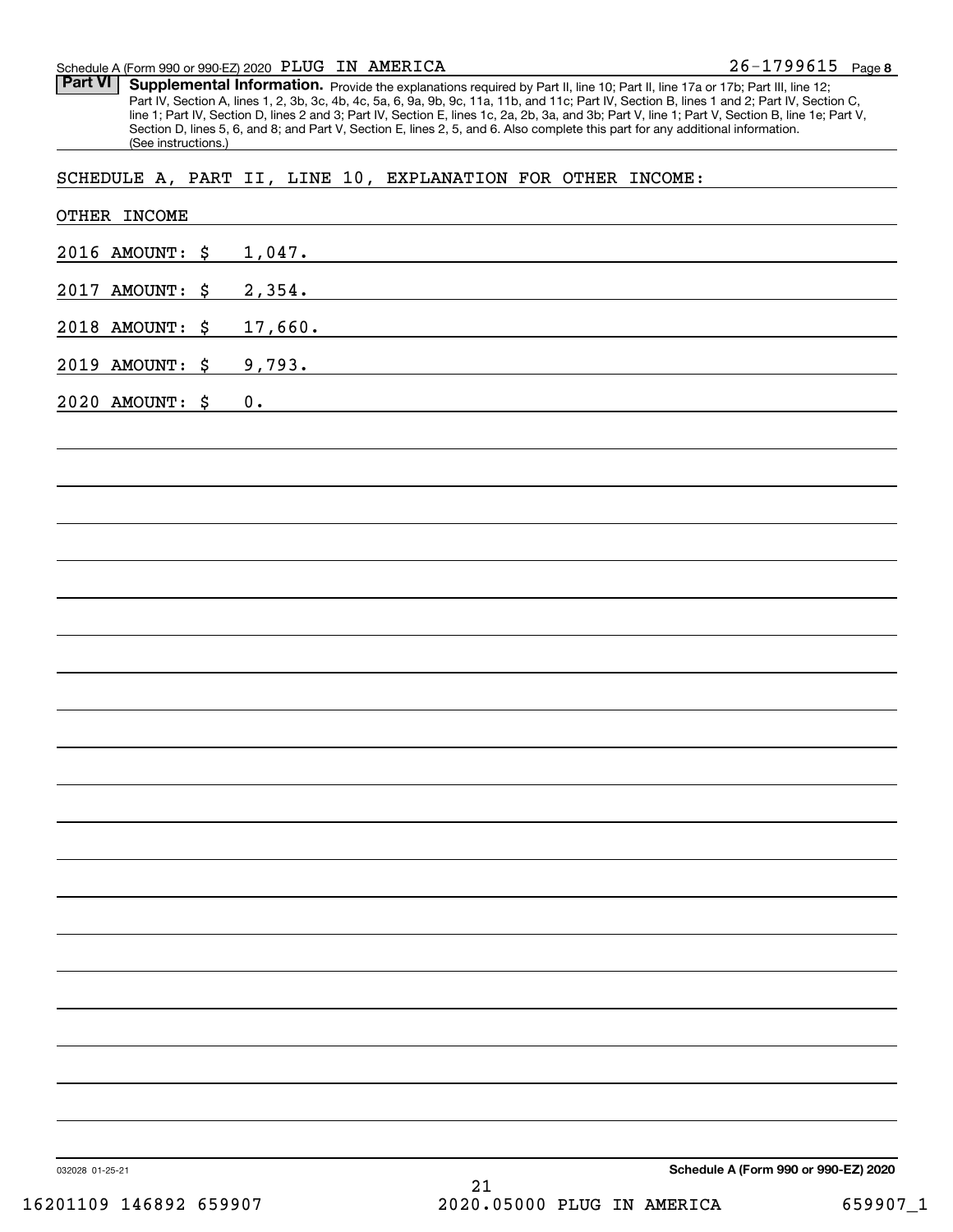Schedule A (Form 990 or 990-EZ) 2020 PLUG IN AMERICA 26-1799615 Page 8

**Part VI** **Supplemental Information.** Provide the explanations required by Part II, line 10; Part II, line 17a or 17b; Part III, line 12; Part IV, Section A, lines 1, 2, 3b, 3c, 4b, 4c, 5a, 6, 9a, 9b, 9c, 11a, 11b, and 11c; Part IV, Section B, lines 1 and 2; Part IV, Section C, line 1; Part IV, Section D, lines 2 and 3; Part IV, Section E, lines 1c, 2a, 2b, 3a, and 3b; Part V, line 1; Part V, Section B, line 1e; Part V, Section D, lines 5, 6, and 8; and Part V, Section E, lines 2, 5, and 6. Also complete this part for any additional information. (See instructions.)

SCHEDULE A, PART II, LINE 10, EXPLANATION FOR OTHER INCOME:

OTHER INCOME

2016 AMOUNT: $ 1,047.

2017 AMOUNT: $ 2,354.

2018 AMOUNT: $ 17,660.

2019 AMOUNT: $ 9,793.

2020 AMOUNT: $ 0.

032028 01-25-21 **Schedule A (Form 990 or 990-EZ) 2020**

16201109 146892 659907 2020.05000 PLUG IN AMERICA 659907_1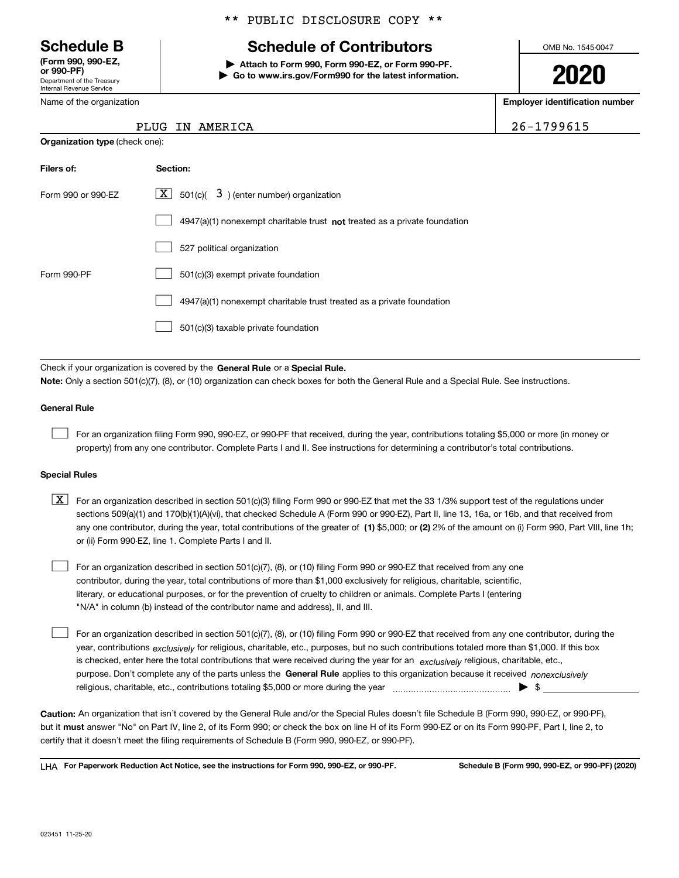\*\* PUBLIC DISCLOSURE COPY \*\*

# Schedule B

**(Form 990, 990-EZ, or 990-PF)**
Department of the Treasury
Internal Revenue Service

## Schedule of Contributors

**▶ Attach to Form 990, Form 990-EZ, or Form 990-PF.**
**▶ Go to www.irs.gov/Form990 for the latest information.**

OMB No. 1545-0047

**2020**

Name of the organization: PLUG IN AMERICA

**Employer identification number:** 26-1799615

**Organization type** (check one):

| Filers of: | Section: |
|---|---|
| Form 990 or 990-EZ | [X] 501(c)( 3 ) (enter number) organization |
| | [ ] 4947(a)(1) nonexempt charitable trust **not** treated as a private foundation |
| | [ ] 527 political organization |
| Form 990-PF | [ ] 501(c)(3) exempt private foundation |
| | [ ] 4947(a)(1) nonexempt charitable trust treated as a private foundation |
| | [ ] 501(c)(3) taxable private foundation |

Check if your organization is covered by the **General Rule** or a **Special Rule.**

**Note:** Only a section 501(c)(7), (8), or (10) organization can check boxes for both the General Rule and a Special Rule. See instructions.

**General Rule**

[ ] For an organization filing Form 990, 990-EZ, or 990-PF that received, during the year, contributions totaling $5,000 or more (in money or property) from any one contributor. Complete Parts I and II. See instructions for determining a contributor's total contributions.

**Special Rules**

[X] For an organization described in section 501(c)(3) filing Form 990 or 990-EZ that met the 33 1/3% support test of the regulations under sections 509(a)(1) and 170(b)(1)(A)(vi), that checked Schedule A (Form 990 or 990-EZ), Part II, line 13, 16a, or 16b, and that received from any one contributor, during the year, total contributions of the greater of **(1)** $5,000; or **(2)** 2% of the amount on (i) Form 990, Part VIII, line 1h; or (ii) Form 990-EZ, line 1. Complete Parts I and II.

[ ] For an organization described in section 501(c)(7), (8), or (10) filing Form 990 or 990-EZ that received from any one contributor, during the year, total contributions of more than $1,000 exclusively for religious, charitable, scientific, literary, or educational purposes, or for the prevention of cruelty to children or animals. Complete Parts I (entering "N/A" in column (b) instead of the contributor name and address), II, and III.

[ ] For an organization described in section 501(c)(7), (8), or (10) filing Form 990 or 990-EZ that received from any one contributor, during the year, contributions *exclusively* for religious, charitable, etc., purposes, but no such contributions totaled more than $1,000. If this box is checked, enter here the total contributions that were received during the year for an *exclusively* religious, charitable, etc., purpose. Don't complete any of the parts unless the **General Rule** applies to this organization because it received *nonexclusively* religious, charitable, etc., contributions totaling $5,000 or more during the year ▶ $

**Caution:** An organization that isn't covered by the General Rule and/or the Special Rules doesn't file Schedule B (Form 990, 990-EZ, or 990-PF), but it **must** answer "No" on Part IV, line 2, of its Form 990; or check the box on line H of its Form 990-EZ or on its Form 990-PF, Part I, line 2, to certify that it doesn't meet the filing requirements of Schedule B (Form 990, 990-EZ, or 990-PF).

LHA **For Paperwork Reduction Act Notice, see the instructions for Form 990, 990-EZ, or 990-PF.** **Schedule B (Form 990, 990-EZ, or 990-PF) (2020)**

023451 11-25-20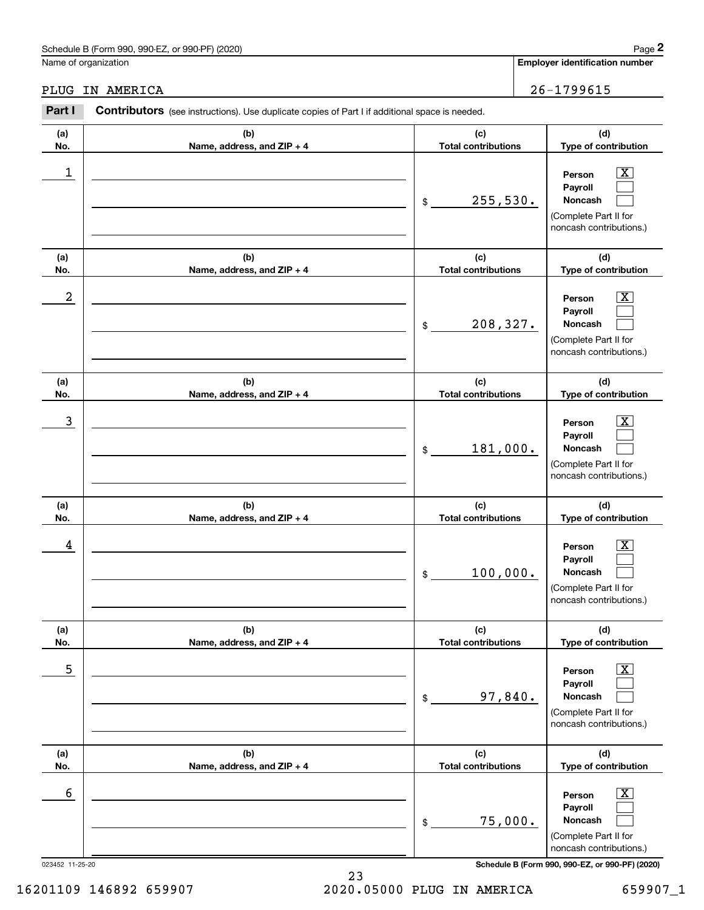Schedule B (Form 990, 990-EZ, or 990-PF) (2020)

Name of organization: PLUG IN AMERICA

Employer identification number: 26-1799615

**Part I** **Contributors** (see instructions). Use duplicate copies of Part I if additional space is needed.

| (a) No. | (b) Name, address, and ZIP + 4 | (c) Total contributions | (d) Type of contribution |
|---|---|---|---|
| 1 | | $ 255,530. | Person [X] Payroll [ ] Noncash [ ] (Complete Part II for noncash contributions.) |
| 2 | | $ 208,327. | Person [X] Payroll [ ] Noncash [ ] (Complete Part II for noncash contributions.) |
| 3 | | $ 181,000. | Person [X] Payroll [ ] Noncash [ ] (Complete Part II for noncash contributions.) |
| 4 | | $ 100,000. | Person [X] Payroll [ ] Noncash [ ] (Complete Part II for noncash contributions.) |
| 5 | | $ 97,840. | Person [X] Payroll [ ] Noncash [ ] (Complete Part II for noncash contributions.) |
| 6 | | $ 75,000. | Person [X] Payroll [ ] Noncash [ ] (Complete Part II for noncash contributions.) |

023452 11-25-20

16201109 146892 659907 2020.05000 PLUG IN AMERICA 659907_1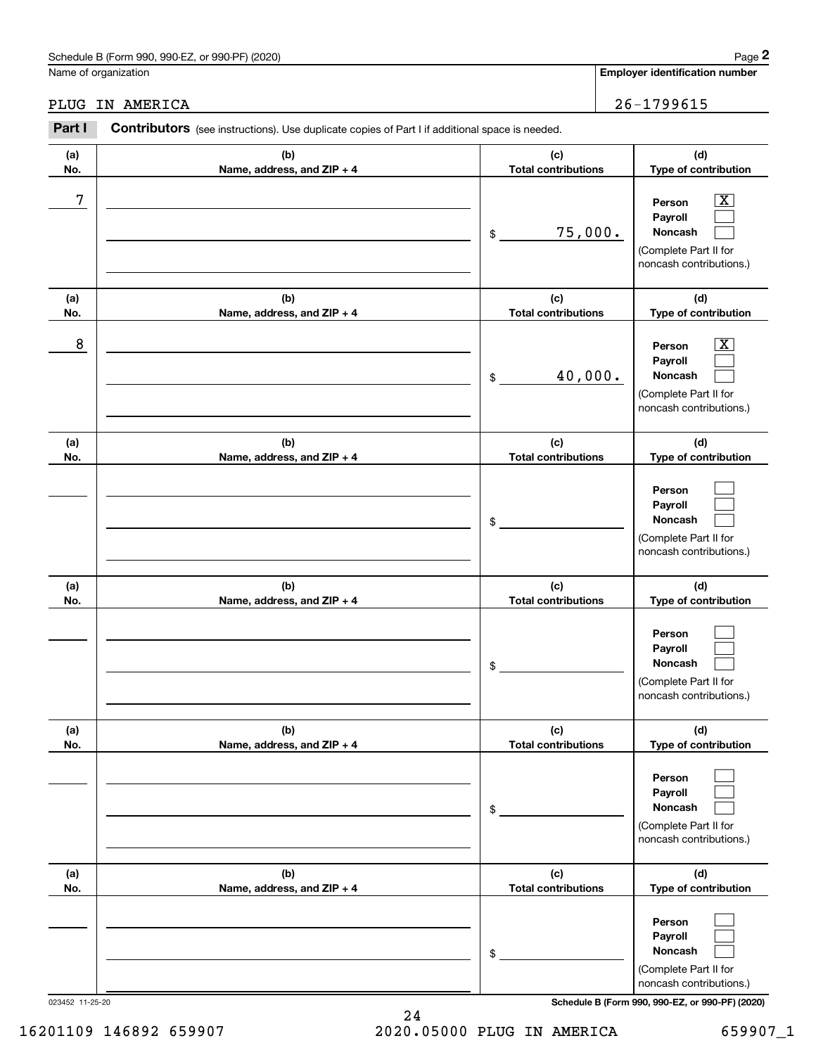Schedule B (Form 990, 990-EZ, or 990-PF) (2020)

Name of organization: PLUG IN AMERICA

Employer identification number: 26-1799615

**Part I** **Contributors** (see instructions). Use duplicate copies of Part I if additional space is needed.

| (a) No. | (b) Name, address, and ZIP + 4 | (c) Total contributions | (d) Type of contribution |
|---|---|---|---|
| 7 | | $ 75,000. | Person [X] Payroll [ ] Noncash [ ] (Complete Part II for noncash contributions.) |
| 8 | | $ 40,000. | Person [X] Payroll [ ] Noncash [ ] (Complete Part II for noncash contributions.) |
| | | $ | Person [ ] Payroll [ ] Noncash [ ] (Complete Part II for noncash contributions.) |
| | | $ | Person [ ] Payroll [ ] Noncash [ ] (Complete Part II for noncash contributions.) |
| | | $ | Person [ ] Payroll [ ] Noncash [ ] (Complete Part II for noncash contributions.) |
| | | $ | Person [ ] Payroll [ ] Noncash [ ] (Complete Part II for noncash contributions.) |

023452 11-25-20

16201109 146892 659907 2020.05000 PLUG IN AMERICA 659907_1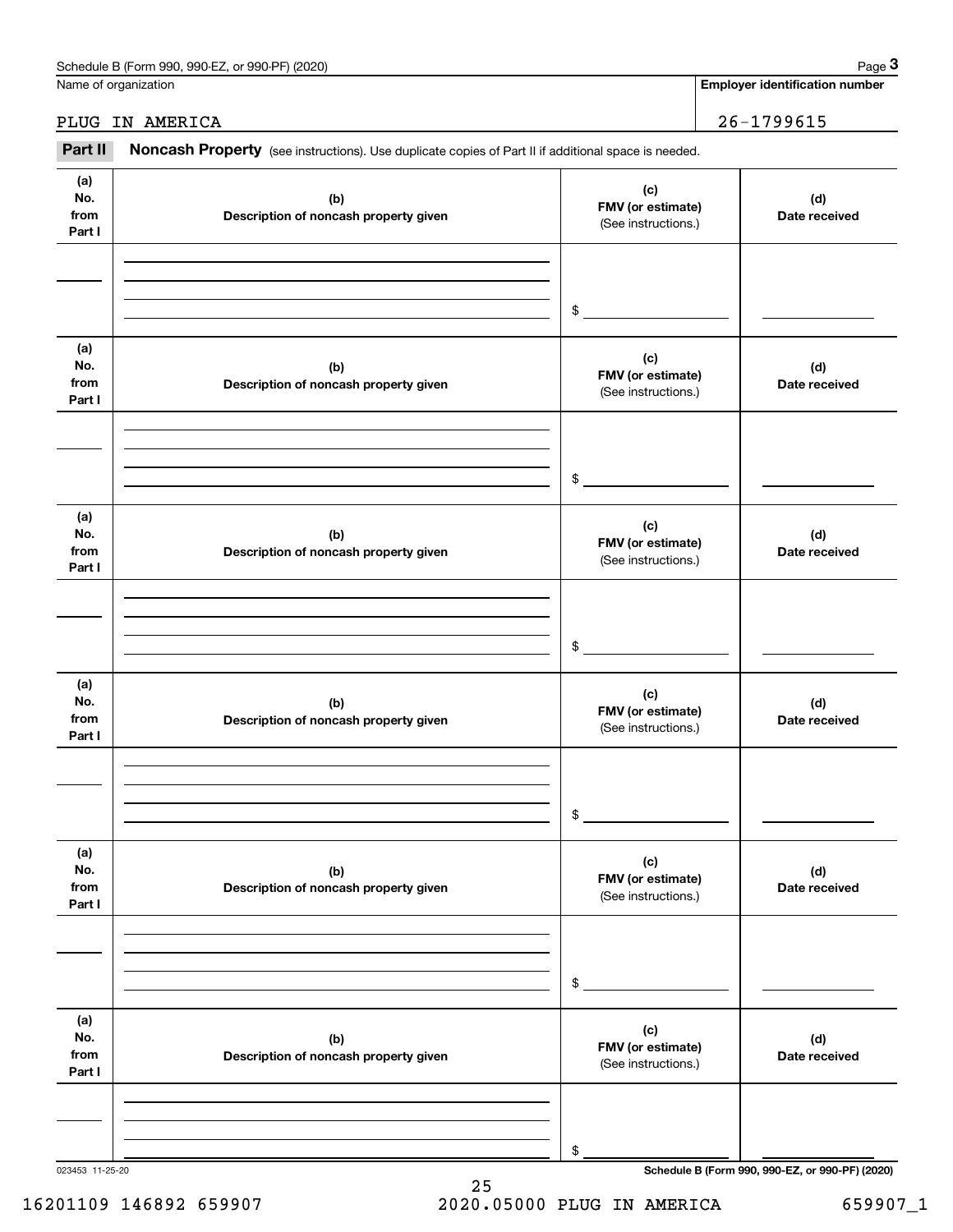Name of organization

PLUG IN AMERICA

**Employer identification number**

26-1799615

**Part II** **Noncash Property** (see instructions). Use duplicate copies of Part II if additional space is needed.

| (a) No. from Part I | (b) Description of noncash property given | (c) FMV (or estimate) (See instructions.) | (d) Date received |
|---|---|---|---|
| | | $ | |

| (a) No. from Part I | (b) Description of noncash property given | (c) FMV (or estimate) (See instructions.) | (d) Date received |
|---|---|---|---|
| | | $ | |

| (a) No. from Part I | (b) Description of noncash property given | (c) FMV (or estimate) (See instructions.) | (d) Date received |
|---|---|---|---|
| | | $ | |

| (a) No. from Part I | (b) Description of noncash property given | (c) FMV (or estimate) (See instructions.) | (d) Date received |
|---|---|---|---|
| | | $ | |

| (a) No. from Part I | (b) Description of noncash property given | (c) FMV (or estimate) (See instructions.) | (d) Date received |
|---|---|---|---|
| | | $ | |

| (a) No. from Part I | (b) Description of noncash property given | (c) FMV (or estimate) (See instructions.) | (d) Date received |
|---|---|---|---|
| | | $ | |

023453 11-25-20

**Schedule B (Form 990, 990-EZ, or 990-PF) (2020)**

16201109 146892 659907 2020.05000 PLUG IN AMERICA 659907_1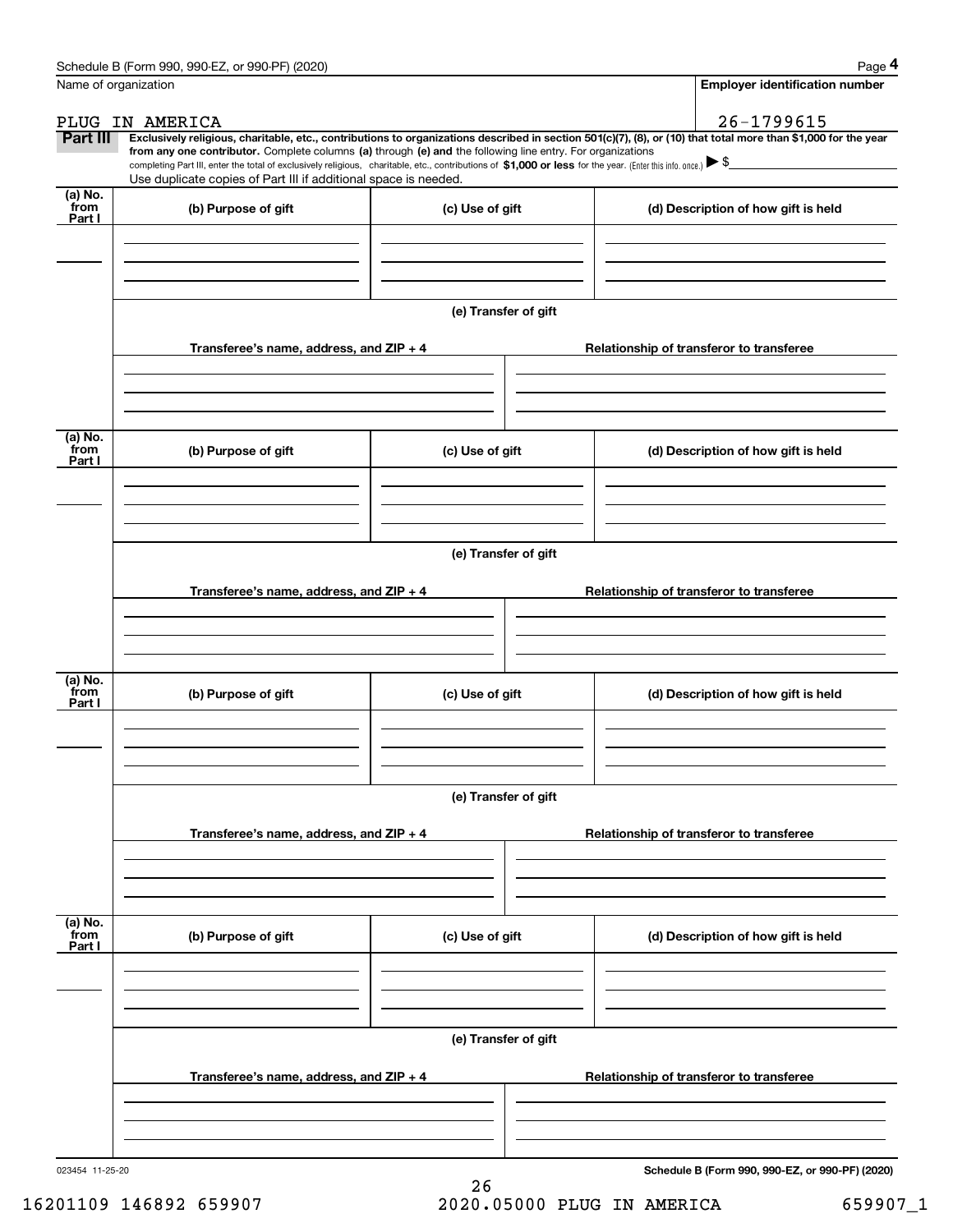Schedule B (Form 990, 990-EZ, or 990-PF) (2020) Page **4**

Name of organization

PLUG IN AMERICA

**Employer identification number**

26-1799615

**Part III** **Exclusively religious, charitable, etc., contributions to organizations described in section 501(c)(7), (8), or (10) that total more than $1,000 for the year from any one contributor.** Complete columns **(a)** through **(e) and** the following line entry. For organizations completing Part III, enter the total of exclusively religious, charitable, etc., contributions of **$1,000 or less** for the year. (Enter this info. once.) ▶ $

Use duplicate copies of Part III if additional space is needed.

| (a) No. from Part I | (b) Purpose of gift | (c) Use of gift | (d) Description of how gift is held |
|---|---|---|---|
| | | | |

**(e) Transfer of gift**

| Transferee's name, address, and ZIP + 4 | Relationship of transferor to transferee |
|---|---|
| | |

| (a) No. from Part I | (b) Purpose of gift | (c) Use of gift | (d) Description of how gift is held |
|---|---|---|---|
| | | | |

**(e) Transfer of gift**

| Transferee's name, address, and ZIP + 4 | Relationship of transferor to transferee |
|---|---|
| | |

| (a) No. from Part I | (b) Purpose of gift | (c) Use of gift | (d) Description of how gift is held |
|---|---|---|---|
| | | | |

**(e) Transfer of gift**

| Transferee's name, address, and ZIP + 4 | Relationship of transferor to transferee |
|---|---|
| | |

| (a) No. from Part I | (b) Purpose of gift | (c) Use of gift | (d) Description of how gift is held |
|---|---|---|---|
| | | | |

**(e) Transfer of gift**

| Transferee's name, address, and ZIP + 4 | Relationship of transferor to transferee |
|---|---|
| | |

023454 11-25-20

**Schedule B (Form 990, 990-EZ, or 990-PF) (2020)**

16201109 146892 659907 2020.05000 PLUG IN AMERICA 659907_1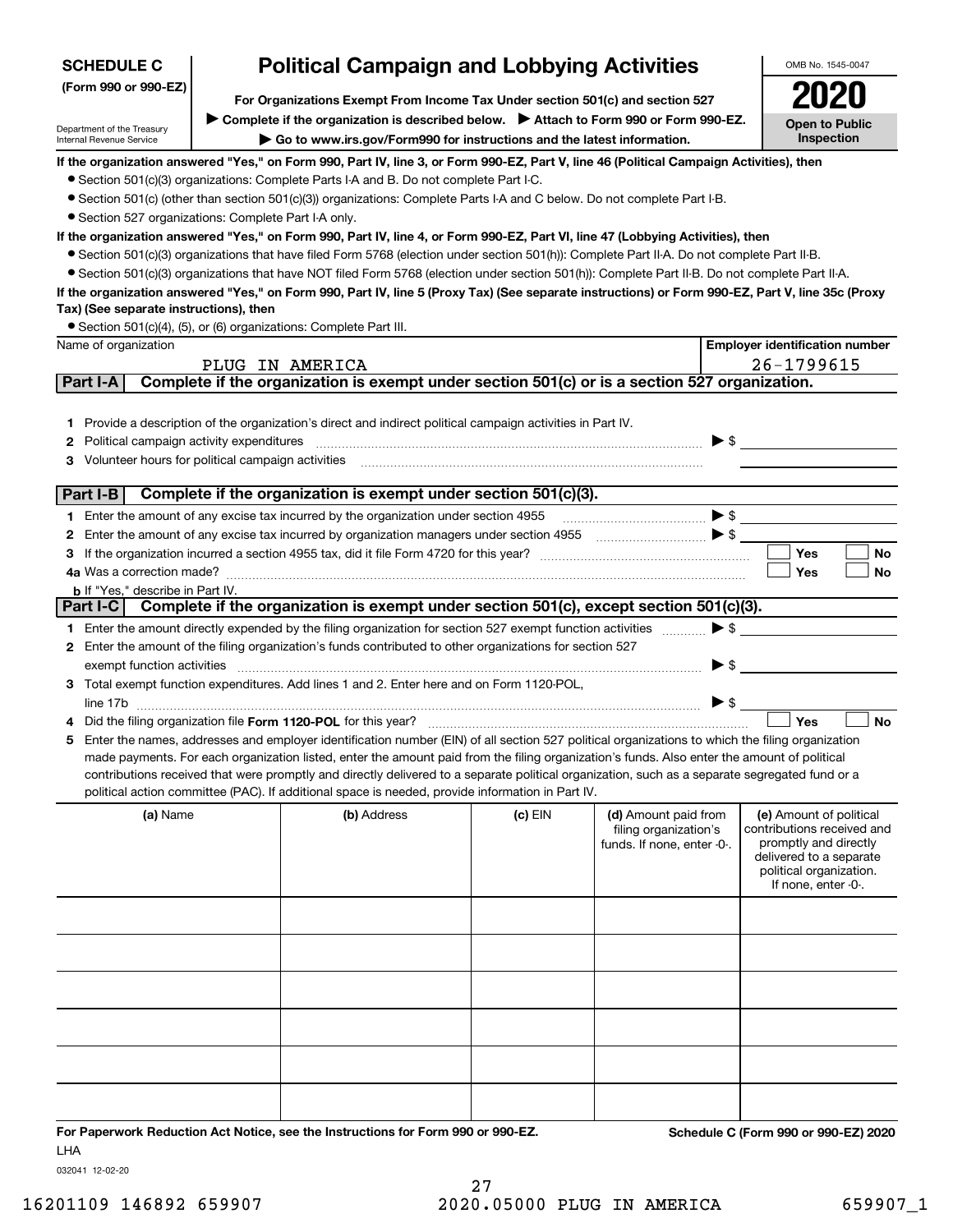**SCHEDULE C**
**(Form 990 or 990-EZ)**

Department of the Treasury
Internal Revenue Service

# Political Campaign and Lobbying Activities

**For Organizations Exempt From Income Tax Under section 501(c) and section 527**

▶ **Complete if the organization is described below.** ▶ **Attach to Form 990 or Form 990-EZ.**

▶ **Go to www.irs.gov/Form990 for instructions and the latest information.**

OMB No. 1545-0047

**2020**

**Open to Public Inspection**

**If the organization answered "Yes," on Form 990, Part IV, line 3, or Form 990-EZ, Part V, line 46 (Political Campaign Activities), then**

- Section 501(c)(3) organizations: Complete Parts I-A and B. Do not complete Part I-C.
- Section 501(c) (other than section 501(c)(3)) organizations: Complete Parts I-A and C below. Do not complete Part I-B.
- Section 527 organizations: Complete Part I-A only.

**If the organization answered "Yes," on Form 990, Part IV, line 4, or Form 990-EZ, Part VI, line 47 (Lobbying Activities), then**

- Section 501(c)(3) organizations that have filed Form 5768 (election under section 501(h)): Complete Part II-A. Do not complete Part II-B.
- Section 501(c)(3) organizations that have NOT filed Form 5768 (election under section 501(h)): Complete Part II-B. Do not complete Part II-A.

**If the organization answered "Yes," on Form 990, Part IV, line 5 (Proxy Tax) (See separate instructions) or Form 990-EZ, Part V, line 35c (Proxy Tax) (See separate instructions), then**

- Section 501(c)(4), (5), or (6) organizations: Complete Part III.

| Name of organization | Employer identification number |
|---|---|
| PLUG IN AMERICA | 26-1799615 |

## Part I-A Complete if the organization is exempt under section 501(c) or is a section 527 organization.

1. Provide a description of the organization's direct and indirect political campaign activities in Part IV.
2. Political campaign activity expenditures ▶ $
3. Volunteer hours for political campaign activities

## Part I-B Complete if the organization is exempt under section 501(c)(3).

1. Enter the amount of any excise tax incurred by the organization under section 4955 ▶ $
2. Enter the amount of any excise tax incurred by organization managers under section 4955 ▶ $
3. If the organization incurred a section 4955 tax, did it file Form 4720 for this year? ☐ Yes ☐ No

4a. Was a correction made? ☐ Yes ☐ No

b. If "Yes," describe in Part IV.

## Part I-C Complete if the organization is exempt under section 501(c), except section 501(c)(3).

1. Enter the amount directly expended by the filing organization for section 527 exempt function activities ▶ $
2. Enter the amount of the filing organization's funds contributed to other organizations for section 527 exempt function activities ▶ $
3. Total exempt function expenditures. Add lines 1 and 2. Enter here and on Form 1120-POL, line 17b ▶ $
4. Did the filing organization file **Form 1120-POL** for this year? ☐ Yes ☐ No
5. Enter the names, addresses and employer identification number (EIN) of all section 527 political organizations to which the filing organization made payments. For each organization listed, enter the amount paid from the filing organization's funds. Also enter the amount of political contributions received that were promptly and directly delivered to a separate political organization, such as a separate segregated fund or a political action committee (PAC). If additional space is needed, provide information in Part IV.

| (a) Name | (b) Address | (c) EIN | (d) Amount paid from filing organization's funds. If none, enter -0-. | (e) Amount of political contributions received and promptly and directly delivered to a separate political organization. If none, enter -0-. |
|---|---|---|---|---|
| | | | | |
| | | | | |
| | | | | |
| | | | | |
| | | | | |
| | | | | |

**For Paperwork Reduction Act Notice, see the Instructions for Form 990 or 990-EZ.**

LHA

032041 12-02-20

**Schedule C (Form 990 or 990-EZ) 2020**

16201109 146892 659907 2020.05000 PLUG IN AMERICA 659907_1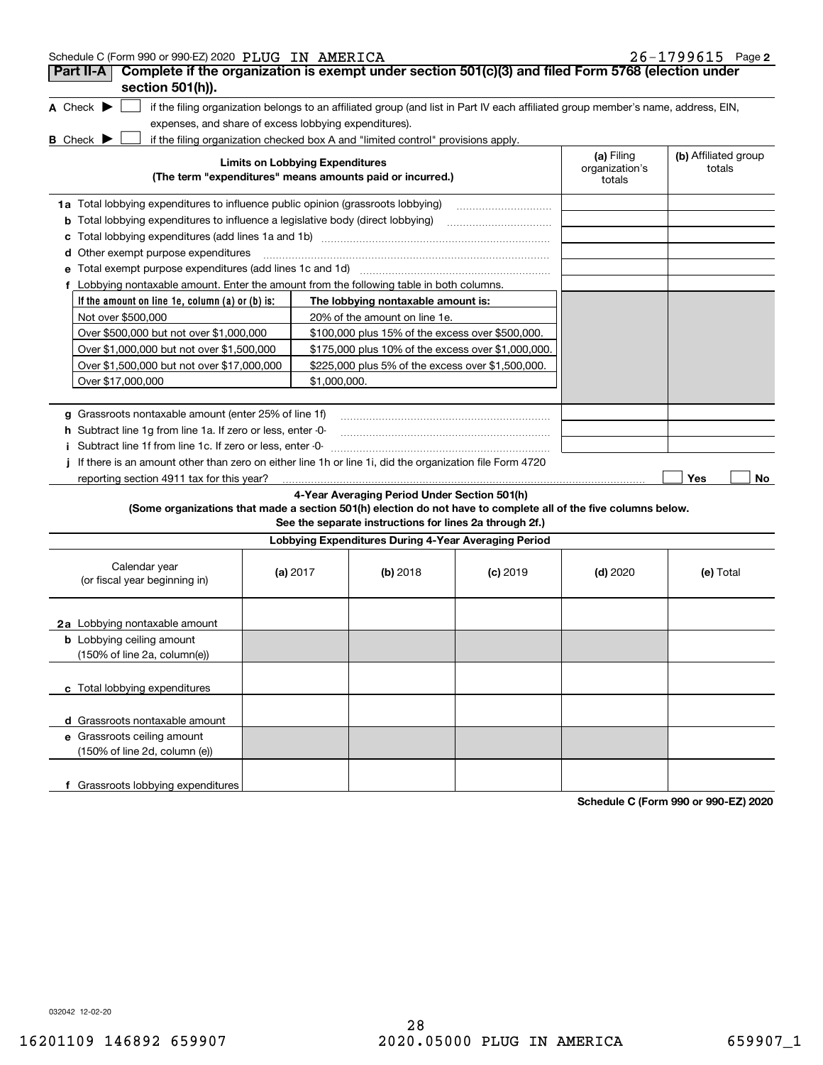Schedule C (Form 990 or 990-EZ) 2020 PLUG IN AMERICA 26-1799615 Page 2

## Part II-A Complete if the organization is exempt under section 501(c)(3) and filed Form 5768 (election under section 501(h)).

**A** Check ▶ ☐ if the filing organization belongs to an affiliated group (and list in Part IV each affiliated group member's name, address, EIN, expenses, and share of excess lobbying expenditures).

**B** Check ▶ ☐ if the filing organization checked box A and "limited control" provisions apply.

| Limits on Lobbying Expenditures (The term "expenditures" means amounts paid or incurred.) | (a) Filing organization's totals | (b) Affiliated group totals |
|---|---|---|
| **1a** Total lobbying expenditures to influence public opinion (grassroots lobbying) | | |
| **b** Total lobbying expenditures to influence a legislative body (direct lobbying) | | |
| **c** Total lobbying expenditures (add lines 1a and 1b) | | |
| **d** Other exempt purpose expenditures | | |
| **e** Total exempt purpose expenditures (add lines 1c and 1d) | | |
| **f** Lobbying nontaxable amount. Enter the amount from the following table in both columns. | | |

| If the amount on line 1e, column (a) or (b) is: | The lobbying nontaxable amount is: |
|---|---|
| Not over $500,000 | 20% of the amount on line 1e. |
| Over $500,000 but not over $1,000,000 | $100,000 plus 15% of the excess over $500,000. |
| Over $1,000,000 but not over $1,500,000 | $175,000 plus 10% of the excess over $1,000,000. |
| Over $1,500,000 but not over $17,000,000 | $225,000 plus 5% of the excess over $1,500,000. |
| Over $17,000,000 | $1,000,000. |

| | (a) | (b) |
|---|---|---|
| **g** Grassroots nontaxable amount (enter 25% of line 1f) | | |
| **h** Subtract line 1g from line 1a. If zero or less, enter -0- | | |
| **i** Subtract line 1f from line 1c. If zero or less, enter -0- | | |

**j** If there is an amount other than zero on either line 1h or line 1i, did the organization file Form 4720 reporting section 4911 tax for this year? ☐ Yes ☐ No

### 4-Year Averaging Period Under Section 501(h)

**(Some organizations that made a section 501(h) election do not have to complete all of the five columns below. See the separate instructions for lines 2a through 2f.)**

| Lobbying Expenditures During 4-Year Averaging Period | | | | | |
|---|---|---|---|---|---|
| Calendar year (or fiscal year beginning in) | (a) 2017 | (b) 2018 | (c) 2019 | (d) 2020 | (e) Total |
| **2a** Lobbying nontaxable amount | | | | | |
| **b** Lobbying ceiling amount (150% of line 2a, column(e)) | | | | | |
| **c** Total lobbying expenditures | | | | | |
| **d** Grassroots nontaxable amount | | | | | |
| **e** Grassroots ceiling amount (150% of line 2d, column (e)) | | | | | |
| **f** Grassroots lobbying expenditures | | | | | |

**Schedule C (Form 990 or 990-EZ) 2020**

032042 12-02-20

16201109 146892 659907 2020.05000 PLUG IN AMERICA 659907_1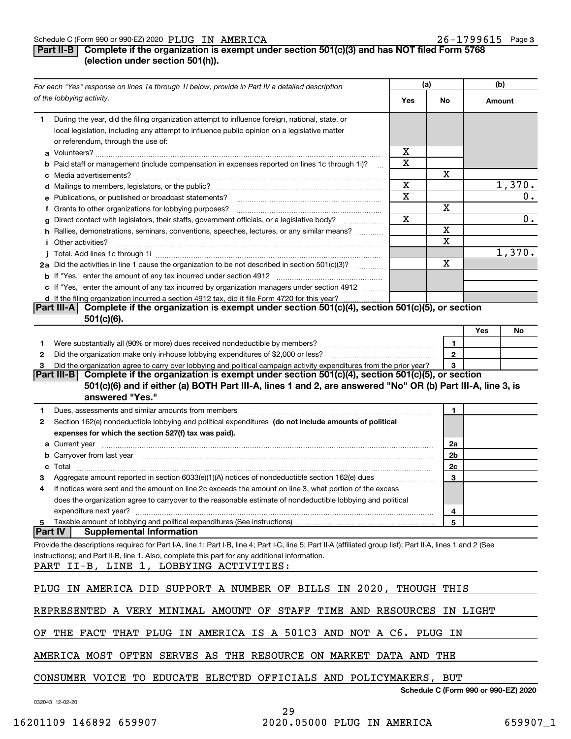Schedule C (Form 990 or 990-EZ) 2020 PLUG IN AMERICA 26-1799615 Page 3

**Part II-B Complete if the organization is exempt under section 501(c)(3) and has NOT filed Form 5768 (election under section 501(h)).**

| *For each "Yes" response on lines 1a through 1i below, provide in Part IV a detailed description of the lobbying activity.* | (a) Yes | (a) No | (b) Amount |
|---|---|---|---|
| **1** During the year, did the filing organization attempt to influence foreign, national, state, or local legislation, including any attempt to influence public opinion on a legislative matter or referendum, through the use of: | | | |
| **a** Volunteers? | X | | |
| **b** Paid staff or management (include compensation in expenses reported on lines 1c through 1i)? | X | | |
| **c** Media advertisements? | | X | |
| **d** Mailings to members, legislators, or the public? | X | | 1,370. |
| **e** Publications, or published or broadcast statements? | X | | 0. |
| **f** Grants to other organizations for lobbying purposes? | | X | |
| **g** Direct contact with legislators, their staffs, government officials, or a legislative body? | X | | 0. |
| **h** Rallies, demonstrations, seminars, conventions, speeches, lectures, or any similar means? | | X | |
| **i** Other activities? | | X | |
| **j** Total. Add lines 1c through 1i | | | 1,370. |
| **2a** Did the activities in line 1 cause the organization to be not described in section 501(c)(3)? | | X | |
| **b** If "Yes," enter the amount of any tax incurred under section 4912 | | | |
| **c** If "Yes," enter the amount of any tax incurred by organization managers under section 4912 | | | |
| **d** If the filing organization incurred a section 4912 tax, did it file Form 4720 for this year? | | | |

**Part III-A Complete if the organization is exempt under section 501(c)(4), section 501(c)(5), or section 501(c)(6).**

| | | Yes | No |
|---|---|---|---|
| **1** Were substantially all (90% or more) dues received nondeductible by members? | 1 | | |
| **2** Did the organization make only in-house lobbying expenditures of $2,000 or less? | 2 | | |
| **3** Did the organization agree to carry over lobbying and political campaign activity expenditures from the prior year? | 3 | | |

**Part III-B Complete if the organization is exempt under section 501(c)(4), section 501(c)(5), or section 501(c)(6) and if either (a) BOTH Part III-A, lines 1 and 2, are answered "No" OR (b) Part III-A, line 3, is answered "Yes."**

| | | |
|---|---|---|
| **1** Dues, assessments and similar amounts from members | 1 | |
| **2** Section 162(e) nondeductible lobbying and political expenditures **(do not include amounts of political expenses for which the section 527(f) tax was paid).** | | |
| **a** Current year | 2a | |
| **b** Carryover from last year | 2b | |
| **c** Total | 2c | |
| **3** Aggregate amount reported in section 6033(e)(1)(A) notices of nondeductible section 162(e) dues | 3 | |
| **4** If notices were sent and the amount on line 2c exceeds the amount on line 3, what portion of the excess does the organization agree to carryover to the reasonable estimate of nondeductible lobbying and political expenditure next year? | 4 | |
| **5** Taxable amount of lobbying and political expenditures (See instructions) | 5 | |

**Part IV Supplemental Information**

Provide the descriptions required for Part I-A, line 1; Part I-B, line 4; Part I-C, line 5; Part II-A (affiliated group list); Part II-A, lines 1 and 2 (See instructions); and Part II-B, line 1. Also, complete this part for any additional information.

PART II-B, LINE 1, LOBBYING ACTIVITIES:

PLUG IN AMERICA DID SUPPORT A NUMBER OF BILLS IN 2020, THOUGH THIS REPRESENTED A VERY MINIMAL AMOUNT OF STAFF TIME AND RESOURCES IN LIGHT OF THE FACT THAT PLUG IN AMERICA IS A 501C3 AND NOT A C6. PLUG IN AMERICA MOST OFTEN SERVES AS THE RESOURCE ON MARKET DATA AND THE CONSUMER VOICE TO EDUCATE ELECTED OFFICIALS AND POLICYMAKERS, BUT

Schedule C (Form 990 or 990-EZ) 2020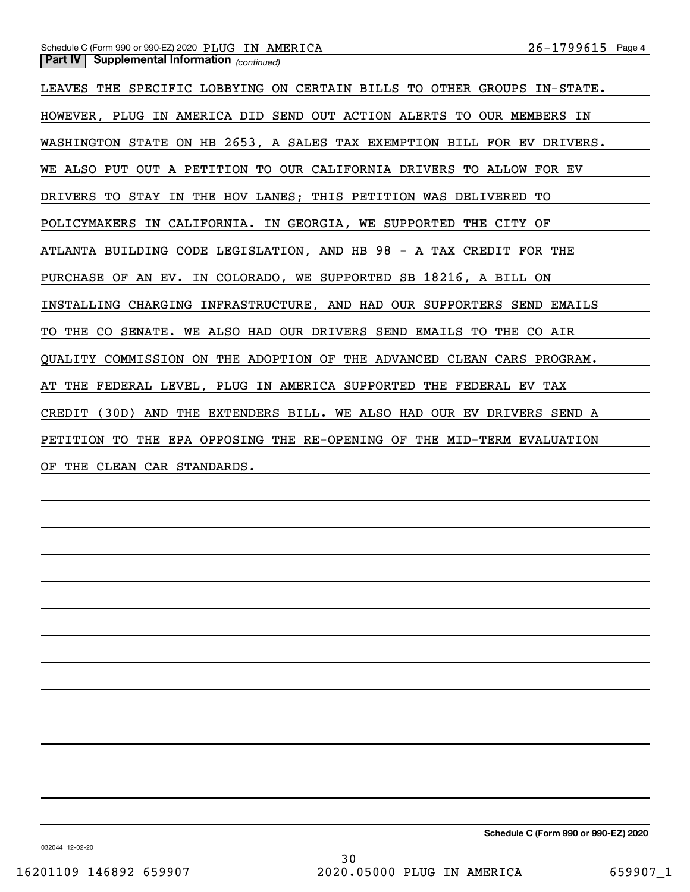**Part IV | Supplemental Information** *(continued)*

LEAVES THE SPECIFIC LOBBYING ON CERTAIN BILLS TO OTHER GROUPS IN-STATE. HOWEVER, PLUG IN AMERICA DID SEND OUT ACTION ALERTS TO OUR MEMBERS IN WASHINGTON STATE ON HB 2653, A SALES TAX EXEMPTION BILL FOR EV DRIVERS. WE ALSO PUT OUT A PETITION TO OUR CALIFORNIA DRIVERS TO ALLOW FOR EV DRIVERS TO STAY IN THE HOV LANES; THIS PETITION WAS DELIVERED TO POLICYMAKERS IN CALIFORNIA. IN GEORGIA, WE SUPPORTED THE CITY OF ATLANTA BUILDING CODE LEGISLATION, AND HB 98 - A TAX CREDIT FOR THE PURCHASE OF AN EV. IN COLORADO, WE SUPPORTED SB 18216, A BILL ON INSTALLING CHARGING INFRASTRUCTURE, AND HAD OUR SUPPORTERS SEND EMAILS TO THE CO SENATE. WE ALSO HAD OUR DRIVERS SEND EMAILS TO THE CO AIR QUALITY COMMISSION ON THE ADOPTION OF THE ADVANCED CLEAN CARS PROGRAM. AT THE FEDERAL LEVEL, PLUG IN AMERICA SUPPORTED THE FEDERAL EV TAX CREDIT (30D) AND THE EXTENDERS BILL. WE ALSO HAD OUR EV DRIVERS SEND A PETITION TO THE EPA OPPOSING THE RE-OPENING OF THE MID-TERM EVALUATION OF THE CLEAN CAR STANDARDS.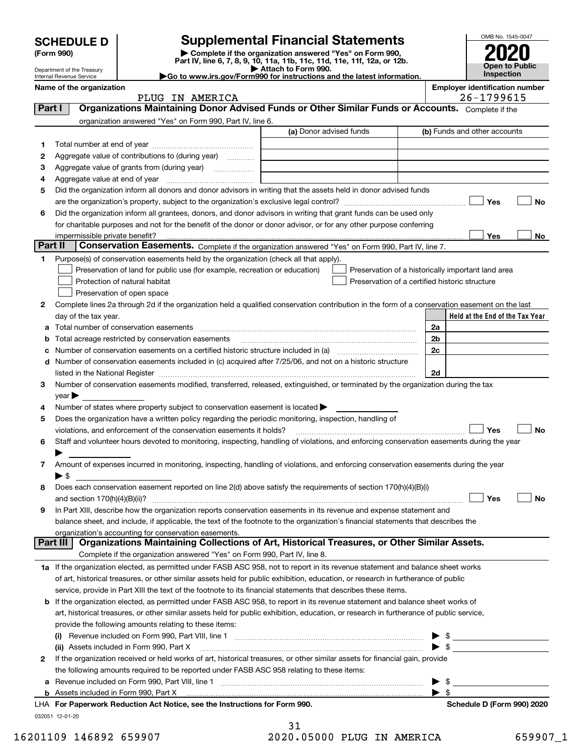# SCHEDULE D (Form 990)

Department of the Treasury
Internal Revenue Service

## Supplemental Financial Statements

▶ Complete if the organization answered "Yes" on Form 990, Part IV, line 6, 7, 8, 9, 10, 11a, 11b, 11c, 11d, 11e, 11f, 12a, or 12b.
▶ Attach to Form 990.
▶Go to www.irs.gov/Form990 for instructions and the latest information.

OMB No. 1545-0047
2020
Open to Public Inspection

**Name of the organization:** PLUG IN AMERICA
**Employer identification number:** 26-1799615

## Part I — Organizations Maintaining Donor Advised Funds or Other Similar Funds or Accounts.

Complete if the organization answered "Yes" on Form 990, Part IV, line 6.

| | | (a) Donor advised funds | (b) Funds and other accounts |
|---|---|---|---|
| 1 | Total number at end of year | | |
| 2 | Aggregate value of contributions to (during year) | | |
| 3 | Aggregate value of grants from (during year) | | |
| 4 | Aggregate value at end of year | | |

5 Did the organization inform all donors and donor advisors in writing that the assets held in donor advised funds are the organization's property, subject to the organization's exclusive legal control? ☐ Yes ☐ No

6 Did the organization inform all grantees, donors, and donor advisors in writing that grant funds can be used only for charitable purposes and not for the benefit of the donor or donor advisor, or for any other purpose conferring impermissible private benefit? ☐ Yes ☐ No

## Part II — Conservation Easements.

Complete if the organization answered "Yes" on Form 990, Part IV, line 7.

1 Purpose(s) of conservation easements held by the organization (check all that apply).
- ☐ Preservation of land for public use (for example, recreation or education)
- ☐ Protection of natural habitat
- ☐ Preservation of open space
- ☐ Preservation of a historically important land area
- ☐ Preservation of a certified historic structure

2 Complete lines 2a through 2d if the organization held a qualified conservation contribution in the form of a conservation easement on the last day of the tax year.

| | | | Held at the End of the Tax Year |
|---|---|---|---|
| a | Total number of conservation easements | 2a | |
| b | Total acreage restricted by conservation easements | 2b | |
| c | Number of conservation easements on a certified historic structure included in (a) | 2c | |
| d | Number of conservation easements included in (c) acquired after 7/25/06, and not on a historic structure listed in the National Register | 2d | |

3 Number of conservation easements modified, transferred, released, extinguished, or terminated by the organization during the tax year ▶

4 Number of states where property subject to conservation easement is located ▶

5 Does the organization have a written policy regarding the periodic monitoring, inspection, handling of violations, and enforcement of the conservation easements it holds? ☐ Yes ☐ No

6 Staff and volunteer hours devoted to monitoring, inspecting, handling of violations, and enforcing conservation easements during the year ▶

7 Amount of expenses incurred in monitoring, inspecting, handling of violations, and enforcing conservation easements during the year ▶ $

8 Does each conservation easement reported on line 2(d) above satisfy the requirements of section 170(h)(4)(B)(i) and section 170(h)(4)(B)(ii)? ☐ Yes ☐ No

9 In Part XIII, describe how the organization reports conservation easements in its revenue and expense statement and balance sheet, and include, if applicable, the text of the footnote to the organization's financial statements that describes the organization's accounting for conservation easements.

## Part III — Organizations Maintaining Collections of Art, Historical Treasures, or Other Similar Assets.

Complete if the organization answered "Yes" on Form 990, Part IV, line 8.

1a If the organization elected, as permitted under FASB ASC 958, not to report in its revenue statement and balance sheet works of art, historical treasures, or other similar assets held for public exhibition, education, or research in furtherance of public service, provide in Part XIII the text of the footnote to its financial statements that describes these items.

b If the organization elected, as permitted under FASB ASC 958, to report in its revenue statement and balance sheet works of art, historical treasures, or other similar assets held for public exhibition, education, or research in furtherance of public service, provide the following amounts relating to these items:

(i) Revenue included on Form 990, Part VIII, line 1 ▶ $

(ii) Assets included in Form 990, Part X ▶ $

2 If the organization received or held works of art, historical treasures, or other similar assets for financial gain, provide the following amounts required to be reported under FASB ASC 958 relating to these items:

a Revenue included on Form 990, Part VIII, line 1 ▶ $

b Assets included in Form 990, Part X ▶ $

LHA For Paperwork Reduction Act Notice, see the Instructions for Form 990. Schedule D (Form 990) 2020

032051 12-01-20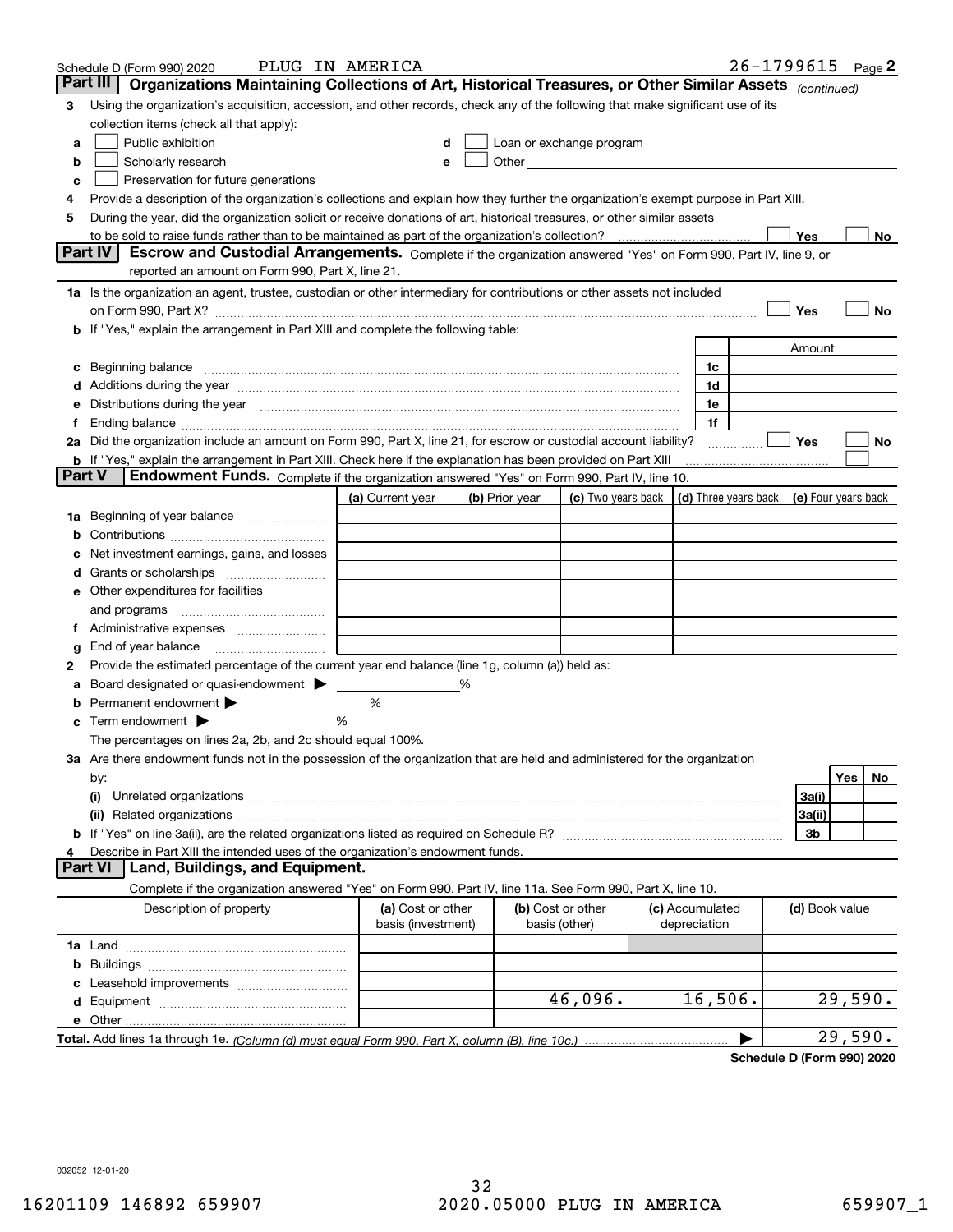Schedule D (Form 990) 2020 PLUG IN AMERICA 26-1799615 Page 2

## Part III Organizations Maintaining Collections of Art, Historical Treasures, or Other Similar Assets *(continued)*

**3** Using the organization's acquisition, accession, and other records, check any of the following that make significant use of its collection items (check all that apply):

- **a** ☐ Public exhibition
- **b** ☐ Scholarly research
- **c** ☐ Preservation for future generations
- **d** ☐ Loan or exchange program
- **e** ☐ Other

**4** Provide a description of the organization's collections and explain how they further the organization's exempt purpose in Part XIII.

**5** During the year, did the organization solicit or receive donations of art, historical treasures, or other similar assets to be sold to raise funds rather than to be maintained as part of the organization's collection? ☐ Yes ☐ No

## Part IV Escrow and Custodial Arrangements.

Complete if the organization answered "Yes" on Form 990, Part IV, line 9, or reported an amount on Form 990, Part X, line 21.

**1a** Is the organization an agent, trustee, custodian or other intermediary for contributions or other assets not included on Form 990, Part X? ☐ Yes ☐ No

**b** If "Yes," explain the arrangement in Part XIII and complete the following table:

| | | Amount |
|---|---|---|
| **c** Beginning balance | 1c | |
| **d** Additions during the year | 1d | |
| **e** Distributions during the year | 1e | |
| **f** Ending balance | 1f | |

**2a** Did the organization include an amount on Form 990, Part X, line 21, for escrow or custodial account liability? ☐ Yes ☐ No

**b** If "Yes," explain the arrangement in Part XIII. Check here if the explanation has been provided on Part XIII ☐

## Part V Endowment Funds.

Complete if the organization answered "Yes" on Form 990, Part IV, line 10.

| | (a) Current year | (b) Prior year | (c) Two years back | (d) Three years back | (e) Four years back |
|---|---|---|---|---|---|
| **1a** Beginning of year balance | | | | | |
| **b** Contributions | | | | | |
| **c** Net investment earnings, gains, and losses | | | | | |
| **d** Grants or scholarships | | | | | |
| **e** Other expenditures for facilities and programs | | | | | |
| **f** Administrative expenses | | | | | |
| **g** End of year balance | | | | | |

**2** Provide the estimated percentage of the current year end balance (line 1g, column (a)) held as:

- **a** Board designated or quasi-endowment ▶ ____ %
- **b** Permanent endowment ▶ ____ %
- **c** Term endowment ▶ ____ %

The percentages on lines 2a, 2b, and 2c should equal 100%.

**3a** Are there endowment funds not in the possession of the organization that are held and administered for the organization by:

| | | Yes | No |
|---|---|---|---|
| **(i)** Unrelated organizations | 3a(i) | | |
| **(ii)** Related organizations | 3a(ii) | | |
| **b** If "Yes" on line 3a(ii), are the related organizations listed as required on Schedule R? | 3b | | |

**4** Describe in Part XIII the intended uses of the organization's endowment funds.

## Part VI Land, Buildings, and Equipment.

Complete if the organization answered "Yes" on Form 990, Part IV, line 11a. See Form 990, Part X, line 10.

| Description of property | (a) Cost or other basis (investment) | (b) Cost or other basis (other) | (c) Accumulated depreciation | (d) Book value |
|---|---|---|---|---|
| **1a** Land | | | | |
| **b** Buildings | | | | |
| **c** Leasehold improvements | | | | |
| **d** Equipment | | 46,096. | 16,506. | 29,590. |
| **e** Other | | | | |
| **Total.** Add lines 1a through 1e. *(Column (d) must equal Form 990, Part X, column (B), line 10c.)* | | | ▶ | 29,590. |

**Schedule D (Form 990) 2020**

032052 12-01-20

16201109 146892 659907 2020.05000 PLUG IN AMERICA 659907_1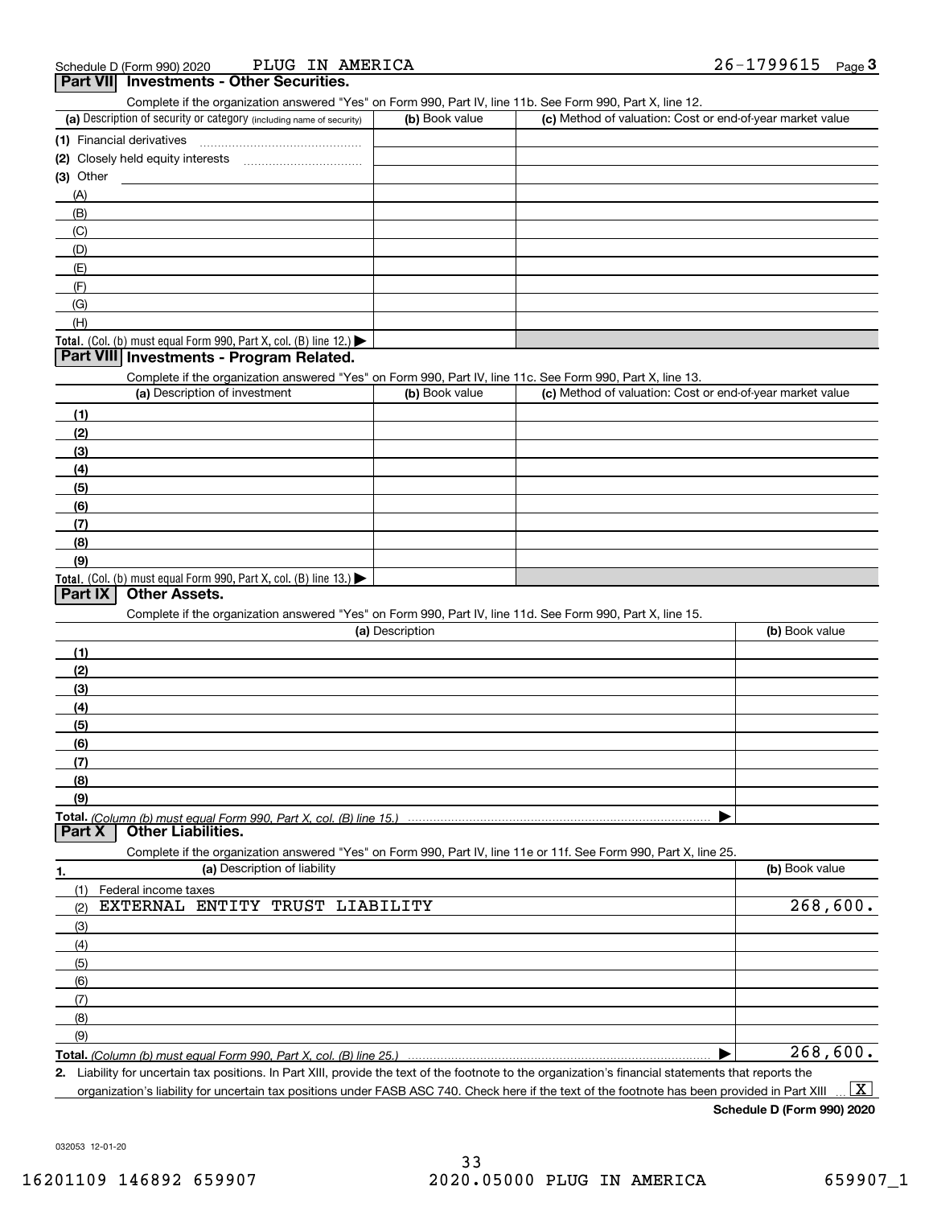Schedule D (Form 990) 2020 PLUG IN AMERICA 26-1799615 Page 3

## Part VII Investments - Other Securities.

Complete if the organization answered "Yes" on Form 990, Part IV, line 11b. See Form 990, Part X, line 12.

| (a) Description of security or category (including name of security) | (b) Book value | (c) Method of valuation: Cost or end-of-year market value |
|---|---|---|
| (1) Financial derivatives | | |
| (2) Closely held equity interests | | |
| (3) Other | | |
| (A) | | |
| (B) | | |
| (C) | | |
| (D) | | |
| (E) | | |
| (F) | | |
| (G) | | |
| (H) | | |
| **Total.** (Col. (b) must equal Form 990, Part X, col. (B) line 12.) ▶ | | |

## Part VIII Investments - Program Related.

Complete if the organization answered "Yes" on Form 990, Part IV, line 11c. See Form 990, Part X, line 13.

| (a) Description of investment | (b) Book value | (c) Method of valuation: Cost or end-of-year market value |
|---|---|---|
| (1) | | |
| (2) | | |
| (3) | | |
| (4) | | |
| (5) | | |
| (6) | | |
| (7) | | |
| (8) | | |
| (9) | | |
| **Total.** (Col. (b) must equal Form 990, Part X, col. (B) line 13.) ▶ | | |

## Part IX Other Assets.

Complete if the organization answered "Yes" on Form 990, Part IV, line 11d. See Form 990, Part X, line 15.

| (a) Description | (b) Book value |
|---|---|
| (1) | |
| (2) | |
| (3) | |
| (4) | |
| (5) | |
| (6) | |
| (7) | |
| (8) | |
| (9) | |
| **Total.** *(Column (b) must equal Form 990, Part X, col. (B) line 15.)* ▶ | |

## Part X Other Liabilities.

Complete if the organization answered "Yes" on Form 990, Part IV, line 11e or 11f. See Form 990, Part X, line 25.

| 1. (a) Description of liability | (b) Book value |
|---|---|
| (1) Federal income taxes | |
| (2) EXTERNAL ENTITY TRUST LIABILITY | 268,600. |
| (3) | |
| (4) | |
| (5) | |
| (6) | |
| (7) | |
| (8) | |
| (9) | |
| **Total.** *(Column (b) must equal Form 990, Part X, col. (B) line 25.)* ▶ | 268,600. |

**2.** Liability for uncertain tax positions. In Part XIII, provide the text of the footnote to the organization's financial statements that reports the organization's liability for uncertain tax positions under FASB ASC 740. Check here if the text of the footnote has been provided in Part XIII ... [X]

**Schedule D (Form 990) 2020**

032053 12-01-20

16201109 146892 659907 2020.05000 PLUG IN AMERICA 659907_1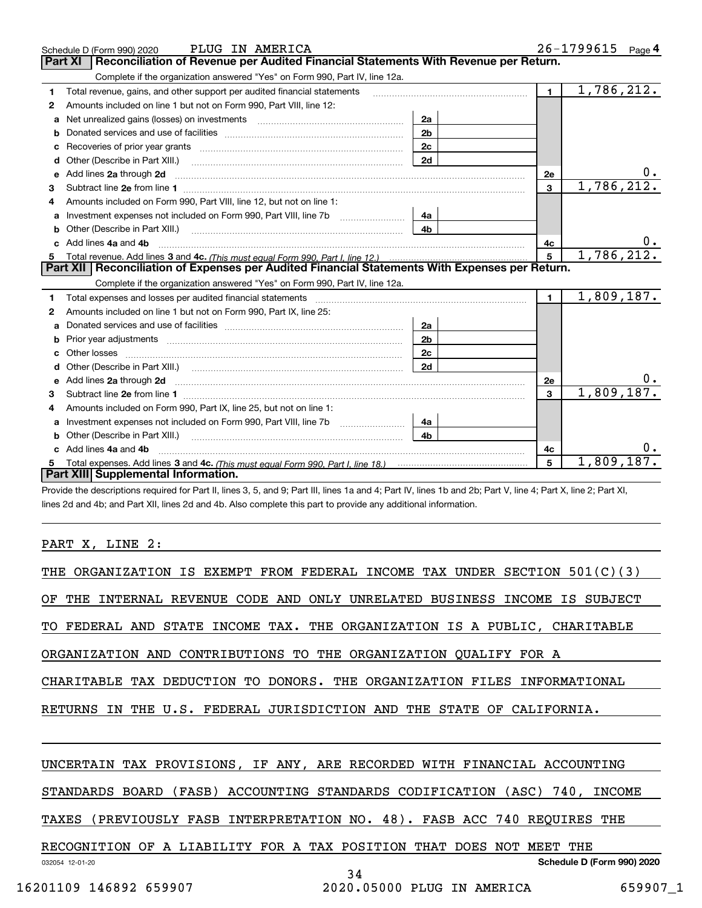Schedule D (Form 990) 2020 PLUG IN AMERICA 26-1799615 Page 4

## Part XI Reconciliation of Revenue per Audited Financial Statements With Revenue per Return.

Complete if the organization answered "Yes" on Form 990, Part IV, line 12a.

| | | | | | |
|---|---|---|---|---|---|
| 1 | Total revenue, gains, and other support per audited financial statements | | | 1 | 1,786,212. |
| 2 | Amounts included on line 1 but not on Form 990, Part VIII, line 12: | | | | |
| a | Net unrealized gains (losses) on investments | 2a | | | |
| b | Donated services and use of facilities | 2b | | | |
| c | Recoveries of prior year grants | 2c | | | |
| d | Other (Describe in Part XIII.) | 2d | | | |
| e | Add lines 2a through 2d | | | 2e | 0. |
| 3 | Subtract line 2e from line 1 | | | 3 | 1,786,212. |
| 4 | Amounts included on Form 990, Part VIII, line 12, but not on line 1: | | | | |
| a | Investment expenses not included on Form 990, Part VIII, line 7b | 4a | | | |
| b | Other (Describe in Part XIII.) | 4b | | | |
| c | Add lines 4a and 4b | | | 4c | 0. |
| 5 | Total revenue. Add lines 3 and 4c. *(This must equal Form 990, Part I, line 12.)* | | | 5 | 1,786,212. |

## Part XII Reconciliation of Expenses per Audited Financial Statements With Expenses per Return.

Complete if the organization answered "Yes" on Form 990, Part IV, line 12a.

| | | | | | |
|---|---|---|---|---|---|
| 1 | Total expenses and losses per audited financial statements | | | 1 | 1,809,187. |
| 2 | Amounts included on line 1 but not on Form 990, Part IX, line 25: | | | | |
| a | Donated services and use of facilities | 2a | | | |
| b | Prior year adjustments | 2b | | | |
| c | Other losses | 2c | | | |
| d | Other (Describe in Part XIII.) | 2d | | | |
| e | Add lines 2a through 2d | | | 2e | 0. |
| 3 | Subtract line 2e from line 1 | | | 3 | 1,809,187. |
| 4 | Amounts included on Form 990, Part IX, line 25, but not on line 1: | | | | |
| a | Investment expenses not included on Form 990, Part VIII, line 7b | 4a | | | |
| b | Other (Describe in Part XIII.) | 4b | | | |
| c | Add lines 4a and 4b | | | 4c | 0. |
| 5 | Total expenses. Add lines 3 and 4c. *(This must equal Form 990, Part I, line 18.)* | | | 5 | 1,809,187. |

## Part XIII Supplemental Information.

Provide the descriptions required for Part II, lines 3, 5, and 9; Part III, lines 1a and 4; Part IV, lines 1b and 2b; Part V, line 4; Part X, line 2; Part XI, lines 2d and 4b; and Part XII, lines 2d and 4b. Also complete this part to provide any additional information.

PART X, LINE 2:

THE ORGANIZATION IS EXEMPT FROM FEDERAL INCOME TAX UNDER SECTION 501(C)(3) OF THE INTERNAL REVENUE CODE AND ONLY UNRELATED BUSINESS INCOME IS SUBJECT TO FEDERAL AND STATE INCOME TAX. THE ORGANIZATION IS A PUBLIC, CHARITABLE ORGANIZATION AND CONTRIBUTIONS TO THE ORGANIZATION QUALIFY FOR A CHARITABLE TAX DEDUCTION TO DONORS. THE ORGANIZATION FILES INFORMATIONAL RETURNS IN THE U.S. FEDERAL JURISDICTION AND THE STATE OF CALIFORNIA.

UNCERTAIN TAX PROVISIONS, IF ANY, ARE RECORDED WITH FINANCIAL ACCOUNTING STANDARDS BOARD (FASB) ACCOUNTING STANDARDS CODIFICATION (ASC) 740, INCOME TAXES (PREVIOUSLY FASB INTERPRETATION NO. 48). FASB ACC 740 REQUIRES THE RECOGNITION OF A LIABILITY FOR A TAX POSITION THAT DOES NOT MEET THE

032054 12-01-20 Schedule D (Form 990) 2020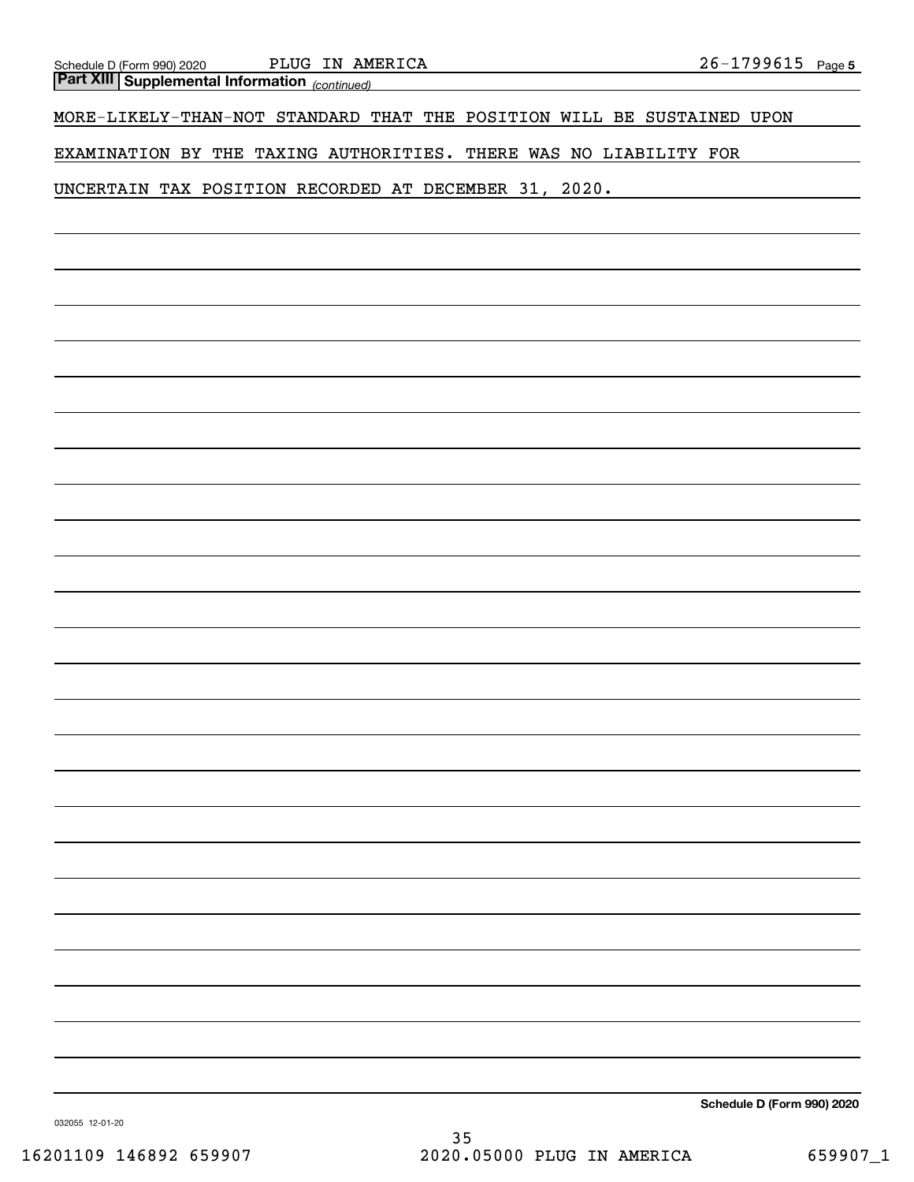**Part XIII Supplemental Information** *(continued)*

MORE-LIKELY-THAN-NOT STANDARD THAT THE POSITION WILL BE SUSTAINED UPON EXAMINATION BY THE TAXING AUTHORITIES. THERE WAS NO LIABILITY FOR UNCERTAIN TAX POSITION RECORDED AT DECEMBER 31, 2020.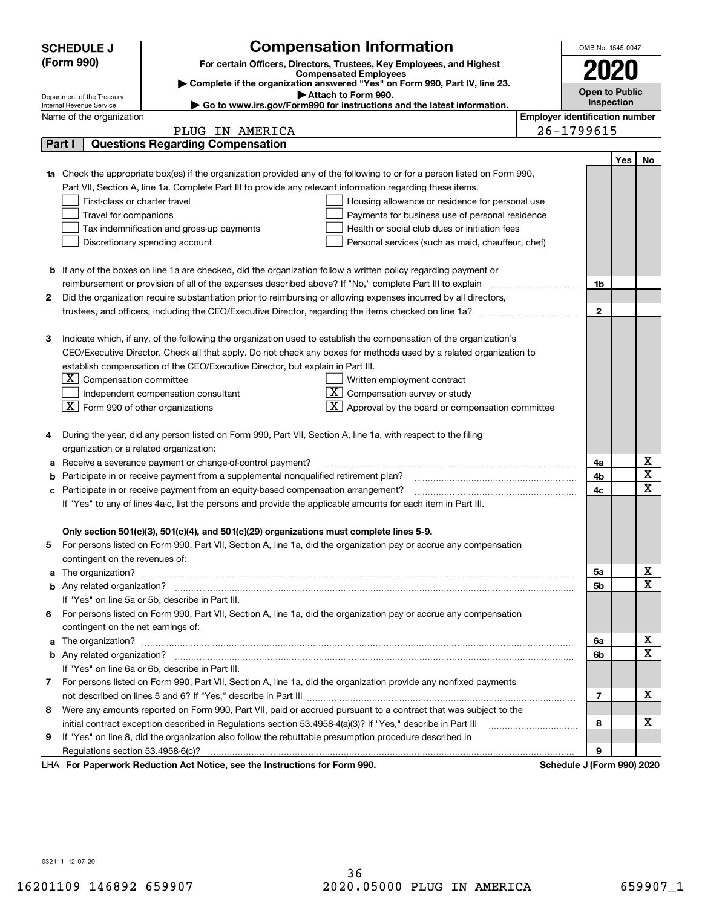**SCHEDULE J (Form 990)**

Department of the Treasury
Internal Revenue Service

# Compensation Information

**For certain Officers, Directors, Trustees, Key Employees, and Highest Compensated Employees**

▶ **Complete if the organization answered "Yes" on Form 990, Part IV, line 23.**

▶ **Attach to Form 990.**

▶ **Go to www.irs.gov/Form990 for instructions and the latest information.**

OMB No. 1545-0047

**2020**

**Open to Public Inspection**

Name of the organization: PLUG IN AMERICA

Employer identification number: 26-1799615

## Part I — Questions Regarding Compensation

| | | Line | Yes | No |
|---|---|---|---|---|
| **1a** | Check the appropriate box(es) if the organization provided any of the following to or for a person listed on Form 990, Part VII, Section A, line 1a. Complete Part III to provide any relevant information regarding these items.<br>☐ First-class or charter travel ☐ Housing allowance or residence for personal use<br>☐ Travel for companions ☐ Payments for business use of personal residence<br>☐ Tax indemnification and gross-up payments ☐ Health or social club dues or initiation fees<br>☐ Discretionary spending account ☐ Personal services (such as maid, chauffeur, chef) | | | |
| **b** | If any of the boxes on line 1a are checked, did the organization follow a written policy regarding payment or reimbursement or provision of all of the expenses described above? If "No," complete Part III to explain | 1b | | |
| **2** | Did the organization require substantiation prior to reimbursing or allowing expenses incurred by all directors, trustees, and officers, including the CEO/Executive Director, regarding the items checked on line 1a? | 2 | | |
| **3** | Indicate which, if any, of the following the organization used to establish the compensation of the organization's CEO/Executive Director. Check all that apply. Do not check any boxes for methods used by a related organization to establish compensation of the CEO/Executive Director, but explain in Part III.<br>☒ Compensation committee ☐ Written employment contract<br>☐ Independent compensation consultant ☒ Compensation survey or study<br>☒ Form 990 of other organizations ☒ Approval by the board or compensation committee | | | |
| **4** | During the year, did any person listed on Form 990, Part VII, Section A, line 1a, with respect to the filing organization or a related organization: | | | |
| **a** | Receive a severance payment or change-of-control payment? | 4a | | X |
| **b** | Participate in or receive payment from a supplemental nonqualified retirement plan? | 4b | | X |
| **c** | Participate in or receive payment from an equity-based compensation arrangement? | 4c | | X |
| | If "Yes" to any of lines 4a-c, list the persons and provide the applicable amounts for each item in Part III. | | | |
| | **Only section 501(c)(3), 501(c)(4), and 501(c)(29) organizations must complete lines 5-9.** | | | |
| **5** | For persons listed on Form 990, Part VII, Section A, line 1a, did the organization pay or accrue any compensation contingent on the revenues of: | | | |
| **a** | The organization? | 5a | | X |
| **b** | Any related organization? | 5b | | X |
| | If "Yes" on line 5a or 5b, describe in Part III. | | | |
| **6** | For persons listed on Form 990, Part VII, Section A, line 1a, did the organization pay or accrue any compensation contingent on the net earnings of: | | | |
| **a** | The organization? | 6a | | X |
| **b** | Any related organization? | 6b | | X |
| | If "Yes" on line 6a or 6b, describe in Part III. | | | |
| **7** | For persons listed on Form 990, Part VII, Section A, line 1a, did the organization provide any nonfixed payments not described on lines 5 and 6? If "Yes," describe in Part III | 7 | | X |
| **8** | Were any amounts reported on Form 990, Part VII, paid or accrued pursuant to a contract that was subject to the initial contract exception described in Regulations section 53.4958-4(a)(3)? If "Yes," describe in Part III | 8 | | X |
| **9** | If "Yes" on line 8, did the organization also follow the rebuttable presumption procedure described in Regulations section 53.4958-6(c)? | 9 | | |

LHA **For Paperwork Reduction Act Notice, see the Instructions for Form 990.** **Schedule J (Form 990) 2020**

032111 12-07-20

16201109 146892 659907 2020.05000 PLUG IN AMERICA 659907_1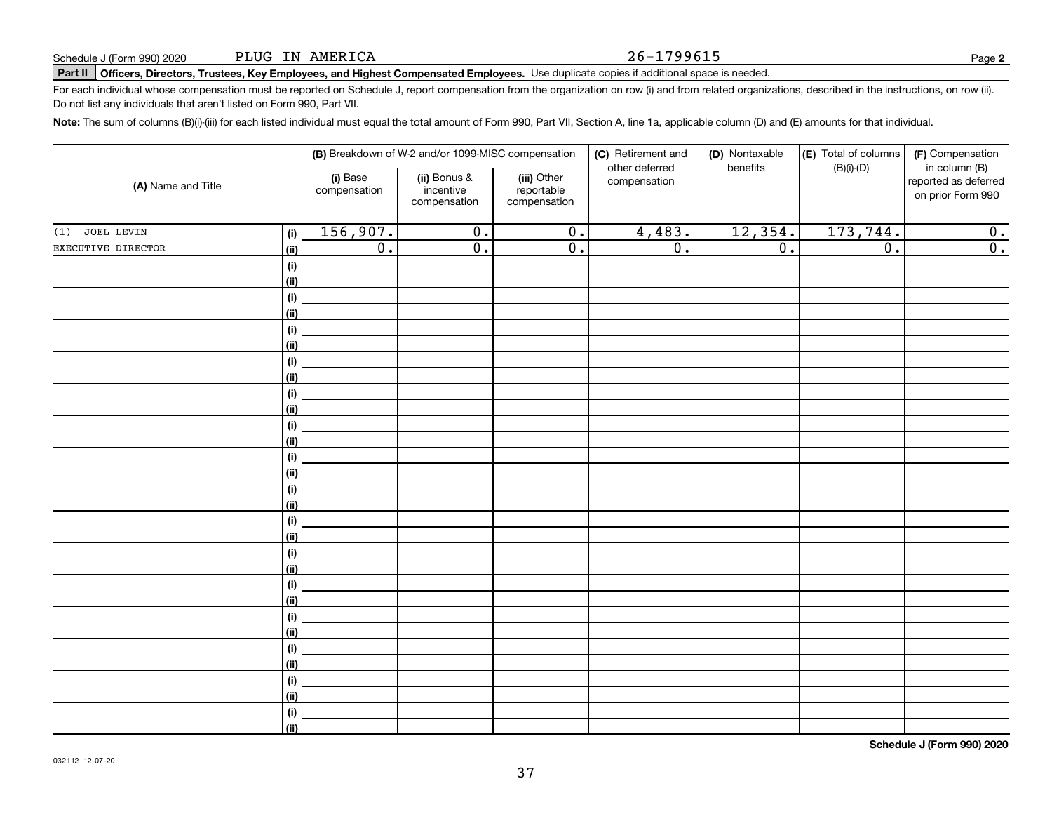Schedule J (Form 990) 2020 PLUG IN AMERICA 26-1799615 Page **2**

**Part II** **Officers, Directors, Trustees, Key Employees, and Highest Compensated Employees.** Use duplicate copies if additional space is needed.

For each individual whose compensation must be reported on Schedule J, report compensation from the organization on row (i) and from related organizations, described in the instructions, on row (ii). Do not list any individuals that aren't listed on Form 990, Part VII.

**Note:** The sum of columns (B)(i)-(iii) for each listed individual must equal the total amount of Form 990, Part VII, Section A, line 1a, applicable column (D) and (E) amounts for that individual.

| (A) Name and Title | | (B) Breakdown of W-2 and/or 1099-MISC compensation | | | (C) Retirement and other deferred compensation | (D) Nontaxable benefits | (E) Total of columns (B)(i)-(D) | (F) Compensation in column (B) reported as deferred on prior Form 990 |
|---|---|---|---|---|---|---|---|---|
| | | (i) Base compensation | (ii) Bonus & incentive compensation | (iii) Other reportable compensation | | | | |
| (1) JOEL LEVIN | (i) | 156,907. | 0. | 0. | 4,483. | 12,354. | 173,744. | 0. |
| EXECUTIVE DIRECTOR | (ii) | 0. | 0. | 0. | 0. | 0. | 0. | 0. |
| | (i) | | | | | | | |
| | (ii) | | | | | | | |
| | (i) | | | | | | | |
| | (ii) | | | | | | | |
| | (i) | | | | | | | |
| | (ii) | | | | | | | |
| | (i) | | | | | | | |
| | (ii) | | | | | | | |
| | (i) | | | | | | | |
| | (ii) | | | | | | | |
| | (i) | | | | | | | |
| | (ii) | | | | | | | |
| | (i) | | | | | | | |
| | (ii) | | | | | | | |
| | (i) | | | | | | | |
| | (ii) | | | | | | | |
| | (i) | | | | | | | |
| | (ii) | | | | | | | |
| | (i) | | | | | | | |
| | (ii) | | | | | | | |
| | (i) | | | | | | | |
| | (ii) | | | | | | | |
| | (i) | | | | | | | |
| | (ii) | | | | | | | |
| | (i) | | | | | | | |
| | (ii) | | | | | | | |
| | (i) | | | | | | | |
| | (ii) | | | | | | | |
| | (i) | | | | | | | |
| | (ii) | | | | | | | |

**Schedule J (Form 990) 2020**

032112 12-07-20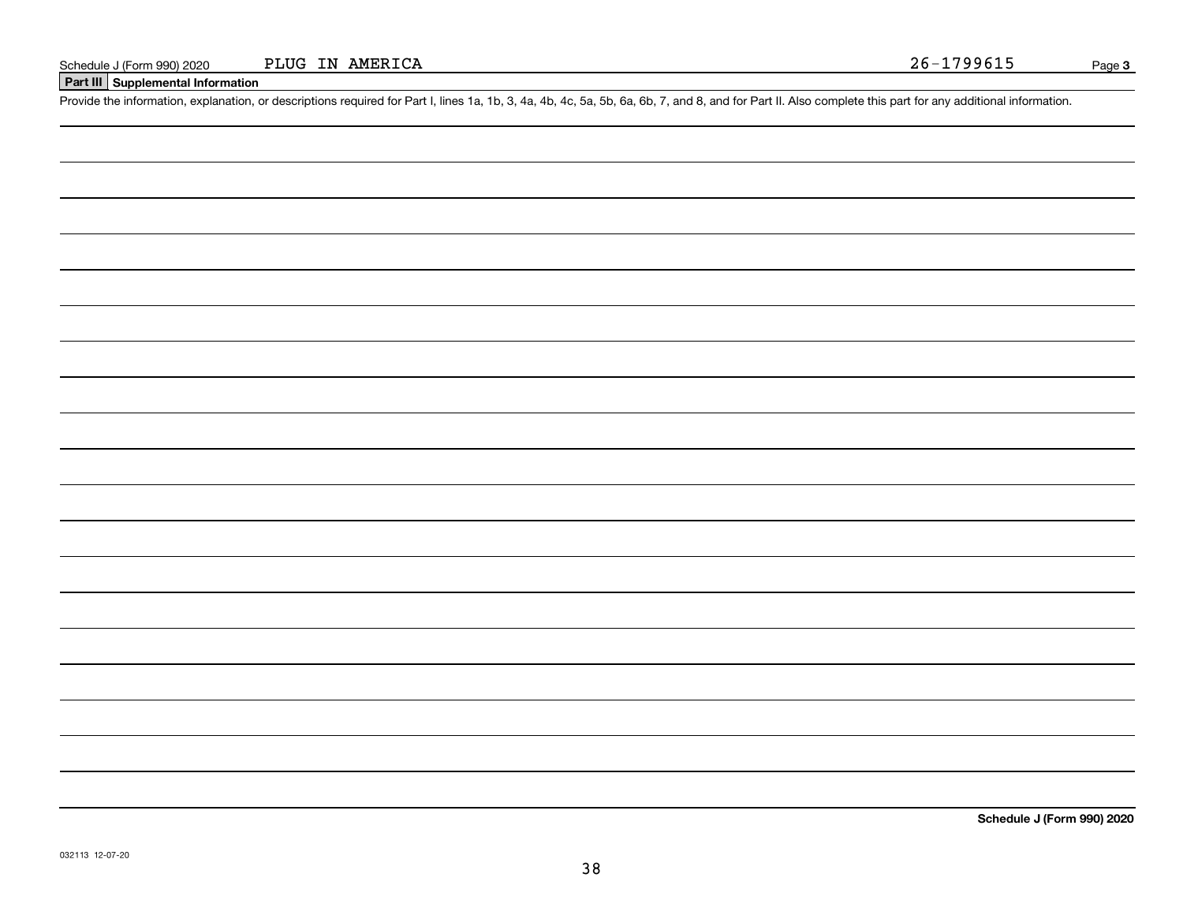Schedule J (Form 990) 2020 PLUG IN AMERICA 26-1799615 Page **3**

## Part III Supplemental Information

Provide the information, explanation, or descriptions required for Part I, lines 1a, 1b, 3, 4a, 4b, 4c, 5a, 5b, 6a, 6b, 7, and 8, and for Part II. Also complete this part for any additional information.

**Schedule J (Form 990) 2020**

032113 12-07-20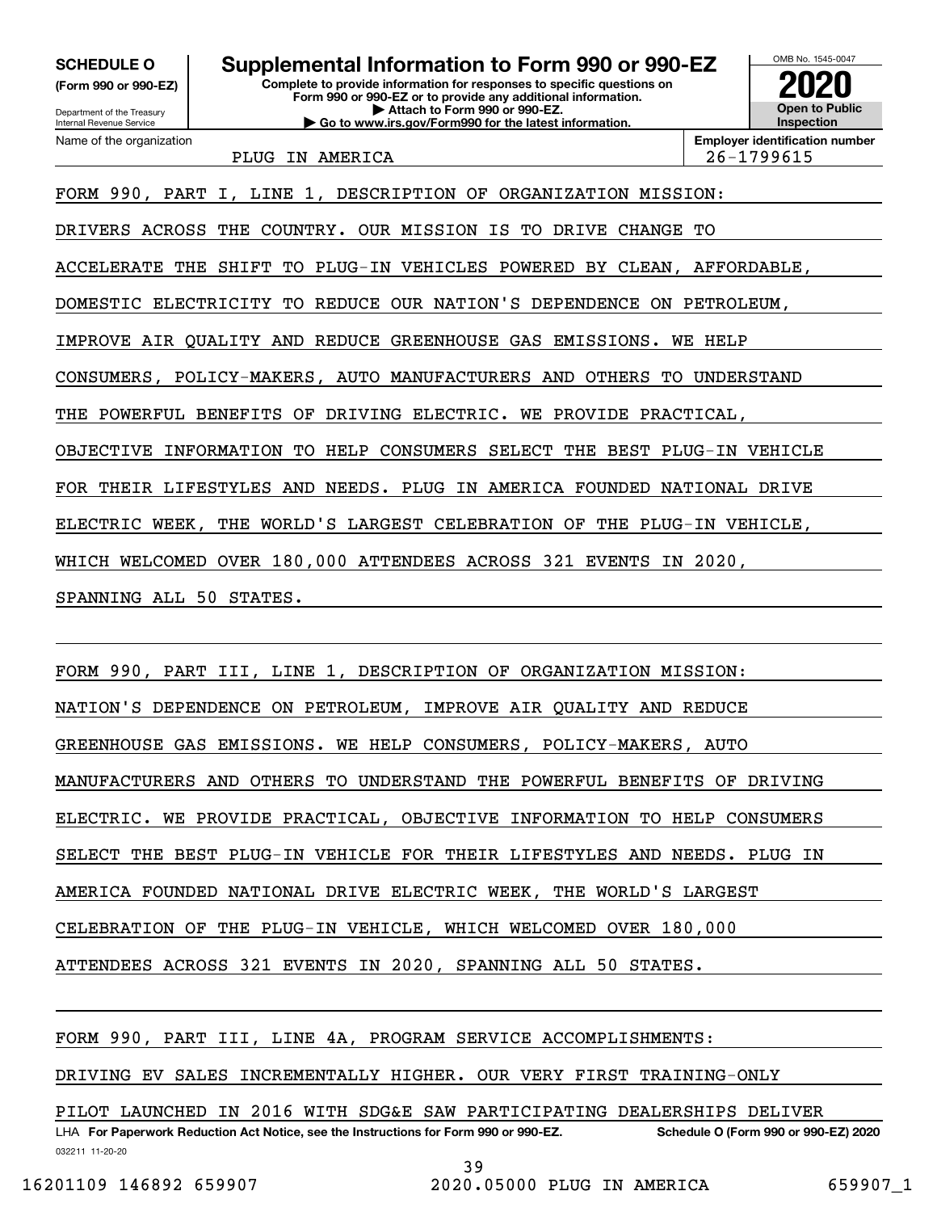**SCHEDULE O**
**(Form 990 or 990-EZ)**

Department of the Treasury
Internal Revenue Service

# Supplemental Information to Form 990 or 990-EZ

**Complete to provide information for responses to specific questions on Form 990 or 990-EZ or to provide any additional information.**
**▶ Attach to Form 990 or 990-EZ.**
**▶ Go to www.irs.gov/Form990 for the latest information.**

OMB No. 1545-0047

**2020**

**Open to Public Inspection**

| Name of the organization | Employer identification number |
|---|---|
| PLUG IN AMERICA | 26-1799615 |

FORM 990, PART I, LINE 1, DESCRIPTION OF ORGANIZATION MISSION:

DRIVERS ACROSS THE COUNTRY. OUR MISSION IS TO DRIVE CHANGE TO ACCELERATE THE SHIFT TO PLUG-IN VEHICLES POWERED BY CLEAN, AFFORDABLE, DOMESTIC ELECTRICITY TO REDUCE OUR NATION'S DEPENDENCE ON PETROLEUM, IMPROVE AIR QUALITY AND REDUCE GREENHOUSE GAS EMISSIONS. WE HELP CONSUMERS, POLICY-MAKERS, AUTO MANUFACTURERS AND OTHERS TO UNDERSTAND THE POWERFUL BENEFITS OF DRIVING ELECTRIC. WE PROVIDE PRACTICAL, OBJECTIVE INFORMATION TO HELP CONSUMERS SELECT THE BEST PLUG-IN VEHICLE FOR THEIR LIFESTYLES AND NEEDS. PLUG IN AMERICA FOUNDED NATIONAL DRIVE ELECTRIC WEEK, THE WORLD'S LARGEST CELEBRATION OF THE PLUG-IN VEHICLE, WHICH WELCOMED OVER 180,000 ATTENDEES ACROSS 321 EVENTS IN 2020, SPANNING ALL 50 STATES.

FORM 990, PART III, LINE 1, DESCRIPTION OF ORGANIZATION MISSION:

NATION'S DEPENDENCE ON PETROLEUM, IMPROVE AIR QUALITY AND REDUCE GREENHOUSE GAS EMISSIONS. WE HELP CONSUMERS, POLICY-MAKERS, AUTO MANUFACTURERS AND OTHERS TO UNDERSTAND THE POWERFUL BENEFITS OF DRIVING ELECTRIC. WE PROVIDE PRACTICAL, OBJECTIVE INFORMATION TO HELP CONSUMERS SELECT THE BEST PLUG-IN VEHICLE FOR THEIR LIFESTYLES AND NEEDS. PLUG IN AMERICA FOUNDED NATIONAL DRIVE ELECTRIC WEEK, THE WORLD'S LARGEST CELEBRATION OF THE PLUG-IN VEHICLE, WHICH WELCOMED OVER 180,000 ATTENDEES ACROSS 321 EVENTS IN 2020, SPANNING ALL 50 STATES.

FORM 990, PART III, LINE 4A, PROGRAM SERVICE ACCOMPLISHMENTS:

DRIVING EV SALES INCREMENTALLY HIGHER. OUR VERY FIRST TRAINING-ONLY PILOT LAUNCHED IN 2016 WITH SDG&E SAW PARTICIPATING DEALERSHIPS DELIVER

LHA **For Paperwork Reduction Act Notice, see the Instructions for Form 990 or 990-EZ.** **Schedule O (Form 990 or 990-EZ) 2020**

032211 11-20-20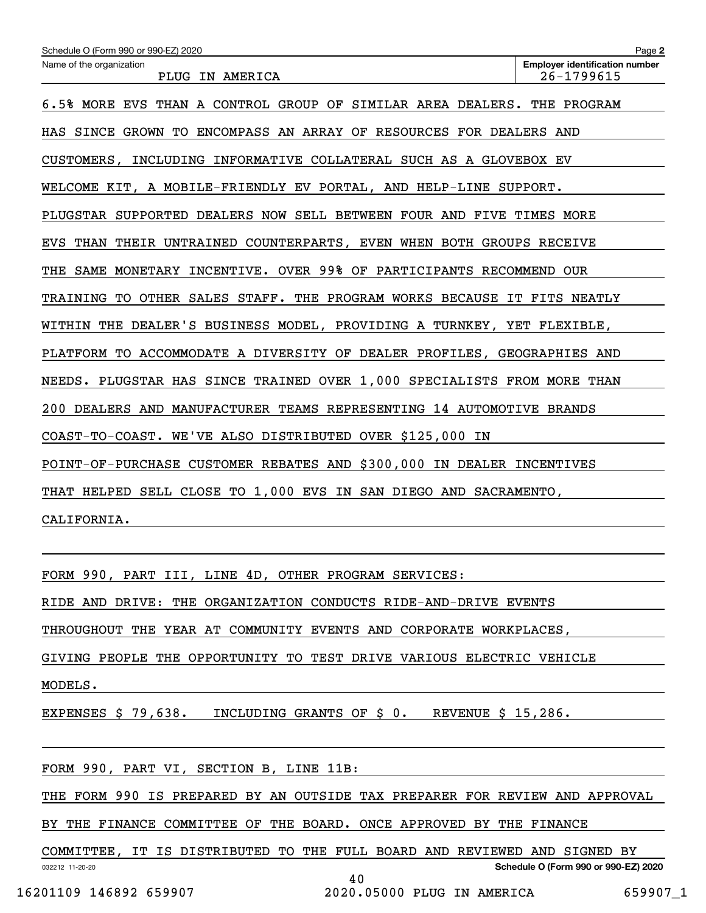Schedule O (Form 990 or 990-EZ) 2020

Name of the organization: PLUG IN AMERICA

Employer identification number: 26-1799615

6.5% MORE EVS THAN A CONTROL GROUP OF SIMILAR AREA DEALERS. THE PROGRAM HAS SINCE GROWN TO ENCOMPASS AN ARRAY OF RESOURCES FOR DEALERS AND CUSTOMERS, INCLUDING INFORMATIVE COLLATERAL SUCH AS A GLOVEBOX EV WELCOME KIT, A MOBILE-FRIENDLY EV PORTAL, AND HELP-LINE SUPPORT. PLUGSTAR SUPPORTED DEALERS NOW SELL BETWEEN FOUR AND FIVE TIMES MORE EVS THAN THEIR UNTRAINED COUNTERPARTS, EVEN WHEN BOTH GROUPS RECEIVE THE SAME MONETARY INCENTIVE. OVER 99% OF PARTICIPANTS RECOMMEND OUR TRAINING TO OTHER SALES STAFF. THE PROGRAM WORKS BECAUSE IT FITS NEATLY WITHIN THE DEALER'S BUSINESS MODEL, PROVIDING A TURNKEY, YET FLEXIBLE, PLATFORM TO ACCOMMODATE A DIVERSITY OF DEALER PROFILES, GEOGRAPHIES AND NEEDS. PLUGSTAR HAS SINCE TRAINED OVER 1,000 SPECIALISTS FROM MORE THAN 200 DEALERS AND MANUFACTURER TEAMS REPRESENTING 14 AUTOMOTIVE BRANDS COAST-TO-COAST. WE'VE ALSO DISTRIBUTED OVER $125,000 IN POINT-OF-PURCHASE CUSTOMER REBATES AND $300,000 IN DEALER INCENTIVES THAT HELPED SELL CLOSE TO 1,000 EVS IN SAN DIEGO AND SACRAMENTO, CALIFORNIA.

FORM 990, PART III, LINE 4D, OTHER PROGRAM SERVICES:

RIDE AND DRIVE: THE ORGANIZATION CONDUCTS RIDE-AND-DRIVE EVENTS THROUGHOUT THE YEAR AT COMMUNITY EVENTS AND CORPORATE WORKPLACES, GIVING PEOPLE THE OPPORTUNITY TO TEST DRIVE VARIOUS ELECTRIC VEHICLE MODELS.

EXPENSES $ 79,638. INCLUDING GRANTS OF $ 0. REVENUE $ 15,286.

FORM 990, PART VI, SECTION B, LINE 11B:

THE FORM 990 IS PREPARED BY AN OUTSIDE TAX PREPARER FOR REVIEW AND APPROVAL BY THE FINANCE COMMITTEE OF THE BOARD. ONCE APPROVED BY THE FINANCE COMMITTEE, IT IS DISTRIBUTED TO THE FULL BOARD AND REVIEWED AND SIGNED BY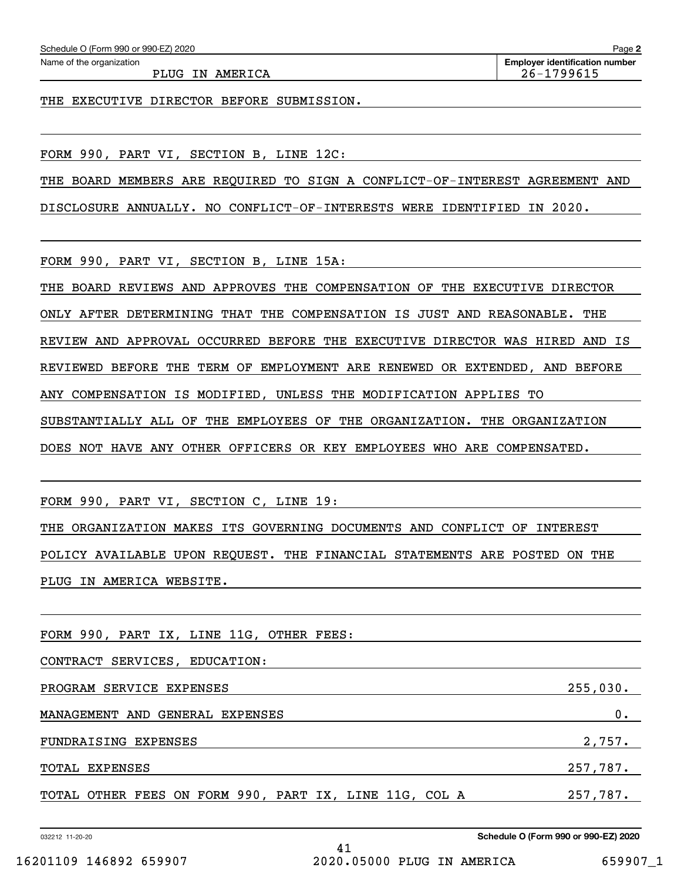Schedule O (Form 990 or 990-EZ) 2020

Name of the organization: PLUG IN AMERICA

Employer identification number: 26-1799615

THE EXECUTIVE DIRECTOR BEFORE SUBMISSION.

FORM 990, PART VI, SECTION B, LINE 12C:

THE BOARD MEMBERS ARE REQUIRED TO SIGN A CONFLICT-OF-INTEREST AGREEMENT AND DISCLOSURE ANNUALLY. NO CONFLICT-OF-INTERESTS WERE IDENTIFIED IN 2020.

FORM 990, PART VI, SECTION B, LINE 15A:

THE BOARD REVIEWS AND APPROVES THE COMPENSATION OF THE EXECUTIVE DIRECTOR ONLY AFTER DETERMINING THAT THE COMPENSATION IS JUST AND REASONABLE. THE REVIEW AND APPROVAL OCCURRED BEFORE THE EXECUTIVE DIRECTOR WAS HIRED AND IS REVIEWED BEFORE THE TERM OF EMPLOYMENT ARE RENEWED OR EXTENDED, AND BEFORE ANY COMPENSATION IS MODIFIED, UNLESS THE MODIFICATION APPLIES TO SUBSTANTIALLY ALL OF THE EMPLOYEES OF THE ORGANIZATION. THE ORGANIZATION DOES NOT HAVE ANY OTHER OFFICERS OR KEY EMPLOYEES WHO ARE COMPENSATED.

FORM 990, PART VI, SECTION C, LINE 19:

THE ORGANIZATION MAKES ITS GOVERNING DOCUMENTS AND CONFLICT OF INTEREST POLICY AVAILABLE UPON REQUEST. THE FINANCIAL STATEMENTS ARE POSTED ON THE PLUG IN AMERICA WEBSITE.

FORM 990, PART IX, LINE 11G, OTHER FEES:

CONTRACT SERVICES, EDUCATION:

| | |
|---|---|
| PROGRAM SERVICE EXPENSES | 255,030. |
| MANAGEMENT AND GENERAL EXPENSES | 0. |
| FUNDRAISING EXPENSES | 2,757. |
| TOTAL EXPENSES | 257,787. |
| TOTAL OTHER FEES ON FORM 990, PART IX, LINE 11G, COL A | 257,787. |

032212 11-20-20

Schedule O (Form 990 or 990-EZ) 2020

16201109 146892 659907 2020.05000 PLUG IN AMERICA 659907_1